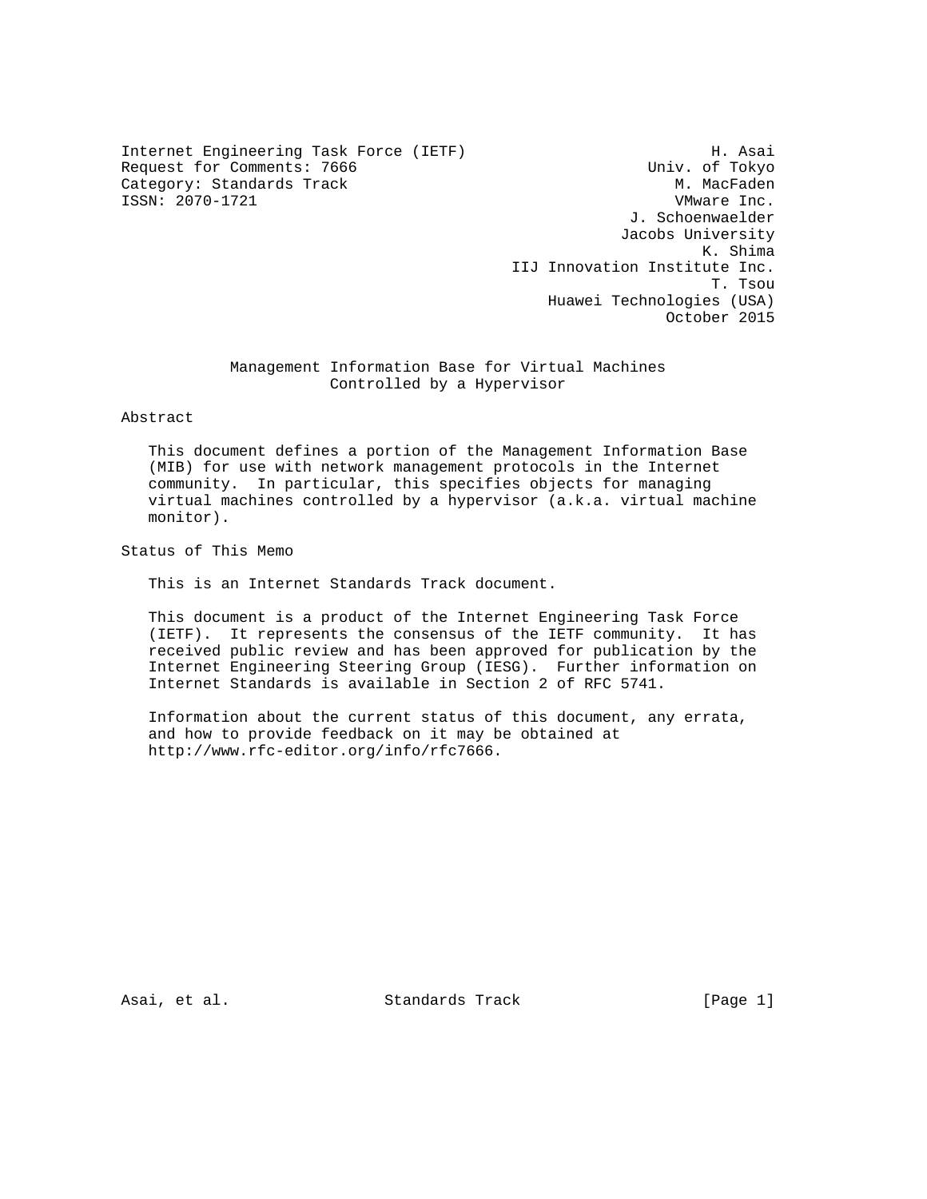Internet Engineering Task Force (IETF) H. Asai
Request for Comments: 7666 Univ. of Tokyo
Category: Standards Track M. MacFaden
ISSN: 2070-1721 VMware Inc.
J. Schoenwaelder
Jacobs University
K. Shima
IIJ Innovation Institute Inc.
T. Tsou
Huawei Technologies (USA)
October 2015

# Management Information Base for Virtual Machines Controlled by a Hypervisor

## Abstract

This document defines a portion of the Management Information Base (MIB) for use with network management protocols in the Internet community. In particular, this specifies objects for managing virtual machines controlled by a hypervisor (a.k.a. virtual machine monitor).

## Status of This Memo

This is an Internet Standards Track document.

This document is a product of the Internet Engineering Task Force (IETF). It represents the consensus of the IETF community. It has received public review and has been approved for publication by the Internet Engineering Steering Group (IESG). Further information on Internet Standards is available in Section 2 of RFC 5741.

Information about the current status of this document, any errata, and how to provide feedback on it may be obtained at http://www.rfc-editor.org/info/rfc7666.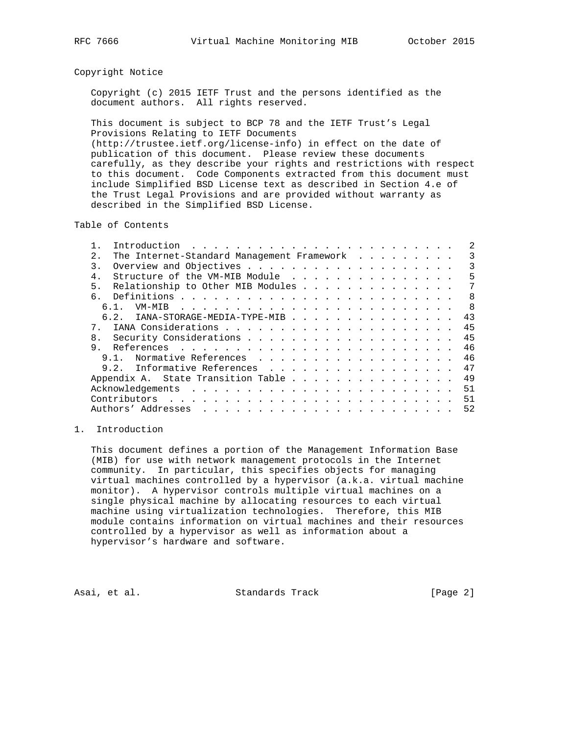## Copyright Notice

Copyright (c) 2015 IETF Trust and the persons identified as the document authors. All rights reserved.

This document is subject to BCP 78 and the IETF Trust's Legal Provisions Relating to IETF Documents (http://trustee.ietf.org/license-info) in effect on the date of publication of this document. Please review these documents carefully, as they describe your rights and restrictions with respect to this document. Code Components extracted from this document must include Simplified BSD License text as described in Section 4.e of the Trust Legal Provisions and are provided without warranty as described in the Simplified BSD License.

## Table of Contents

```
   1.  Introduction . . . . . . . . . . . . . . . . . . . . . . . .   2
   2.  The Internet-Standard Management Framework  . . . . . . . . .   3
   3.  Overview and Objectives . . . . . . . . . . . . . . . . . . .   3
   4.  Structure of the VM-MIB Module  . . . . . . . . . . . . . . .   5
   5.  Relationship to Other MIB Modules . . . . . . . . . . . . . .   7
   6.  Definitions . . . . . . . . . . . . . . . . . . . . . . . . .   8
     6.1.  VM-MIB  . . . . . . . . . . . . . . . . . . . . . . . . .   8
     6.2.  IANA-STORAGE-MEDIA-TYPE-MIB . . . . . . . . . . . . . . .  43
   7.  IANA Considerations . . . . . . . . . . . . . . . . . . . . .  45
   8.  Security Considerations . . . . . . . . . . . . . . . . . . .  45
   9.  References  . . . . . . . . . . . . . . . . . . . . . . . . .  46
     9.1.  Normative References  . . . . . . . . . . . . . . . . . .  46
     9.2.  Informative References  . . . . . . . . . . . . . . . . .  47
   Appendix A.  State Transition Table . . . . . . . . . . . . . . .  49
   Acknowledgements  . . . . . . . . . . . . . . . . . . . . . . . .  51
   Contributors  . . . . . . . . . . . . . . . . . . . . . . . . . .  51
   Authors' Addresses  . . . . . . . . . . . . . . . . . . . . . . .  52
```

## 1. Introduction

This document defines a portion of the Management Information Base (MIB) for use with network management protocols in the Internet community. In particular, this specifies objects for managing virtual machines controlled by a hypervisor (a.k.a. virtual machine monitor). A hypervisor controls multiple virtual machines on a single physical machine by allocating resources to each virtual machine using virtualization technologies. Therefore, this MIB module contains information on virtual machines and their resources controlled by a hypervisor as well as information about a hypervisor's hardware and software.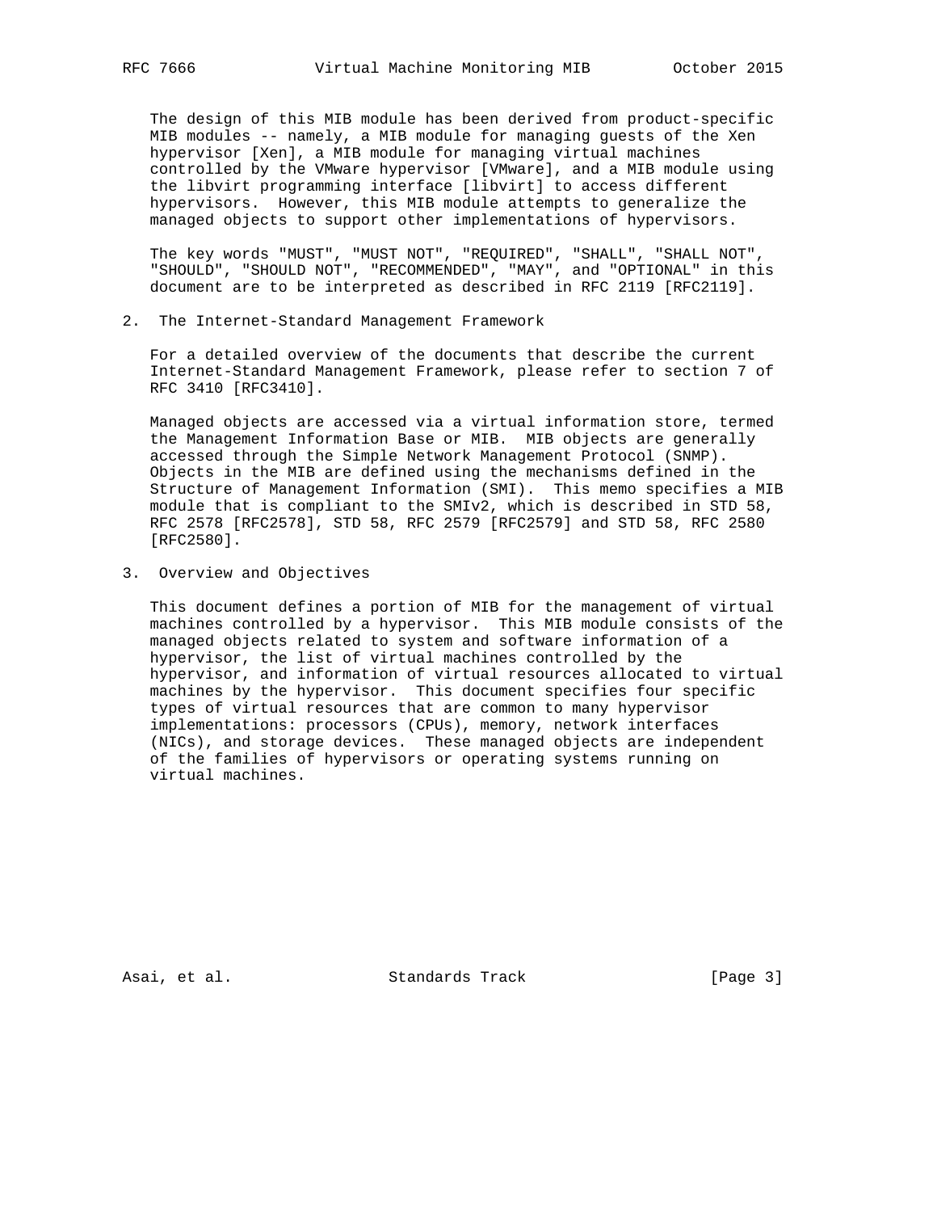The design of this MIB module has been derived from product-specific MIB modules -- namely, a MIB module for managing guests of the Xen hypervisor [Xen], a MIB module for managing virtual machines controlled by the VMware hypervisor [VMware], and a MIB module using the libvirt programming interface [libvirt] to access different hypervisors. However, this MIB module attempts to generalize the managed objects to support other implementations of hypervisors.

The key words "MUST", "MUST NOT", "REQUIRED", "SHALL", "SHALL NOT", "SHOULD", "SHOULD NOT", "RECOMMENDED", "MAY", and "OPTIONAL" in this document are to be interpreted as described in RFC 2119 [RFC2119].

## 2. The Internet-Standard Management Framework

For a detailed overview of the documents that describe the current Internet-Standard Management Framework, please refer to section 7 of RFC 3410 [RFC3410].

Managed objects are accessed via a virtual information store, termed the Management Information Base or MIB. MIB objects are generally accessed through the Simple Network Management Protocol (SNMP). Objects in the MIB are defined using the mechanisms defined in the Structure of Management Information (SMI). This memo specifies a MIB module that is compliant to the SMIv2, which is described in STD 58, RFC 2578 [RFC2578], STD 58, RFC 2579 [RFC2579] and STD 58, RFC 2580 [RFC2580].

## 3. Overview and Objectives

This document defines a portion of MIB for the management of virtual machines controlled by a hypervisor. This MIB module consists of the managed objects related to system and software information of a hypervisor, the list of virtual machines controlled by the hypervisor, and information of virtual resources allocated to virtual machines by the hypervisor. This document specifies four specific types of virtual resources that are common to many hypervisor implementations: processors (CPUs), memory, network interfaces (NICs), and storage devices. These managed objects are independent of the families of hypervisors or operating systems running on virtual machines.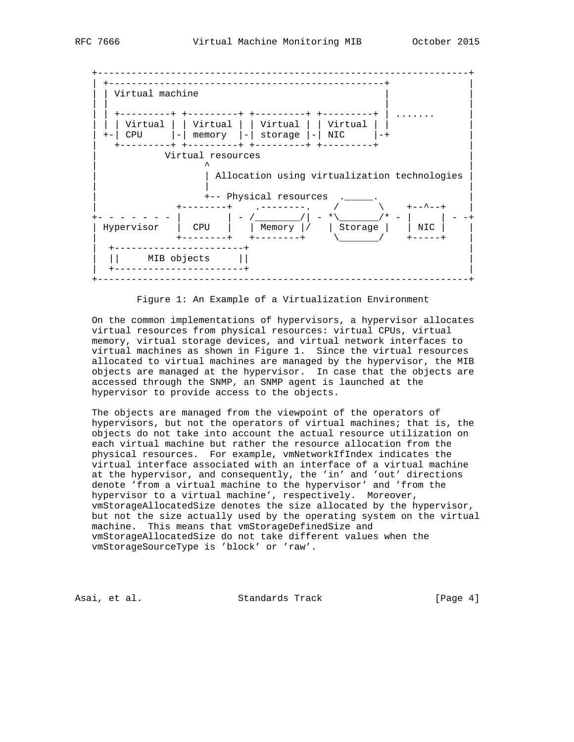```
+-------------------------------------------------------------------+
| +-------------------------------------------------+               |
| | Virtual machine                                 |               |
| |                                                 |               |
| | +---------+ +---------+ +---------+ +---------+ | .......       |
| | | Virtual | | Virtual | | Virtual | | Virtual | |               |
| +-| CPU     |-| memory  |-| storage |-| NIC     |-+               |
|   +---------+ +---------+ +---------+ +---------+                 |
|            Virtual resources                                      |
|                   ^                                               |
|                   | Allocation using virtualization technologies |
|                   |                                               |
|                   +-- Physical resources  ._____.                 |
|              +--------+    .--------.    /       \    +--^--+    |
+- - - - - - - |        | - /________/| - *\_______/* - |     | - -+
| Hypervisor   |  CPU   |   | Memory |/   | Storage |   | NIC |    |
|              +--------+   +--------+     \_______/    +-----+    |
|  +------------------------+                                      |
|  ||     MIB objects      ||                                      |
|  +------------------------+                                      |
+-------------------------------------------------------------------+
```

Figure 1: An Example of a Virtualization Environment

On the common implementations of hypervisors, a hypervisor allocates virtual resources from physical resources: virtual CPUs, virtual memory, virtual storage devices, and virtual network interfaces to virtual machines as shown in Figure 1. Since the virtual resources allocated to virtual machines are managed by the hypervisor, the MIB objects are managed at the hypervisor. In case that the objects are accessed through the SNMP, an SNMP agent is launched at the hypervisor to provide access to the objects.

The objects are managed from the viewpoint of the operators of hypervisors, but not the operators of virtual machines; that is, the objects do not take into account the actual resource utilization on each virtual machine but rather the resource allocation from the physical resources. For example, vmNetworkIfIndex indicates the virtual interface associated with an interface of a virtual machine at the hypervisor, and consequently, the 'in' and 'out' directions denote 'from a virtual machine to the hypervisor' and 'from the hypervisor to a virtual machine', respectively. Moreover, vmStorageAllocatedSize denotes the size allocated by the hypervisor, but not the size actually used by the operating system on the virtual machine. This means that vmStorageDefinedSize and vmStorageAllocatedSize do not take different values when the vmStorageSourceType is 'block' or 'raw'.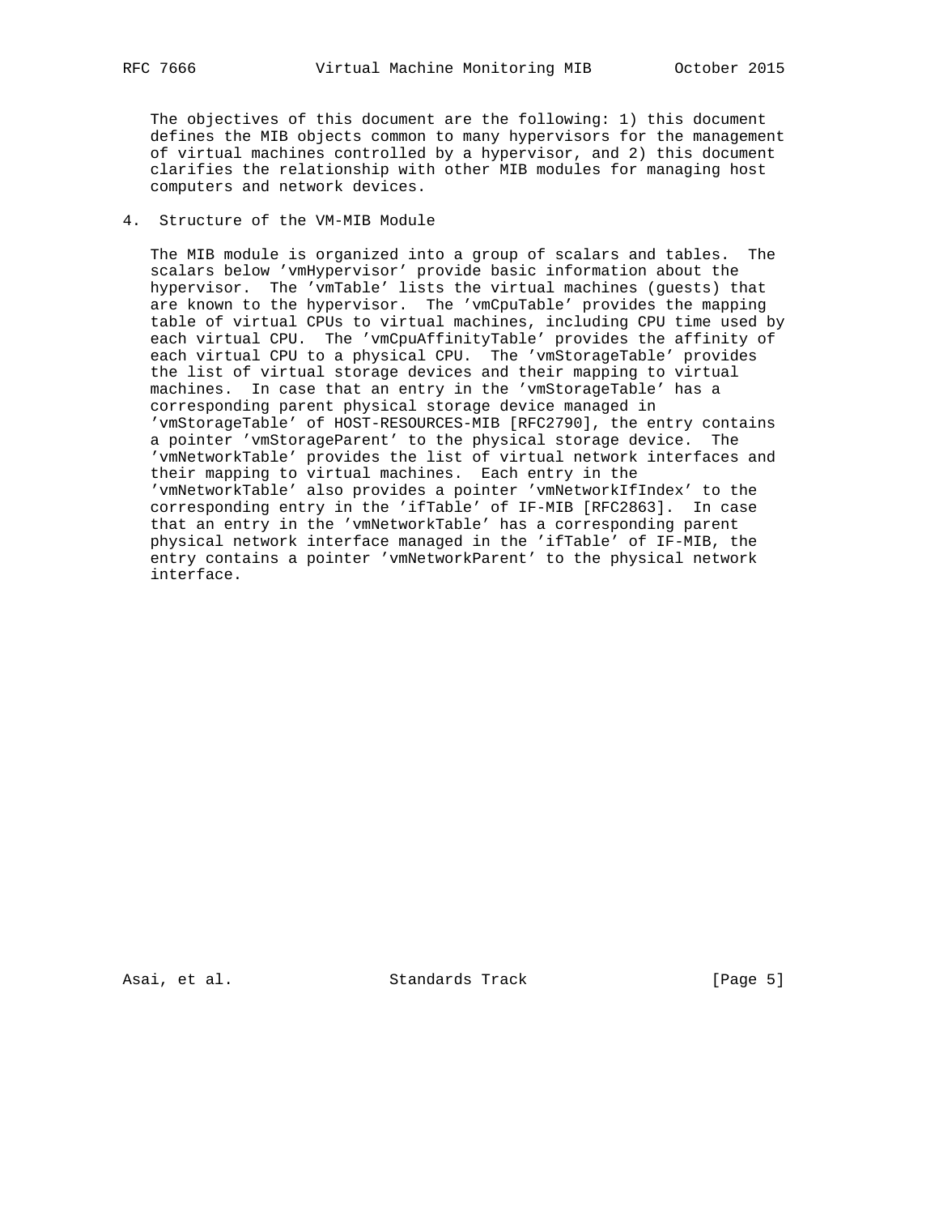The objectives of this document are the following: 1) this document defines the MIB objects common to many hypervisors for the management of virtual machines controlled by a hypervisor, and 2) this document clarifies the relationship with other MIB modules for managing host computers and network devices.

## 4. Structure of the VM-MIB Module

The MIB module is organized into a group of scalars and tables. The scalars below 'vmHypervisor' provide basic information about the hypervisor. The 'vmTable' lists the virtual machines (guests) that are known to the hypervisor. The 'vmCpuTable' provides the mapping table of virtual CPUs to virtual machines, including CPU time used by each virtual CPU. The 'vmCpuAffinityTable' provides the affinity of each virtual CPU to a physical CPU. The 'vmStorageTable' provides the list of virtual storage devices and their mapping to virtual machines. In case that an entry in the 'vmStorageTable' has a corresponding parent physical storage device managed in 'vmStorageTable' of HOST-RESOURCES-MIB [RFC2790], the entry contains a pointer 'vmStorageParent' to the physical storage device. The 'vmNetworkTable' provides the list of virtual network interfaces and their mapping to virtual machines. Each entry in the 'vmNetworkTable' also provides a pointer 'vmNetworkIfIndex' to the corresponding entry in the 'ifTable' of IF-MIB [RFC2863]. In case that an entry in the 'vmNetworkTable' has a corresponding parent physical network interface managed in the 'ifTable' of IF-MIB, the entry contains a pointer 'vmNetworkParent' to the physical network interface.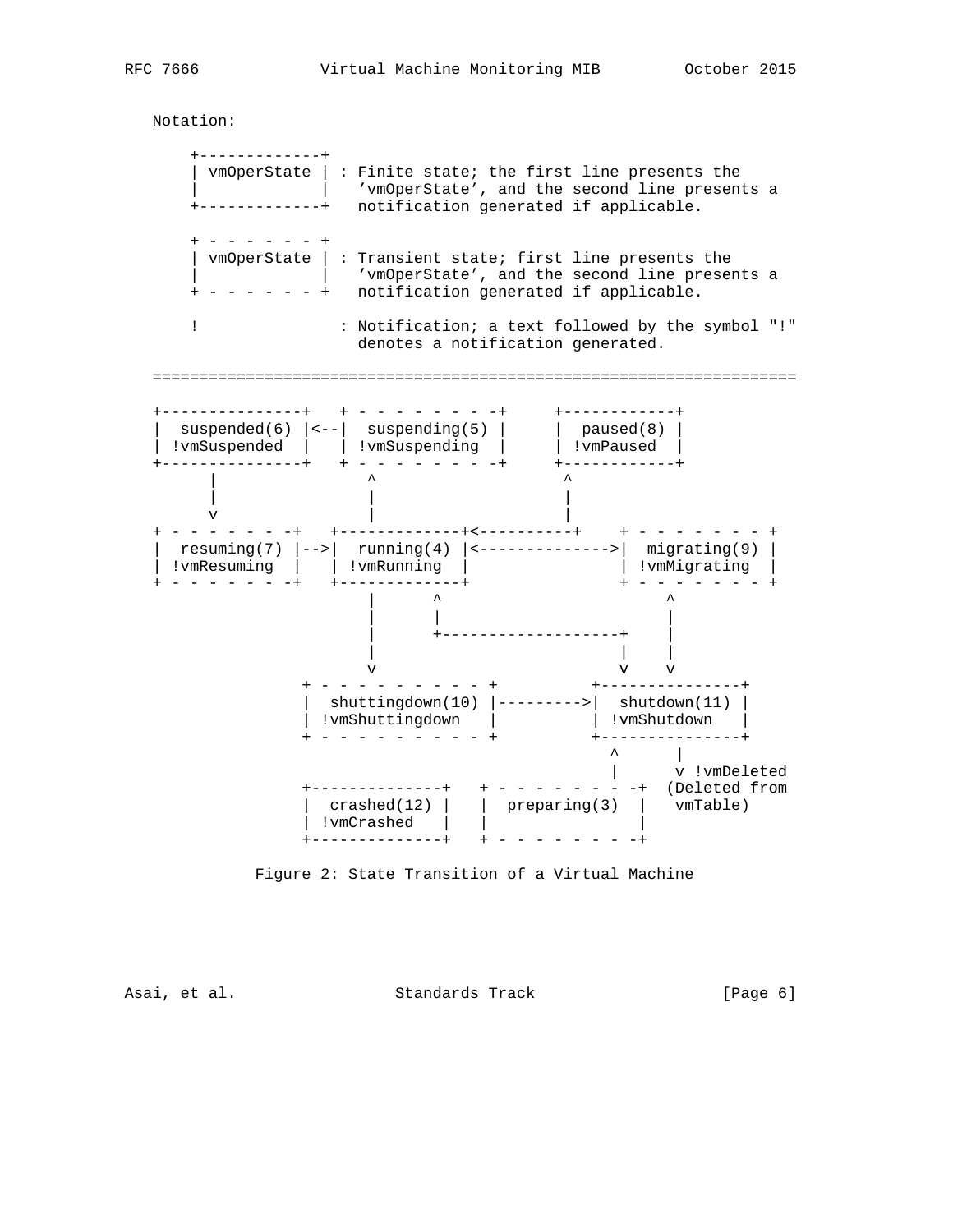Notation:

```
     +-------------+
     | vmOperState | : Finite state; the first line presents the
     |             |   'vmOperState', and the second line presents a
     +-------------+   notification generated if applicable.

     + - - - - - - +
     | vmOperState | : Transient state; first line presents the
     |             |   'vmOperState', and the second line presents a
     + - - - - - - +   notification generated if applicable.

     !               : Notification; a text followed by the symbol "!"
                       denotes a notification generated.
```

```
   ===================================================================

   +---------------+   + - - - - - - - -+     +------------+
   |  suspended(6) |<--|  suspending(5) |     |  paused(8) |
   | !vmSuspended  |   | !vmSuspending  |     | !vmPaused  |
   +---------------+   + - - - - - - - -+     +------------+
         |                 ^                     ^
         |                 |                     |
         v                 |                     |
   + - - - - - - -+   +-------------+<----------+    + - - - - - - - - +
   |  resuming(7) |-->|  running(4) |<--------------->|  migrating(9) |
   | !vmResuming  |   | !vmRunning  |                 | !vmMigrating  |
   + - - - - - - -+   +-------------+                 + - - - - - - - - +
                          |      ^                        ^
                          |      |                        |
                          |      +-------------------+    |
                          |                          |    |
                          v                          v    v
                  + - - - - - - - - - - +          +---------------+
                  |  shuttingdown(10) |--------->|  shutdown(11) |
                  | !vmShuttingdown   |          | !vmShutdown   |
                  + - - - - - - - - - - +          +---------------+
                                                     ^      |
                                                     |      v !vmDeleted
                  +--------------+   + - - - - - - - -+  (Deleted from
                  |  crashed(12) |   |  preparing(3)  |   vmTable)
                  | !vmCrashed   |   |                |
                  +--------------+   + - - - - - - - -+
```

Figure 2: State Transition of a Virtual Machine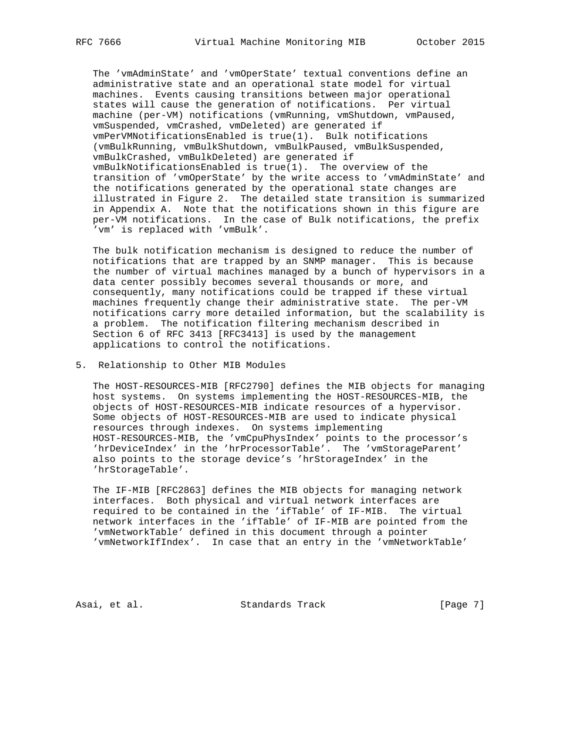The 'vmAdminState' and 'vmOperState' textual conventions define an administrative state and an operational state model for virtual machines. Events causing transitions between major operational states will cause the generation of notifications. Per virtual machine (per-VM) notifications (vmRunning, vmShutdown, vmPaused, vmSuspended, vmCrashed, vmDeleted) are generated if vmPerVMNotificationsEnabled is true(1). Bulk notifications (vmBulkRunning, vmBulkShutdown, vmBulkPaused, vmBulkSuspended, vmBulkCrashed, vmBulkDeleted) are generated if vmBulkNotificationsEnabled is true(1). The overview of the transition of 'vmOperState' by the write access to 'vmAdminState' and the notifications generated by the operational state changes are illustrated in Figure 2. The detailed state transition is summarized in Appendix A. Note that the notifications shown in this figure are per-VM notifications. In the case of Bulk notifications, the prefix 'vm' is replaced with 'vmBulk'.

The bulk notification mechanism is designed to reduce the number of notifications that are trapped by an SNMP manager. This is because the number of virtual machines managed by a bunch of hypervisors in a data center possibly becomes several thousands or more, and consequently, many notifications could be trapped if these virtual machines frequently change their administrative state. The per-VM notifications carry more detailed information, but the scalability is a problem. The notification filtering mechanism described in Section 6 of RFC 3413 [RFC3413] is used by the management applications to control the notifications.

## 5. Relationship to Other MIB Modules

The HOST-RESOURCES-MIB [RFC2790] defines the MIB objects for managing host systems. On systems implementing the HOST-RESOURCES-MIB, the objects of HOST-RESOURCES-MIB indicate resources of a hypervisor. Some objects of HOST-RESOURCES-MIB are used to indicate physical resources through indexes. On systems implementing HOST-RESOURCES-MIB, the 'vmCpuPhysIndex' points to the processor's 'hrDeviceIndex' in the 'hrProcessorTable'. The 'vmStorageParent' also points to the storage device's 'hrStorageIndex' in the 'hrStorageTable'.

The IF-MIB [RFC2863] defines the MIB objects for managing network interfaces. Both physical and virtual network interfaces are required to be contained in the 'ifTable' of IF-MIB. The virtual network interfaces in the 'ifTable' of IF-MIB are pointed from the 'vmNetworkTable' defined in this document through a pointer 'vmNetworkIfIndex'. In case that an entry in the 'vmNetworkTable'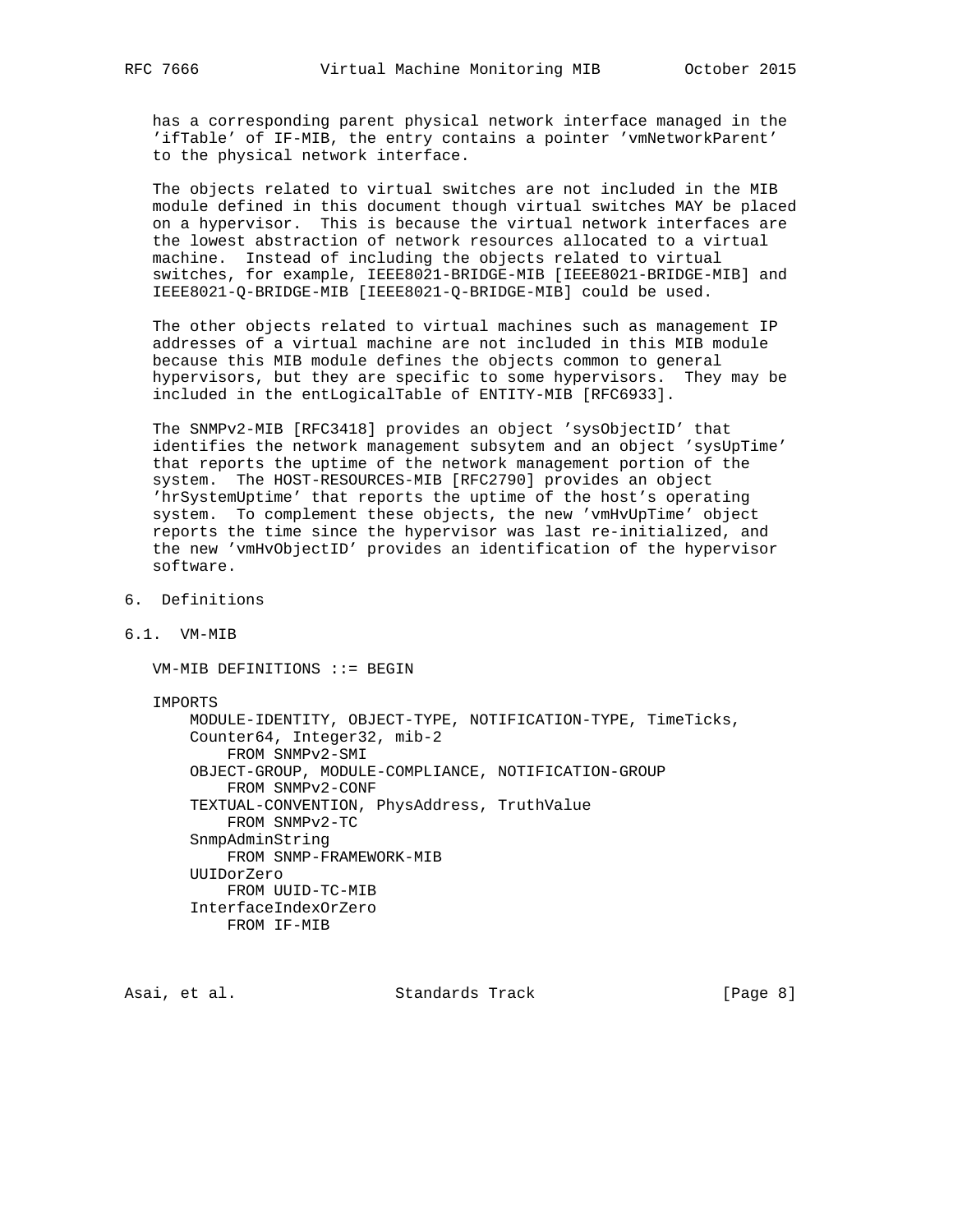has a corresponding parent physical network interface managed in the 'ifTable' of IF-MIB, the entry contains a pointer 'vmNetworkParent' to the physical network interface.

The objects related to virtual switches are not included in the MIB module defined in this document though virtual switches MAY be placed on a hypervisor. This is because the virtual network interfaces are the lowest abstraction of network resources allocated to a virtual machine. Instead of including the objects related to virtual switches, for example, IEEE8021-BRIDGE-MIB [IEEE8021-BRIDGE-MIB] and IEEE8021-Q-BRIDGE-MIB [IEEE8021-Q-BRIDGE-MIB] could be used.

The other objects related to virtual machines such as management IP addresses of a virtual machine are not included in this MIB module because this MIB module defines the objects common to general hypervisors, but they are specific to some hypervisors. They may be included in the entLogicalTable of ENTITY-MIB [RFC6933].

The SNMPv2-MIB [RFC3418] provides an object 'sysObjectID' that identifies the network management subsytem and an object 'sysUpTime' that reports the uptime of the network management portion of the system. The HOST-RESOURCES-MIB [RFC2790] provides an object 'hrSystemUptime' that reports the uptime of the host's operating system. To complement these objects, the new 'vmHvUpTime' object reports the time since the hypervisor was last re-initialized, and the new 'vmHvObjectID' provides an identification of the hypervisor software.

# 6. Definitions

## 6.1. VM-MIB

```
VM-MIB DEFINITIONS ::= BEGIN

IMPORTS
    MODULE-IDENTITY, OBJECT-TYPE, NOTIFICATION-TYPE, TimeTicks,
    Counter64, Integer32, mib-2
        FROM SNMPv2-SMI
    OBJECT-GROUP, MODULE-COMPLIANCE, NOTIFICATION-GROUP
        FROM SNMPv2-CONF
    TEXTUAL-CONVENTION, PhysAddress, TruthValue
        FROM SNMPv2-TC
    SnmpAdminString
        FROM SNMP-FRAMEWORK-MIB
    UUIDorZero
        FROM UUID-TC-MIB
    InterfaceIndexOrZero
        FROM IF-MIB
```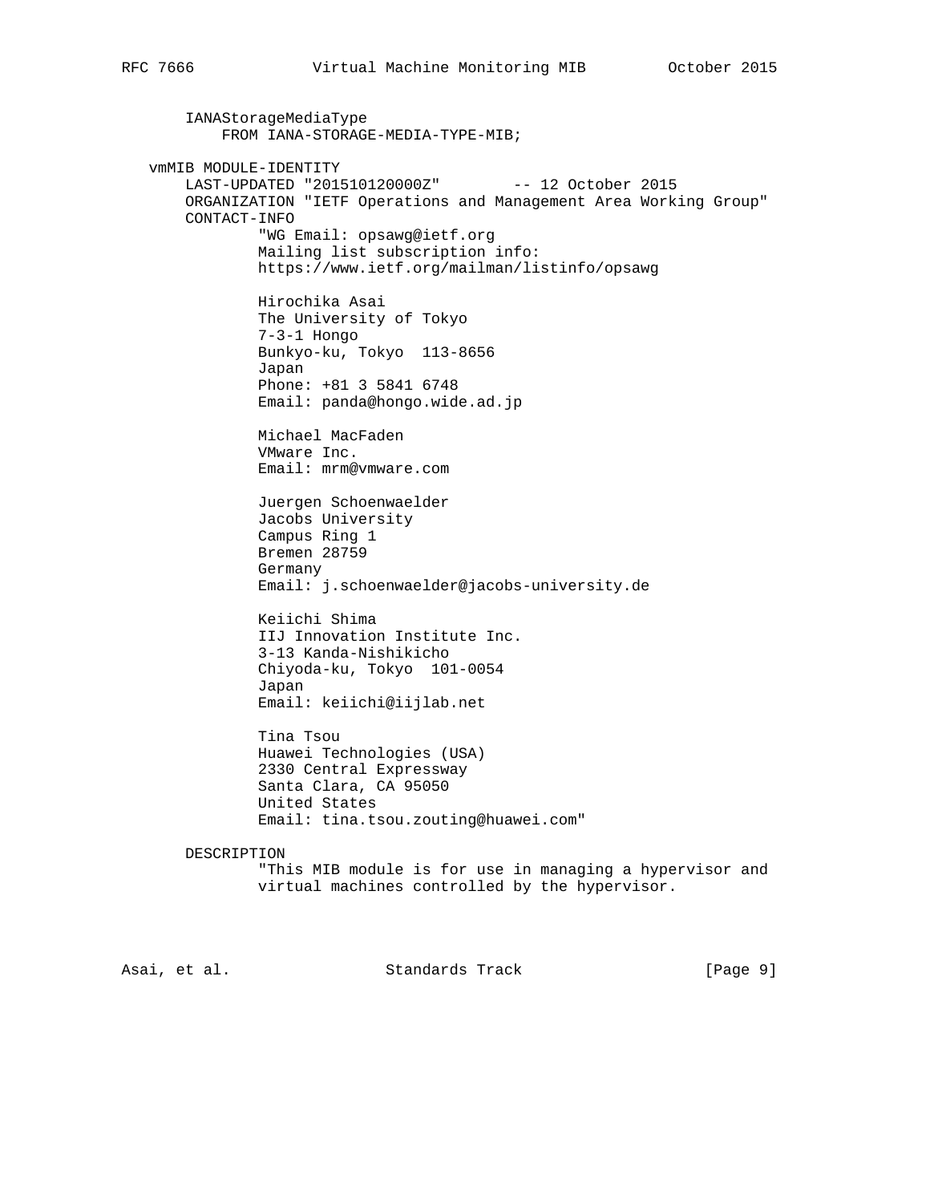```
       IANAStorageMediaType
           FROM IANA-STORAGE-MEDIA-TYPE-MIB;

   vmMIB MODULE-IDENTITY
       LAST-UPDATED "201510120000Z"        -- 12 October 2015
       ORGANIZATION "IETF Operations and Management Area Working Group"
       CONTACT-INFO
               "WG Email: opsawg@ietf.org
               Mailing list subscription info:
               https://www.ietf.org/mailman/listinfo/opsawg

               Hirochika Asai
               The University of Tokyo
               7-3-1 Hongo
               Bunkyo-ku, Tokyo  113-8656
               Japan
               Phone: +81 3 5841 6748
               Email: panda@hongo.wide.ad.jp

               Michael MacFaden
               VMware Inc.
               Email: mrm@vmware.com

               Juergen Schoenwaelder
               Jacobs University
               Campus Ring 1
               Bremen 28759
               Germany
               Email: j.schoenwaelder@jacobs-university.de

               Keiichi Shima
               IIJ Innovation Institute Inc.
               3-13 Kanda-Nishikicho
               Chiyoda-ku, Tokyo  101-0054
               Japan
               Email: keiichi@iijlab.net

               Tina Tsou
               Huawei Technologies (USA)
               2330 Central Expressway
               Santa Clara, CA 95050
               United States
               Email: tina.tsou.zouting@huawei.com"

       DESCRIPTION
               "This MIB module is for use in managing a hypervisor and
               virtual machines controlled by the hypervisor.
```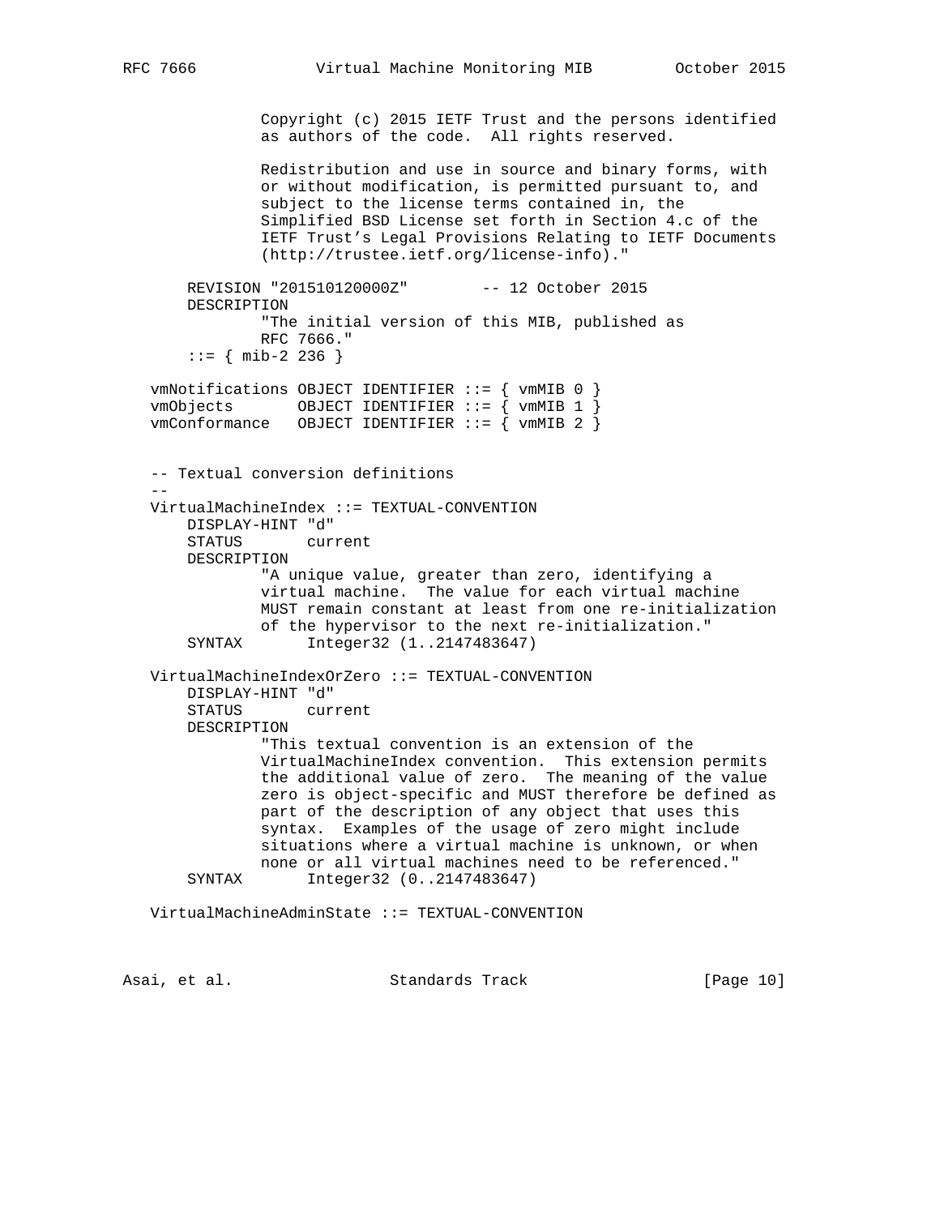```
             Copyright (c) 2015 IETF Trust and the persons identified
             as authors of the code.  All rights reserved.

             Redistribution and use in source and binary forms, with
             or without modification, is permitted pursuant to, and
             subject to the license terms contained in, the
             Simplified BSD License set forth in Section 4.c of the
             IETF Trust's Legal Provisions Relating to IETF Documents
             (http://trustee.ietf.org/license-info)."

     REVISION "201510120000Z"        -- 12 October 2015
     DESCRIPTION
             "The initial version of this MIB, published as
             RFC 7666."
     ::= { mib-2 236 }

 vmNotifications OBJECT IDENTIFIER ::= { vmMIB 0 }
 vmObjects       OBJECT IDENTIFIER ::= { vmMIB 1 }
 vmConformance   OBJECT IDENTIFIER ::= { vmMIB 2 }


 -- Textual conversion definitions
 --
 VirtualMachineIndex ::= TEXTUAL-CONVENTION
     DISPLAY-HINT "d"
     STATUS       current
     DESCRIPTION
             "A unique value, greater than zero, identifying a
             virtual machine.  The value for each virtual machine
             MUST remain constant at least from one re-initialization
             of the hypervisor to the next re-initialization."
     SYNTAX       Integer32 (1..2147483647)

 VirtualMachineIndexOrZero ::= TEXTUAL-CONVENTION
     DISPLAY-HINT "d"
     STATUS       current
     DESCRIPTION
             "This textual convention is an extension of the
             VirtualMachineIndex convention.  This extension permits
             the additional value of zero.  The meaning of the value
             zero is object-specific and MUST therefore be defined as
             part of the description of any object that uses this
             syntax.  Examples of the usage of zero might include
             situations where a virtual machine is unknown, or when
             none or all virtual machines need to be referenced."
     SYNTAX       Integer32 (0..2147483647)

 VirtualMachineAdminState ::= TEXTUAL-CONVENTION
```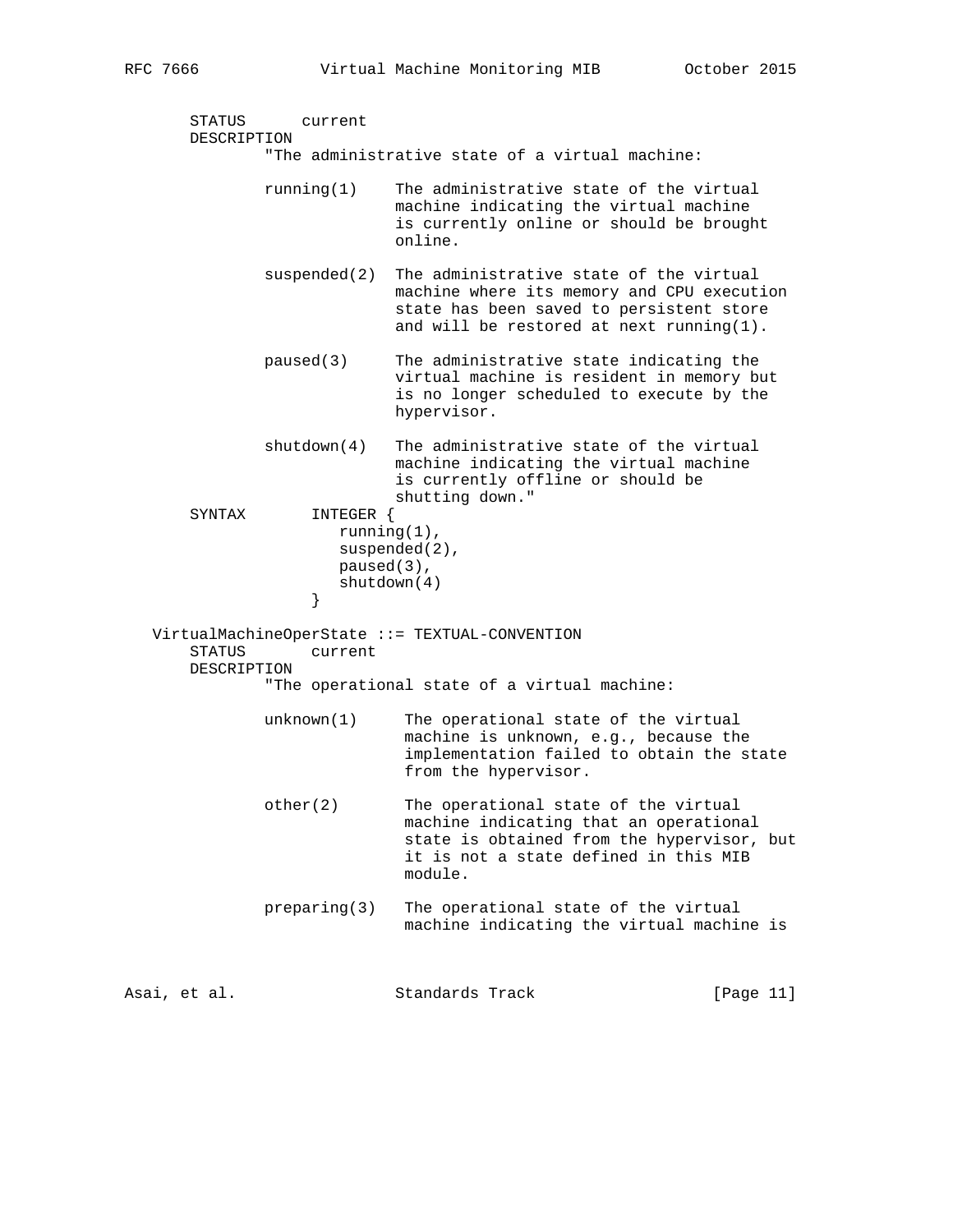```
       STATUS      current
       DESCRIPTION
               "The administrative state of a virtual machine:

               running(1)    The administrative state of the virtual
                             machine indicating the virtual machine
                             is currently online or should be brought
                             online.

               suspended(2)  The administrative state of the virtual
                             machine where its memory and CPU execution
                             state has been saved to persistent store
                             and will be restored at next running(1).

               paused(3)     The administrative state indicating the
                             virtual machine is resident in memory but
                             is no longer scheduled to execute by the
                             hypervisor.

               shutdown(4)   The administrative state of the virtual
                             machine indicating the virtual machine
                             is currently offline or should be
                             shutting down."
       SYNTAX       INTEGER {
                       running(1),
                       suspended(2),
                       paused(3),
                       shutdown(4)
                    }

   VirtualMachineOperState ::= TEXTUAL-CONVENTION
       STATUS       current
       DESCRIPTION
               "The operational state of a virtual machine:

               unknown(1)     The operational state of the virtual
                              machine is unknown, e.g., because the
                              implementation failed to obtain the state
                              from the hypervisor.

               other(2)       The operational state of the virtual
                              machine indicating that an operational
                              state is obtained from the hypervisor, but
                              it is not a state defined in this MIB
                              module.

               preparing(3)   The operational state of the virtual
                              machine indicating the virtual machine is
```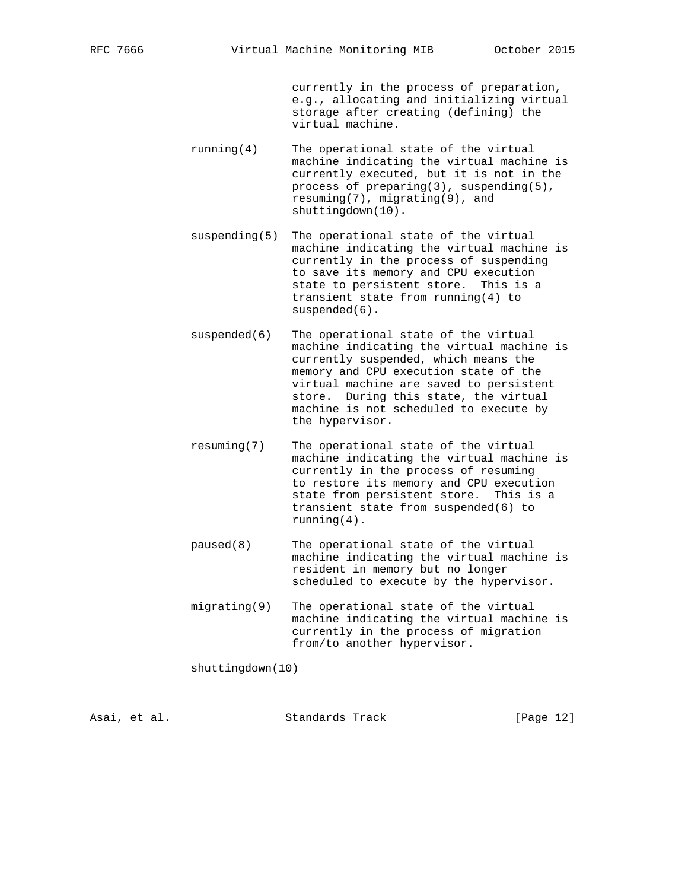currently in the process of preparation, e.g., allocating and initializing virtual storage after creating (defining) the virtual machine.

running(4) The operational state of the virtual machine indicating the virtual machine is currently executed, but it is not in the process of preparing(3), suspending(5), resuming(7), migrating(9), and shuttingdown(10).

suspending(5) The operational state of the virtual machine indicating the virtual machine is currently in the process of suspending to save its memory and CPU execution state to persistent store. This is a transient state from running(4) to suspended(6).

suspended(6) The operational state of the virtual machine indicating the virtual machine is currently suspended, which means the memory and CPU execution state of the virtual machine are saved to persistent store. During this state, the virtual machine is not scheduled to execute by the hypervisor.

resuming(7) The operational state of the virtual machine indicating the virtual machine is currently in the process of resuming to restore its memory and CPU execution state from persistent store. This is a transient state from suspended(6) to running(4).

paused(8) The operational state of the virtual machine indicating the virtual machine is resident in memory but no longer scheduled to execute by the hypervisor.

migrating(9) The operational state of the virtual machine indicating the virtual machine is currently in the process of migration from/to another hypervisor.

shuttingdown(10)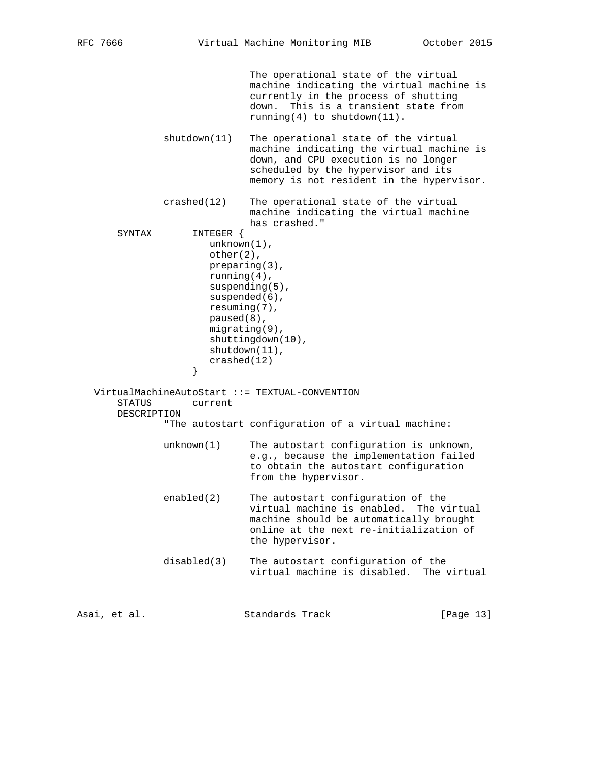```
                             The operational state of the virtual
                             machine indicating the virtual machine is
                             currently in the process of shutting
                             down.  This is a transient state from
                             running(4) to shutdown(11).

              shutdown(11)   The operational state of the virtual
                             machine indicating the virtual machine is
                             down, and CPU execution is no longer
                             scheduled by the hypervisor and its
                             memory is not resident in the hypervisor.

              crashed(12)    The operational state of the virtual
                             machine indicating the virtual machine
                             has crashed."
       SYNTAX        INTEGER {
                        unknown(1),
                        other(2),
                        preparing(3),
                        running(4),
                        suspending(5),
                        suspended(6),
                        resuming(7),
                        paused(8),
                        migrating(9),
                        shuttingdown(10),
                        shutdown(11),
                        crashed(12)
                     }

   VirtualMachineAutoStart ::= TEXTUAL-CONVENTION
       STATUS        current
       DESCRIPTION
               "The autostart configuration of a virtual machine:

              unknown(1)     The autostart configuration is unknown,
                             e.g., because the implementation failed
                             to obtain the autostart configuration
                             from the hypervisor.

              enabled(2)     The autostart configuration of the
                             virtual machine is enabled.  The virtual
                             machine should be automatically brought
                             online at the next re-initialization of
                             the hypervisor.

              disabled(3)    The autostart configuration of the
                             virtual machine is disabled.  The virtual
```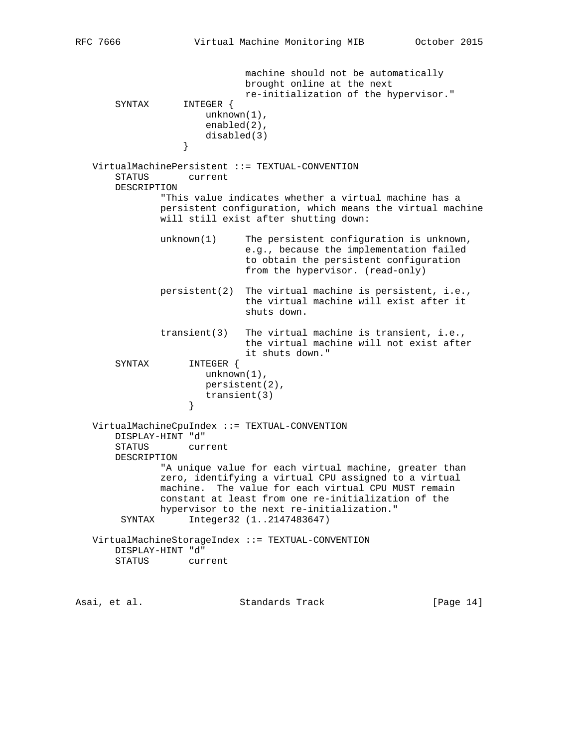```
                             machine should not be automatically
                             brought online at the next
                             re-initialization of the hypervisor."
       SYNTAX      INTEGER {
                       unknown(1),
                       enabled(2),
                       disabled(3)
                   }

   VirtualMachinePersistent ::= TEXTUAL-CONVENTION
       STATUS       current
       DESCRIPTION
               "This value indicates whether a virtual machine has a
               persistent configuration, which means the virtual machine
               will still exist after shutting down:

               unknown(1)     The persistent configuration is unknown,
                              e.g., because the implementation failed
                              to obtain the persistent configuration
                              from the hypervisor. (read-only)

               persistent(2)  The virtual machine is persistent, i.e.,
                              the virtual machine will exist after it
                              shuts down.

               transient(3)   The virtual machine is transient, i.e.,
                              the virtual machine will not exist after
                              it shuts down."
       SYNTAX       INTEGER {
                       unknown(1),
                       persistent(2),
                       transient(3)
                    }

   VirtualMachineCpuIndex ::= TEXTUAL-CONVENTION
       DISPLAY-HINT "d"
       STATUS       current
       DESCRIPTION
               "A unique value for each virtual machine, greater than
               zero, identifying a virtual CPU assigned to a virtual
               machine.  The value for each virtual CPU MUST remain
               constant at least from one re-initialization of the
               hypervisor to the next re-initialization."
        SYNTAX      Integer32 (1..2147483647)

   VirtualMachineStorageIndex ::= TEXTUAL-CONVENTION
       DISPLAY-HINT "d"
       STATUS       current
```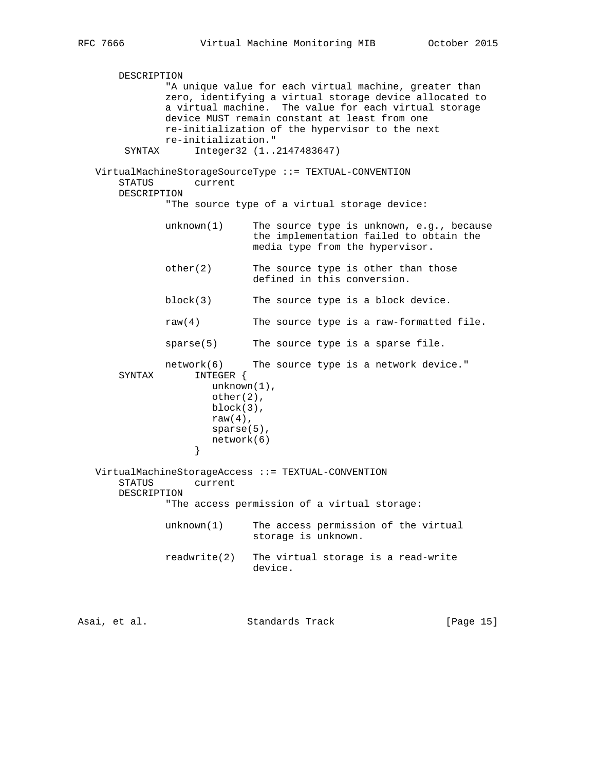```
       DESCRIPTION
               "A unique value for each virtual machine, greater than
               zero, identifying a virtual storage device allocated to
               a virtual machine.  The value for each virtual storage
               device MUST remain constant at least from one
               re-initialization of the hypervisor to the next
               re-initialization."
        SYNTAX      Integer32 (1..2147483647)

   VirtualMachineStorageSourceType ::= TEXTUAL-CONVENTION
       STATUS       current
       DESCRIPTION
               "The source type of a virtual storage device:

               unknown(1)     The source type is unknown, e.g., because
                              the implementation failed to obtain the
                              media type from the hypervisor.

               other(2)       The source type is other than those
                              defined in this conversion.

               block(3)       The source type is a block device.

               raw(4)         The source type is a raw-formatted file.

               sparse(5)      The source type is a sparse file.

               network(6)     The source type is a network device."
       SYNTAX       INTEGER {
                       unknown(1),
                       other(2),
                       block(3),
                       raw(4),
                       sparse(5),
                       network(6)
                    }

   VirtualMachineStorageAccess ::= TEXTUAL-CONVENTION
       STATUS       current
       DESCRIPTION
               "The access permission of a virtual storage:

               unknown(1)     The access permission of the virtual
                              storage is unknown.

               readwrite(2)   The virtual storage is a read-write
                              device.
```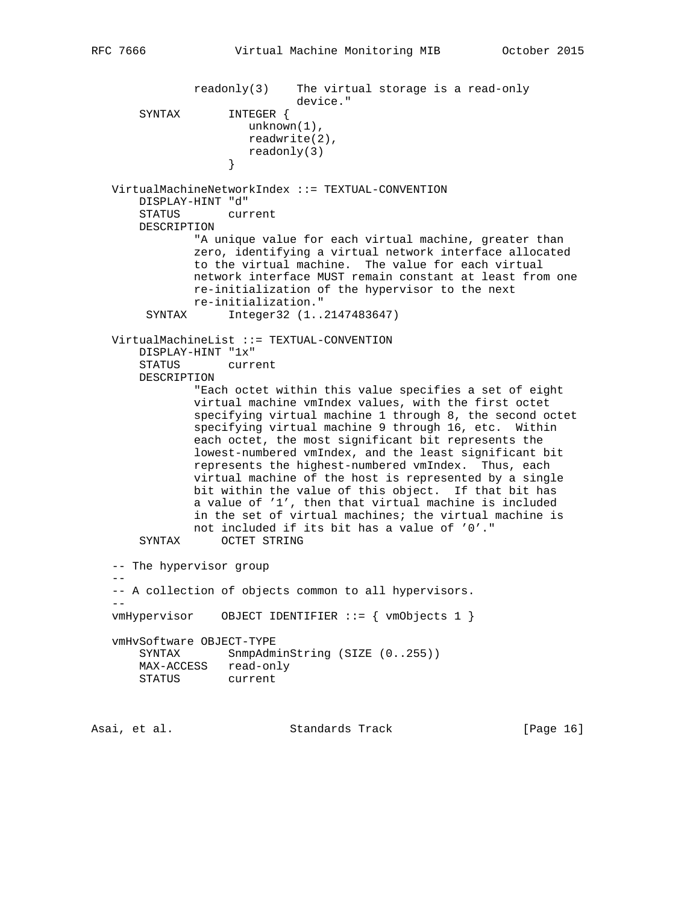```
              readonly(3)    The virtual storage is a read-only
                             device."
       SYNTAX       INTEGER {
                       unknown(1),
                       readwrite(2),
                       readonly(3)
                    }

   VirtualMachineNetworkIndex ::= TEXTUAL-CONVENTION
       DISPLAY-HINT "d"
       STATUS       current
       DESCRIPTION
               "A unique value for each virtual machine, greater than
               zero, identifying a virtual network interface allocated
               to the virtual machine.  The value for each virtual
               network interface MUST remain constant at least from one
               re-initialization of the hypervisor to the next
               re-initialization."
        SYNTAX      Integer32 (1..2147483647)

   VirtualMachineList ::= TEXTUAL-CONVENTION
       DISPLAY-HINT "1x"
       STATUS       current
       DESCRIPTION
               "Each octet within this value specifies a set of eight
               virtual machine vmIndex values, with the first octet
               specifying virtual machine 1 through 8, the second octet
               specifying virtual machine 9 through 16, etc.  Within
               each octet, the most significant bit represents the
               lowest-numbered vmIndex, and the least significant bit
               represents the highest-numbered vmIndex.  Thus, each
               virtual machine of the host is represented by a single
               bit within the value of this object.  If that bit has
               a value of '1', then that virtual machine is included
               in the set of virtual machines; the virtual machine is
               not included if its bit has a value of '0'."
       SYNTAX      OCTET STRING

   -- The hypervisor group
   --
   -- A collection of objects common to all hypervisors.
   --
   vmHypervisor    OBJECT IDENTIFIER ::= { vmObjects 1 }

   vmHvSoftware OBJECT-TYPE
       SYNTAX       SnmpAdminString (SIZE (0..255))
       MAX-ACCESS   read-only
       STATUS       current
```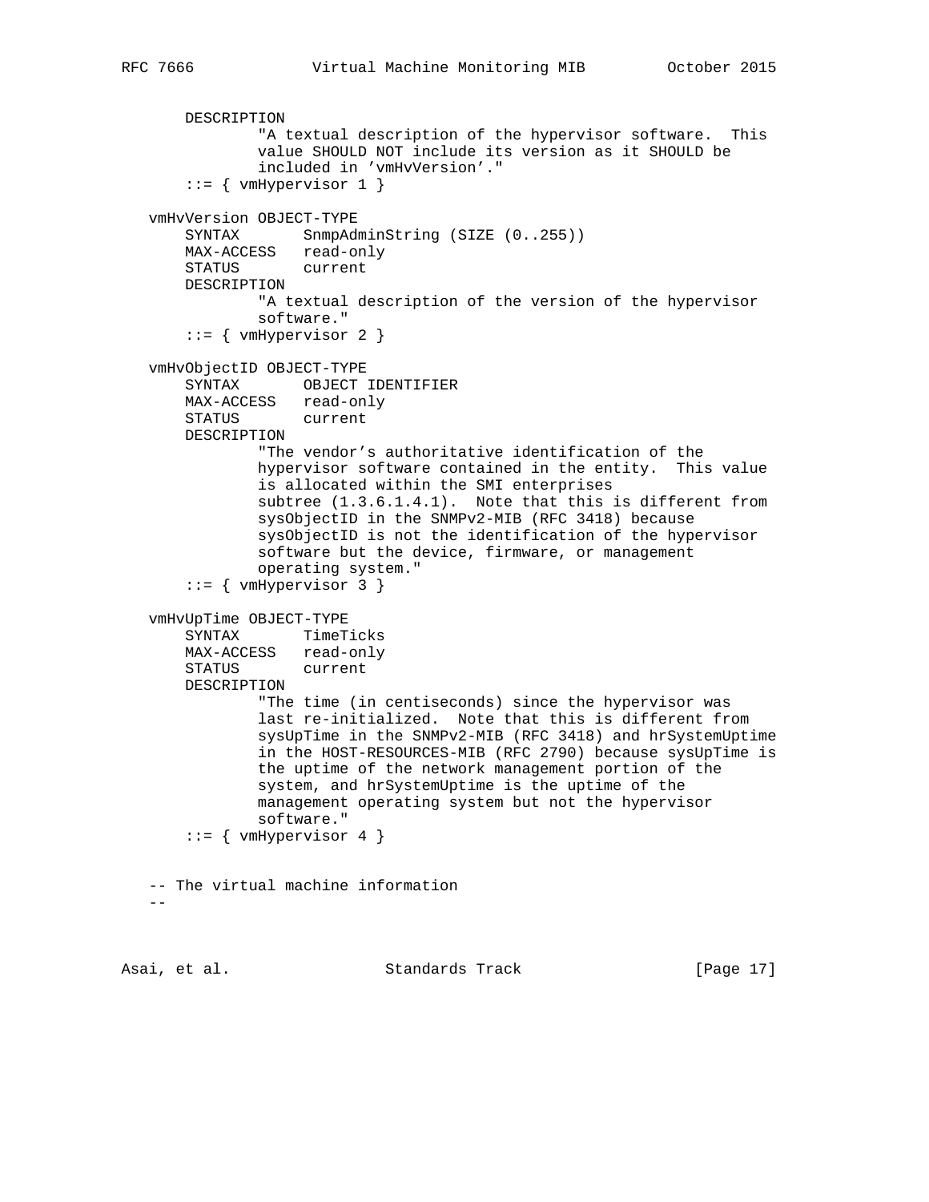```
       DESCRIPTION
               "A textual description of the hypervisor software.  This
               value SHOULD NOT include its version as it SHOULD be
               included in 'vmHvVersion'."
       ::= { vmHypervisor 1 }

   vmHvVersion OBJECT-TYPE
       SYNTAX       SnmpAdminString (SIZE (0..255))
       MAX-ACCESS   read-only
       STATUS       current
       DESCRIPTION
               "A textual description of the version of the hypervisor
               software."
       ::= { vmHypervisor 2 }

   vmHvObjectID OBJECT-TYPE
       SYNTAX       OBJECT IDENTIFIER
       MAX-ACCESS   read-only
       STATUS       current
       DESCRIPTION
               "The vendor's authoritative identification of the
               hypervisor software contained in the entity.  This value
               is allocated within the SMI enterprises
               subtree (1.3.6.1.4.1).  Note that this is different from
               sysObjectID in the SNMPv2-MIB (RFC 3418) because
               sysObjectID is not the identification of the hypervisor
               software but the device, firmware, or management
               operating system."
       ::= { vmHypervisor 3 }

   vmHvUpTime OBJECT-TYPE
       SYNTAX       TimeTicks
       MAX-ACCESS   read-only
       STATUS       current
       DESCRIPTION
               "The time (in centiseconds) since the hypervisor was
               last re-initialized.  Note that this is different from
               sysUpTime in the SNMPv2-MIB (RFC 3418) and hrSystemUptime
               in the HOST-RESOURCES-MIB (RFC 2790) because sysUpTime is
               the uptime of the network management portion of the
               system, and hrSystemUptime is the uptime of the
               management operating system but not the hypervisor
               software."
       ::= { vmHypervisor 4 }


   -- The virtual machine information
   --
```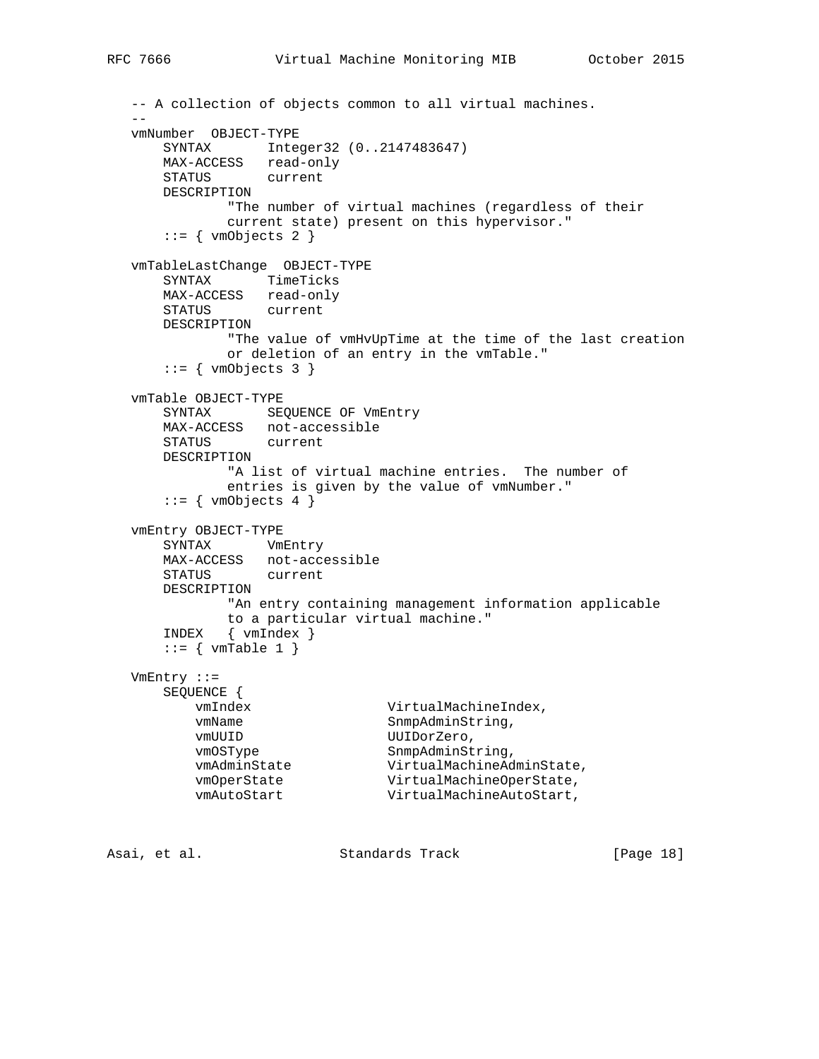```
   -- A collection of objects common to all virtual machines.
   --
   vmNumber  OBJECT-TYPE
       SYNTAX       Integer32 (0..2147483647)
       MAX-ACCESS   read-only
       STATUS       current
       DESCRIPTION
               "The number of virtual machines (regardless of their
               current state) present on this hypervisor."
       ::= { vmObjects 2 }

   vmTableLastChange  OBJECT-TYPE
       SYNTAX       TimeTicks
       MAX-ACCESS   read-only
       STATUS       current
       DESCRIPTION
               "The value of vmHvUpTime at the time of the last creation
               or deletion of an entry in the vmTable."
       ::= { vmObjects 3 }

   vmTable OBJECT-TYPE
       SYNTAX       SEQUENCE OF VmEntry
       MAX-ACCESS   not-accessible
       STATUS       current
       DESCRIPTION
               "A list of virtual machine entries.  The number of
               entries is given by the value of vmNumber."
       ::= { vmObjects 4 }

   vmEntry OBJECT-TYPE
       SYNTAX       VmEntry
       MAX-ACCESS   not-accessible
       STATUS       current
       DESCRIPTION
               "An entry containing management information applicable
               to a particular virtual machine."
       INDEX   { vmIndex }
       ::= { vmTable 1 }

   VmEntry ::=
       SEQUENCE {
           vmIndex                VirtualMachineIndex,
           vmName                 SnmpAdminString,
           vmUUID                 UUIDorZero,
           vmOSType               SnmpAdminString,
           vmAdminState           VirtualMachineAdminState,
           vmOperState            VirtualMachineOperState,
           vmAutoStart            VirtualMachineAutoStart,
```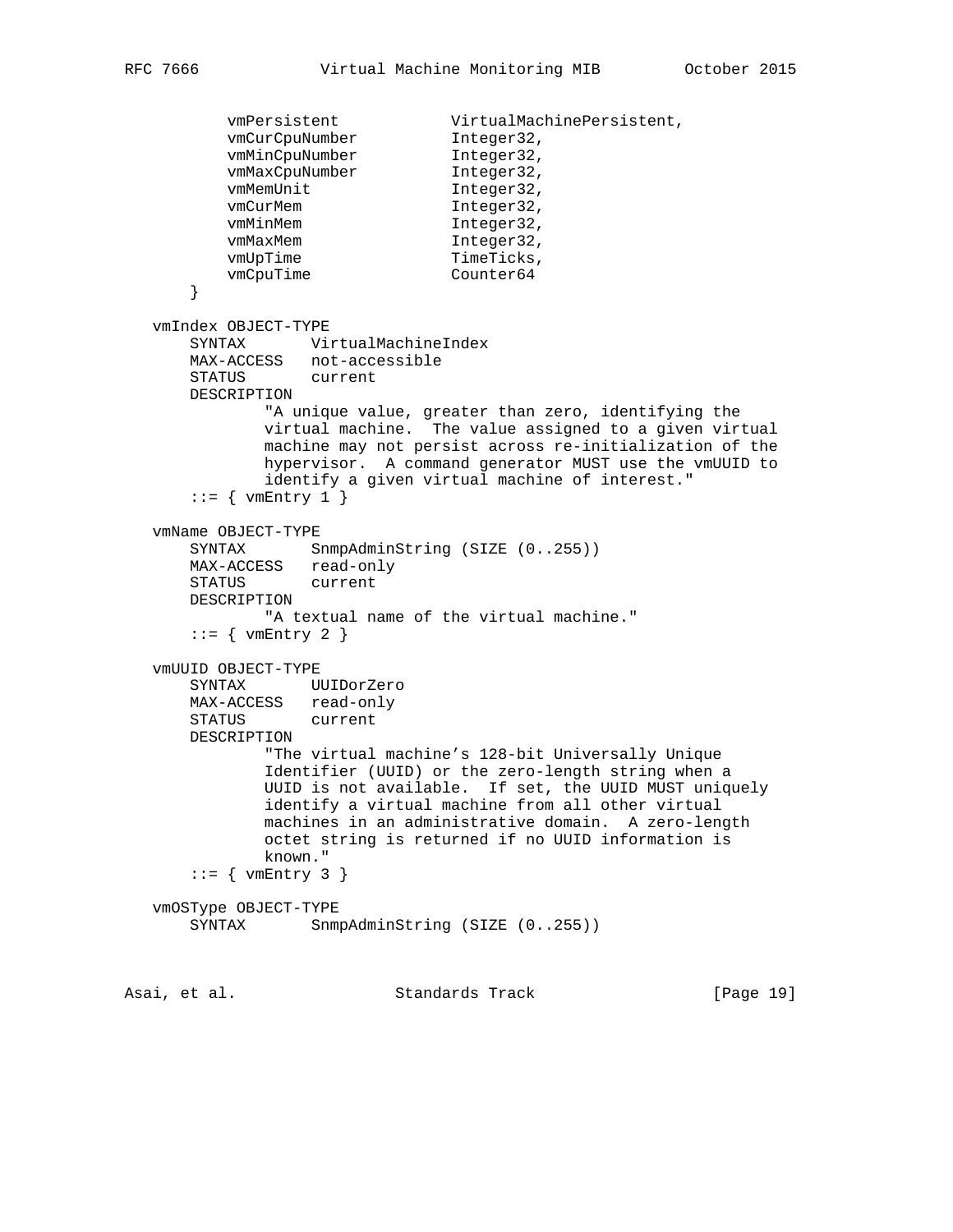```
        vmPersistent            VirtualMachinePersistent,
        vmCurCpuNumber          Integer32,
        vmMinCpuNumber          Integer32,
        vmMaxCpuNumber          Integer32,
        vmMemUnit               Integer32,
        vmCurMem                Integer32,
        vmMinMem                Integer32,
        vmMaxMem                Integer32,
        vmUpTime                TimeTicks,
        vmCpuTime               Counter64
    }

vmIndex OBJECT-TYPE
    SYNTAX       VirtualMachineIndex
    MAX-ACCESS   not-accessible
    STATUS       current
    DESCRIPTION
            "A unique value, greater than zero, identifying the
            virtual machine.  The value assigned to a given virtual
            machine may not persist across re-initialization of the
            hypervisor.  A command generator MUST use the vmUUID to
            identify a given virtual machine of interest."
    ::= { vmEntry 1 }

vmName OBJECT-TYPE
    SYNTAX       SnmpAdminString (SIZE (0..255))
    MAX-ACCESS   read-only
    STATUS       current
    DESCRIPTION
            "A textual name of the virtual machine."
    ::= { vmEntry 2 }

vmUUID OBJECT-TYPE
    SYNTAX       UUIDorZero
    MAX-ACCESS   read-only
    STATUS       current
    DESCRIPTION
            "The virtual machine's 128-bit Universally Unique
            Identifier (UUID) or the zero-length string when a
            UUID is not available.  If set, the UUID MUST uniquely
            identify a virtual machine from all other virtual
            machines in an administrative domain.  A zero-length
            octet string is returned if no UUID information is
            known."
    ::= { vmEntry 3 }

vmOSType OBJECT-TYPE
    SYNTAX       SnmpAdminString (SIZE (0..255))
```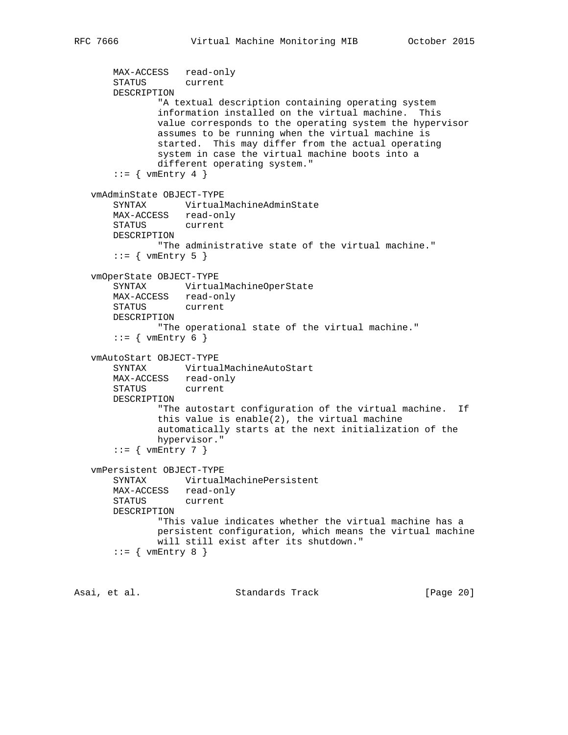```
       MAX-ACCESS   read-only
       STATUS       current
       DESCRIPTION
               "A textual description containing operating system
               information installed on the virtual machine.  This
               value corresponds to the operating system the hypervisor
               assumes to be running when the virtual machine is
               started.  This may differ from the actual operating
               system in case the virtual machine boots into a
               different operating system."
       ::= { vmEntry 4 }

   vmAdminState OBJECT-TYPE
       SYNTAX       VirtualMachineAdminState
       MAX-ACCESS   read-only
       STATUS       current
       DESCRIPTION
               "The administrative state of the virtual machine."
       ::= { vmEntry 5 }

   vmOperState OBJECT-TYPE
       SYNTAX       VirtualMachineOperState
       MAX-ACCESS   read-only
       STATUS       current
       DESCRIPTION
               "The operational state of the virtual machine."
       ::= { vmEntry 6 }

   vmAutoStart OBJECT-TYPE
       SYNTAX       VirtualMachineAutoStart
       MAX-ACCESS   read-only
       STATUS       current
       DESCRIPTION
               "The autostart configuration of the virtual machine.  If
               this value is enable(2), the virtual machine
               automatically starts at the next initialization of the
               hypervisor."
       ::= { vmEntry 7 }

   vmPersistent OBJECT-TYPE
       SYNTAX       VirtualMachinePersistent
       MAX-ACCESS   read-only
       STATUS       current
       DESCRIPTION
               "This value indicates whether the virtual machine has a
               persistent configuration, which means the virtual machine
               will still exist after its shutdown."
       ::= { vmEntry 8 }
```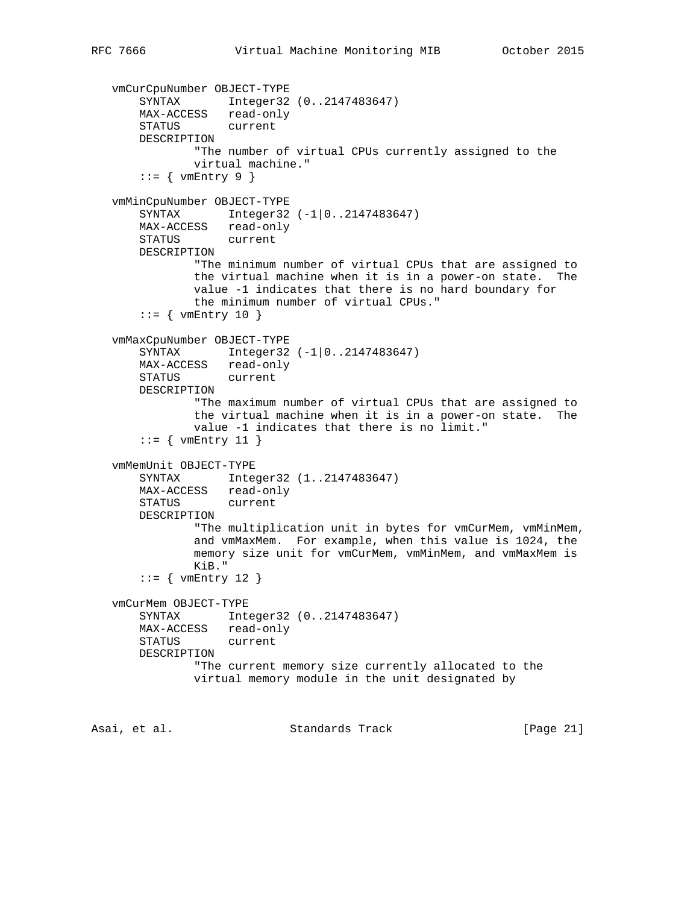```
   vmCurCpuNumber OBJECT-TYPE
       SYNTAX       Integer32 (0..2147483647)
       MAX-ACCESS   read-only
       STATUS       current
       DESCRIPTION
               "The number of virtual CPUs currently assigned to the
               virtual machine."
       ::= { vmEntry 9 }

   vmMinCpuNumber OBJECT-TYPE
       SYNTAX       Integer32 (-1|0..2147483647)
       MAX-ACCESS   read-only
       STATUS       current
       DESCRIPTION
               "The minimum number of virtual CPUs that are assigned to
               the virtual machine when it is in a power-on state.  The
               value -1 indicates that there is no hard boundary for
               the minimum number of virtual CPUs."
       ::= { vmEntry 10 }

   vmMaxCpuNumber OBJECT-TYPE
       SYNTAX       Integer32 (-1|0..2147483647)
       MAX-ACCESS   read-only
       STATUS       current
       DESCRIPTION
               "The maximum number of virtual CPUs that are assigned to
               the virtual machine when it is in a power-on state.  The
               value -1 indicates that there is no limit."
       ::= { vmEntry 11 }

   vmMemUnit OBJECT-TYPE
       SYNTAX       Integer32 (1..2147483647)
       MAX-ACCESS   read-only
       STATUS       current
       DESCRIPTION
               "The multiplication unit in bytes for vmCurMem, vmMinMem,
               and vmMaxMem.  For example, when this value is 1024, the
               memory size unit for vmCurMem, vmMinMem, and vmMaxMem is
               KiB."
       ::= { vmEntry 12 }

   vmCurMem OBJECT-TYPE
       SYNTAX       Integer32 (0..2147483647)
       MAX-ACCESS   read-only
       STATUS       current
       DESCRIPTION
               "The current memory size currently allocated to the
               virtual memory module in the unit designated by
```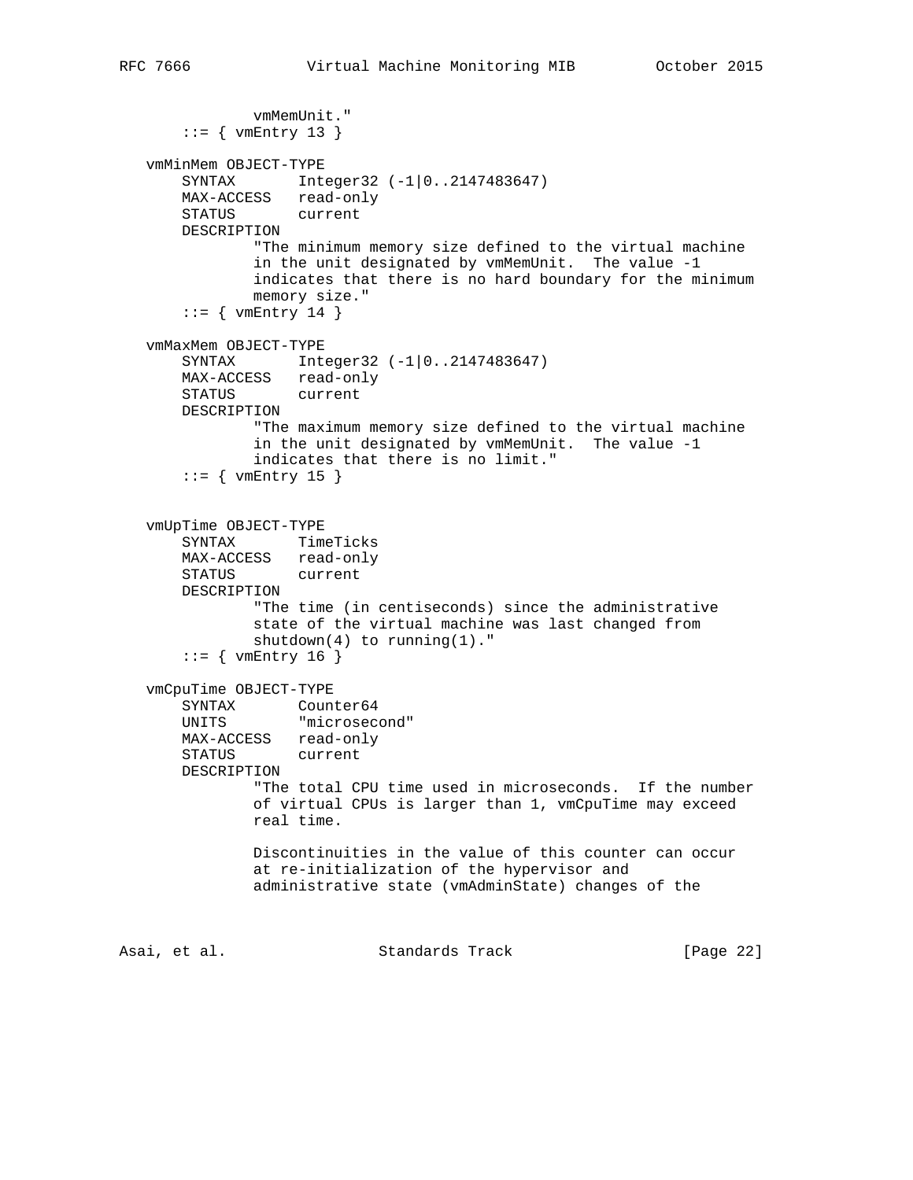```
              vmMemUnit."
       ::= { vmEntry 13 }

   vmMinMem OBJECT-TYPE
       SYNTAX       Integer32 (-1|0..2147483647)
       MAX-ACCESS   read-only
       STATUS       current
       DESCRIPTION
               "The minimum memory size defined to the virtual machine
               in the unit designated by vmMemUnit.  The value -1
               indicates that there is no hard boundary for the minimum
               memory size."
       ::= { vmEntry 14 }

   vmMaxMem OBJECT-TYPE
       SYNTAX       Integer32 (-1|0..2147483647)
       MAX-ACCESS   read-only
       STATUS       current
       DESCRIPTION
               "The maximum memory size defined to the virtual machine
               in the unit designated by vmMemUnit.  The value -1
               indicates that there is no limit."
       ::= { vmEntry 15 }


   vmUpTime OBJECT-TYPE
       SYNTAX       TimeTicks
       MAX-ACCESS   read-only
       STATUS       current
       DESCRIPTION
               "The time (in centiseconds) since the administrative
               state of the virtual machine was last changed from
               shutdown(4) to running(1)."
       ::= { vmEntry 16 }

   vmCpuTime OBJECT-TYPE
       SYNTAX       Counter64
       UNITS        "microsecond"
       MAX-ACCESS   read-only
       STATUS       current
       DESCRIPTION
               "The total CPU time used in microseconds.  If the number
               of virtual CPUs is larger than 1, vmCpuTime may exceed
               real time.

               Discontinuities in the value of this counter can occur
               at re-initialization of the hypervisor and
               administrative state (vmAdminState) changes of the
```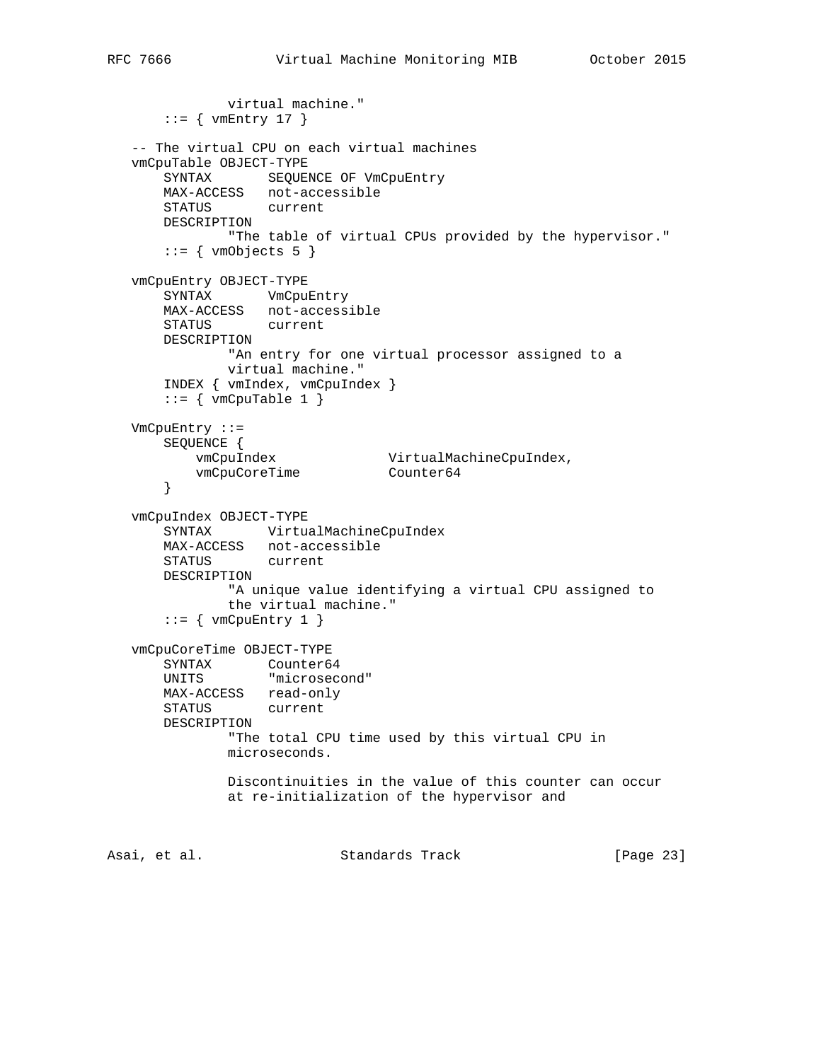```
              virtual machine."
       ::= { vmEntry 17 }

   -- The virtual CPU on each virtual machines
   vmCpuTable OBJECT-TYPE
       SYNTAX       SEQUENCE OF VmCpuEntry
       MAX-ACCESS   not-accessible
       STATUS       current
       DESCRIPTION
               "The table of virtual CPUs provided by the hypervisor."
       ::= { vmObjects 5 }

   vmCpuEntry OBJECT-TYPE
       SYNTAX       VmCpuEntry
       MAX-ACCESS   not-accessible
       STATUS       current
       DESCRIPTION
               "An entry for one virtual processor assigned to a
               virtual machine."
       INDEX { vmIndex, vmCpuIndex }
       ::= { vmCpuTable 1 }

   VmCpuEntry ::=
       SEQUENCE {
           vmCpuIndex              VirtualMachineCpuIndex,
           vmCpuCoreTime           Counter64
       }

   vmCpuIndex OBJECT-TYPE
       SYNTAX       VirtualMachineCpuIndex
       MAX-ACCESS   not-accessible
       STATUS       current
       DESCRIPTION
               "A unique value identifying a virtual CPU assigned to
               the virtual machine."
       ::= { vmCpuEntry 1 }

   vmCpuCoreTime OBJECT-TYPE
       SYNTAX       Counter64
       UNITS        "microsecond"
       MAX-ACCESS   read-only
       STATUS       current
       DESCRIPTION
               "The total CPU time used by this virtual CPU in
               microseconds.

               Discontinuities in the value of this counter can occur
               at re-initialization of the hypervisor and
```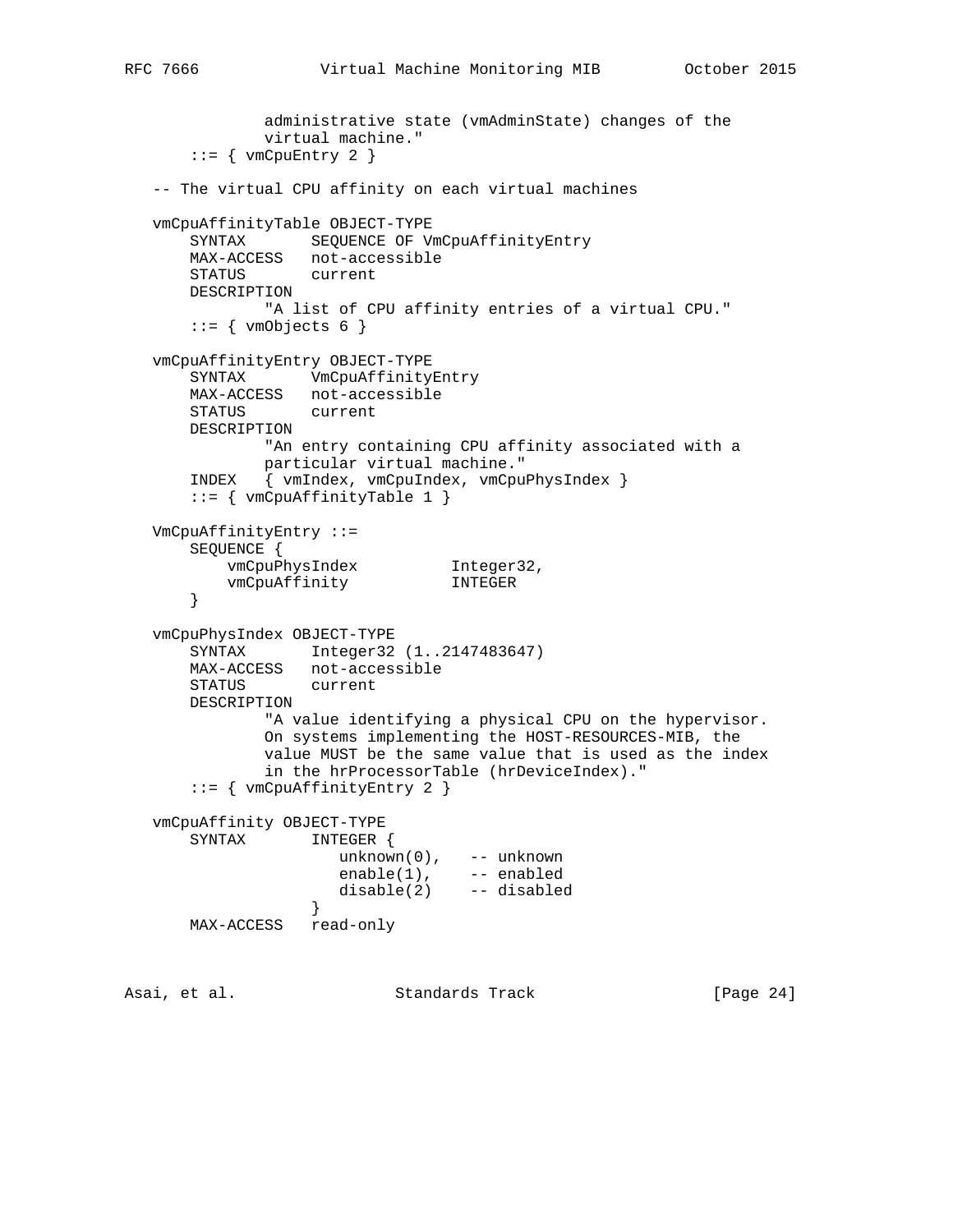```
             administrative state (vmAdminState) changes of the
             virtual machine."
       ::= { vmCpuEntry 2 }

   -- The virtual CPU affinity on each virtual machines

   vmCpuAffinityTable OBJECT-TYPE
       SYNTAX       SEQUENCE OF VmCpuAffinityEntry
       MAX-ACCESS   not-accessible
       STATUS       current
       DESCRIPTION
               "A list of CPU affinity entries of a virtual CPU."
       ::= { vmObjects 6 }

   vmCpuAffinityEntry OBJECT-TYPE
       SYNTAX       VmCpuAffinityEntry
       MAX-ACCESS   not-accessible
       STATUS       current
       DESCRIPTION
               "An entry containing CPU affinity associated with a
               particular virtual machine."
       INDEX   { vmIndex, vmCpuIndex, vmCpuPhysIndex }
       ::= { vmCpuAffinityTable 1 }

   VmCpuAffinityEntry ::=
       SEQUENCE {
           vmCpuPhysIndex          Integer32,
           vmCpuAffinity           INTEGER
       }

   vmCpuPhysIndex OBJECT-TYPE
       SYNTAX       Integer32 (1..2147483647)
       MAX-ACCESS   not-accessible
       STATUS       current
       DESCRIPTION
               "A value identifying a physical CPU on the hypervisor.
               On systems implementing the HOST-RESOURCES-MIB, the
               value MUST be the same value that is used as the index
               in the hrProcessorTable (hrDeviceIndex)."
       ::= { vmCpuAffinityEntry 2 }

   vmCpuAffinity OBJECT-TYPE
       SYNTAX       INTEGER {
                       unknown(0),   -- unknown
                       enable(1),    -- enabled
                       disable(2)    -- disabled
                    }
       MAX-ACCESS   read-only
```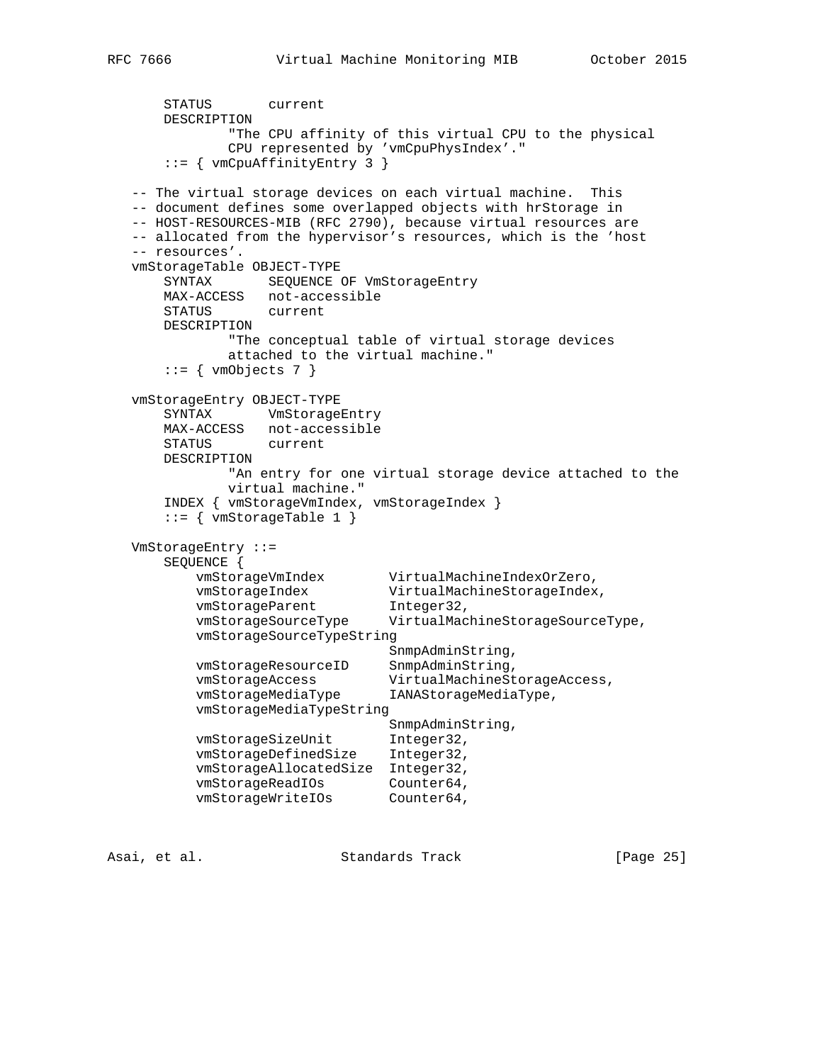```
       STATUS       current
       DESCRIPTION
               "The CPU affinity of this virtual CPU to the physical
               CPU represented by 'vmCpuPhysIndex'."
       ::= { vmCpuAffinityEntry 3 }

   -- The virtual storage devices on each virtual machine.  This
   -- document defines some overlapped objects with hrStorage in
   -- HOST-RESOURCES-MIB (RFC 2790), because virtual resources are
   -- allocated from the hypervisor's resources, which is the 'host
   -- resources'.
   vmStorageTable OBJECT-TYPE
       SYNTAX       SEQUENCE OF VmStorageEntry
       MAX-ACCESS   not-accessible
       STATUS       current
       DESCRIPTION
               "The conceptual table of virtual storage devices
               attached to the virtual machine."
       ::= { vmObjects 7 }

   vmStorageEntry OBJECT-TYPE
       SYNTAX       VmStorageEntry
       MAX-ACCESS   not-accessible
       STATUS       current
       DESCRIPTION
               "An entry for one virtual storage device attached to the
               virtual machine."
       INDEX { vmStorageVmIndex, vmStorageIndex }
       ::= { vmStorageTable 1 }

   VmStorageEntry ::=
       SEQUENCE {
           vmStorageVmIndex        VirtualMachineIndexOrZero,
           vmStorageIndex          VirtualMachineStorageIndex,
           vmStorageParent         Integer32,
           vmStorageSourceType     VirtualMachineStorageSourceType,
           vmStorageSourceTypeString
                                   SnmpAdminString,
           vmStorageResourceID     SnmpAdminString,
           vmStorageAccess         VirtualMachineStorageAccess,
           vmStorageMediaType      IANAStorageMediaType,
           vmStorageMediaTypeString
                                   SnmpAdminString,
           vmStorageSizeUnit       Integer32,
           vmStorageDefinedSize    Integer32,
           vmStorageAllocatedSize  Integer32,
           vmStorageReadIOs        Counter64,
           vmStorageWriteIOs       Counter64,
```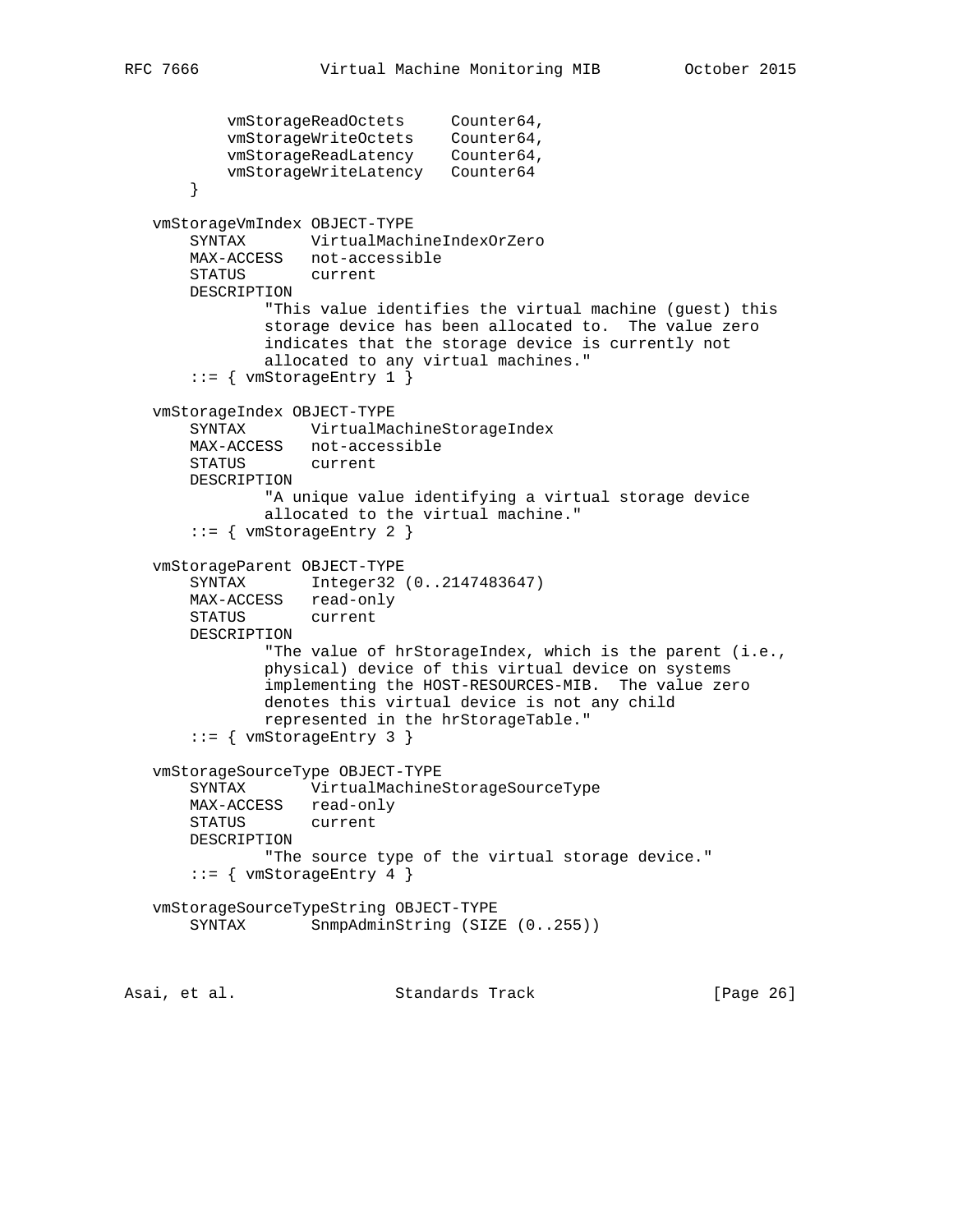```
          vmStorageReadOctets     Counter64,
          vmStorageWriteOctets    Counter64,
          vmStorageReadLatency    Counter64,
          vmStorageWriteLatency   Counter64
      }

  vmStorageVmIndex OBJECT-TYPE
      SYNTAX       VirtualMachineIndexOrZero
      MAX-ACCESS   not-accessible
      STATUS       current
      DESCRIPTION
              "This value identifies the virtual machine (guest) this
              storage device has been allocated to.  The value zero
              indicates that the storage device is currently not
              allocated to any virtual machines."
      ::= { vmStorageEntry 1 }

  vmStorageIndex OBJECT-TYPE
      SYNTAX       VirtualMachineStorageIndex
      MAX-ACCESS   not-accessible
      STATUS       current
      DESCRIPTION
              "A unique value identifying a virtual storage device
              allocated to the virtual machine."
      ::= { vmStorageEntry 2 }

  vmStorageParent OBJECT-TYPE
      SYNTAX       Integer32 (0..2147483647)
      MAX-ACCESS   read-only
      STATUS       current
      DESCRIPTION
              "The value of hrStorageIndex, which is the parent (i.e.,
              physical) device of this virtual device on systems
              implementing the HOST-RESOURCES-MIB.  The value zero
              denotes this virtual device is not any child
              represented in the hrStorageTable."
      ::= { vmStorageEntry 3 }

  vmStorageSourceType OBJECT-TYPE
      SYNTAX       VirtualMachineStorageSourceType
      MAX-ACCESS   read-only
      STATUS       current
      DESCRIPTION
              "The source type of the virtual storage device."
      ::= { vmStorageEntry 4 }

  vmStorageSourceTypeString OBJECT-TYPE
      SYNTAX       SnmpAdminString (SIZE (0..255))
```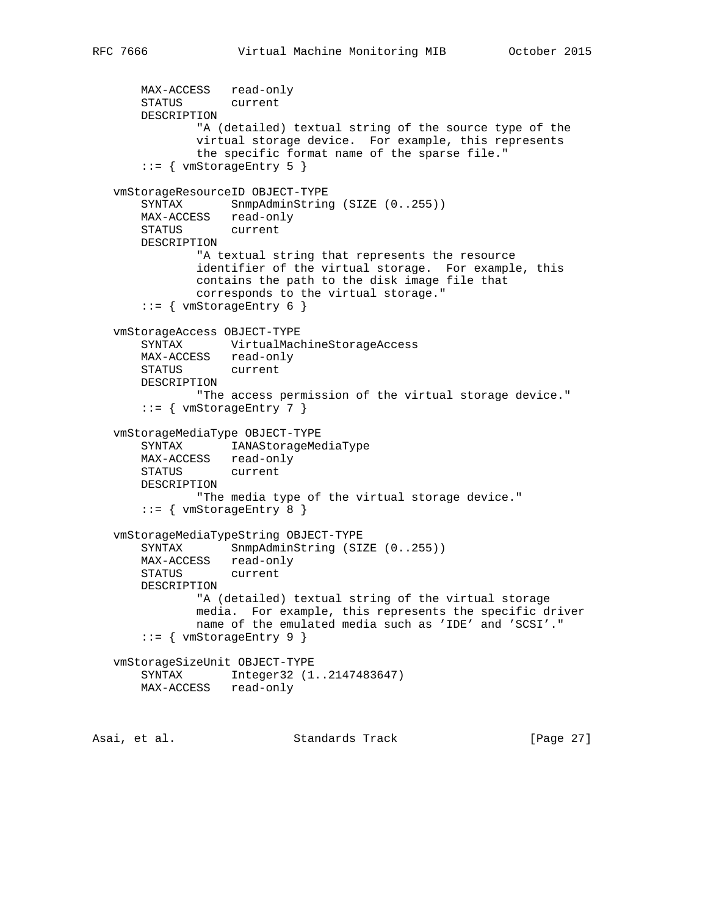```
       MAX-ACCESS   read-only
       STATUS       current
       DESCRIPTION
               "A (detailed) textual string of the source type of the
               virtual storage device.  For example, this represents
               the specific format name of the sparse file."
       ::= { vmStorageEntry 5 }

   vmStorageResourceID OBJECT-TYPE
       SYNTAX       SnmpAdminString (SIZE (0..255))
       MAX-ACCESS   read-only
       STATUS       current
       DESCRIPTION
               "A textual string that represents the resource
               identifier of the virtual storage.  For example, this
               contains the path to the disk image file that
               corresponds to the virtual storage."
       ::= { vmStorageEntry 6 }

   vmStorageAccess OBJECT-TYPE
       SYNTAX       VirtualMachineStorageAccess
       MAX-ACCESS   read-only
       STATUS       current
       DESCRIPTION
               "The access permission of the virtual storage device."
       ::= { vmStorageEntry 7 }

   vmStorageMediaType OBJECT-TYPE
       SYNTAX       IANAStorageMediaType
       MAX-ACCESS   read-only
       STATUS       current
       DESCRIPTION
               "The media type of the virtual storage device."
       ::= { vmStorageEntry 8 }

   vmStorageMediaTypeString OBJECT-TYPE
       SYNTAX       SnmpAdminString (SIZE (0..255))
       MAX-ACCESS   read-only
       STATUS       current
       DESCRIPTION
               "A (detailed) textual string of the virtual storage
               media.  For example, this represents the specific driver
               name of the emulated media such as 'IDE' and 'SCSI'."
       ::= { vmStorageEntry 9 }

   vmStorageSizeUnit OBJECT-TYPE
       SYNTAX       Integer32 (1..2147483647)
       MAX-ACCESS   read-only
```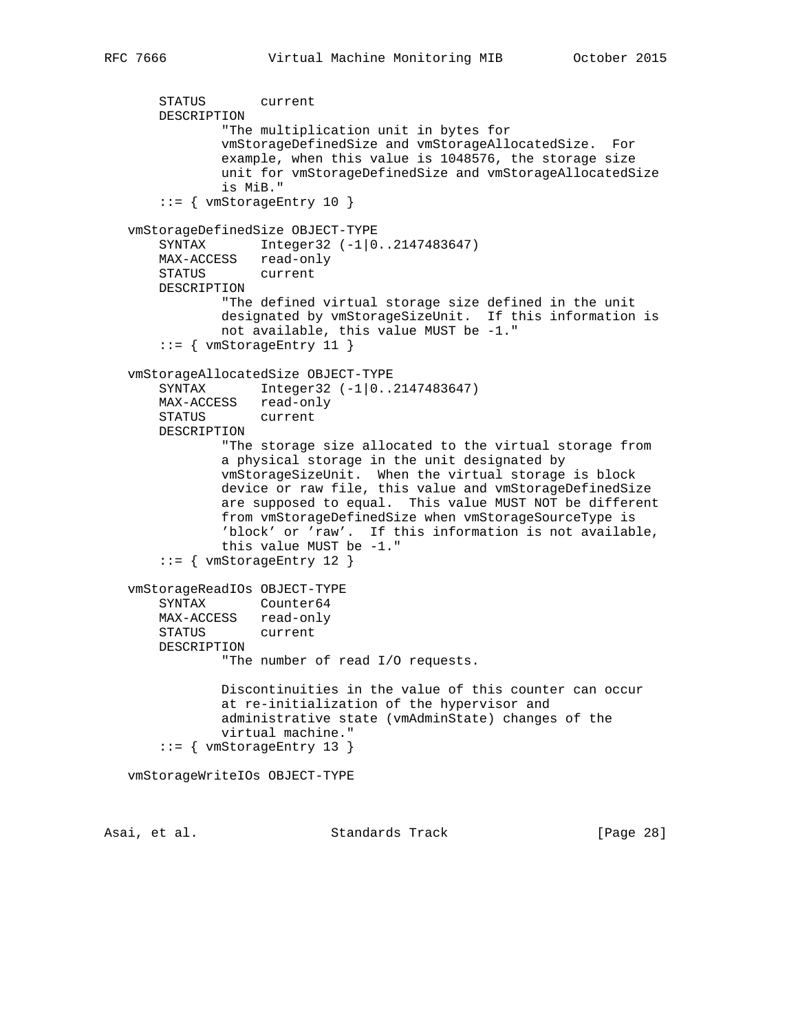```
       STATUS       current
       DESCRIPTION
               "The multiplication unit in bytes for
               vmStorageDefinedSize and vmStorageAllocatedSize.  For
               example, when this value is 1048576, the storage size
               unit for vmStorageDefinedSize and vmStorageAllocatedSize
               is MiB."
       ::= { vmStorageEntry 10 }

   vmStorageDefinedSize OBJECT-TYPE
       SYNTAX       Integer32 (-1|0..2147483647)
       MAX-ACCESS   read-only
       STATUS       current
       DESCRIPTION
               "The defined virtual storage size defined in the unit
               designated by vmStorageSizeUnit.  If this information is
               not available, this value MUST be -1."
       ::= { vmStorageEntry 11 }

   vmStorageAllocatedSize OBJECT-TYPE
       SYNTAX       Integer32 (-1|0..2147483647)
       MAX-ACCESS   read-only
       STATUS       current
       DESCRIPTION
               "The storage size allocated to the virtual storage from
               a physical storage in the unit designated by
               vmStorageSizeUnit.  When the virtual storage is block
               device or raw file, this value and vmStorageDefinedSize
               are supposed to equal.  This value MUST NOT be different
               from vmStorageDefinedSize when vmStorageSourceType is
               'block' or 'raw'.  If this information is not available,
               this value MUST be -1."
       ::= { vmStorageEntry 12 }

   vmStorageReadIOs OBJECT-TYPE
       SYNTAX       Counter64
       MAX-ACCESS   read-only
       STATUS       current
       DESCRIPTION
               "The number of read I/O requests.

               Discontinuities in the value of this counter can occur
               at re-initialization of the hypervisor and
               administrative state (vmAdminState) changes of the
               virtual machine."
       ::= { vmStorageEntry 13 }

   vmStorageWriteIOs OBJECT-TYPE
```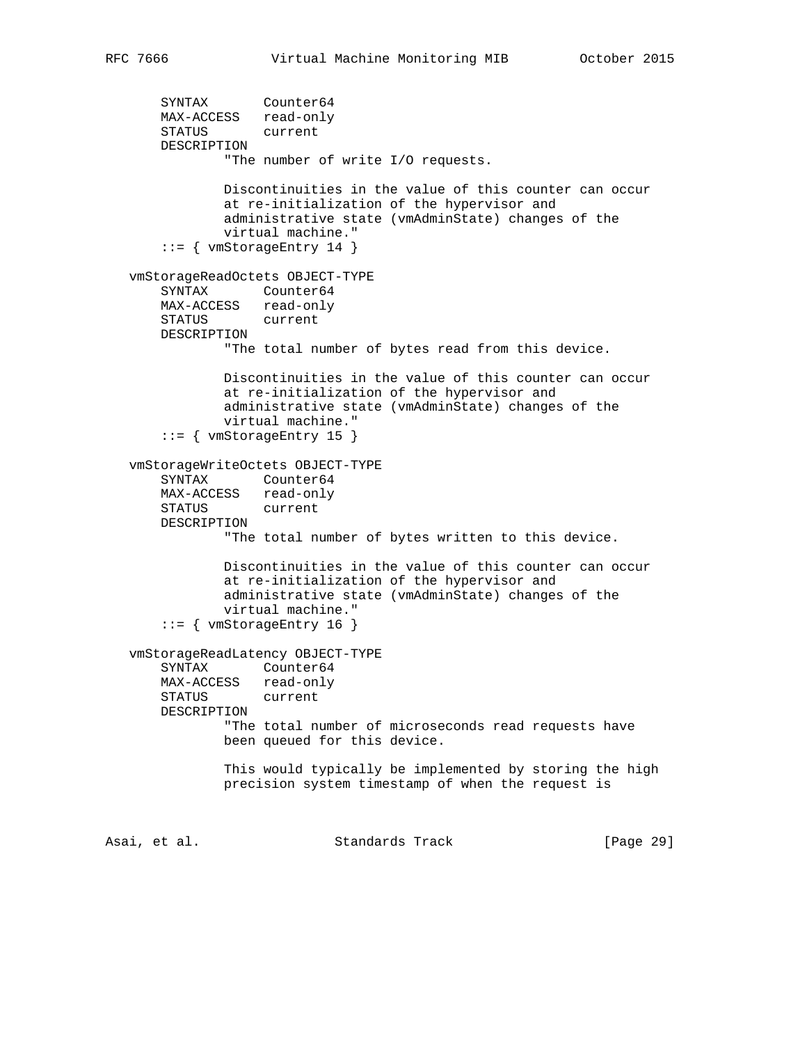```
       SYNTAX       Counter64
       MAX-ACCESS   read-only
       STATUS       current
       DESCRIPTION
               "The number of write I/O requests.

               Discontinuities in the value of this counter can occur
               at re-initialization of the hypervisor and
               administrative state (vmAdminState) changes of the
               virtual machine."
       ::= { vmStorageEntry 14 }

   vmStorageReadOctets OBJECT-TYPE
       SYNTAX       Counter64
       MAX-ACCESS   read-only
       STATUS       current
       DESCRIPTION
               "The total number of bytes read from this device.

               Discontinuities in the value of this counter can occur
               at re-initialization of the hypervisor and
               administrative state (vmAdminState) changes of the
               virtual machine."
       ::= { vmStorageEntry 15 }

   vmStorageWriteOctets OBJECT-TYPE
       SYNTAX       Counter64
       MAX-ACCESS   read-only
       STATUS       current
       DESCRIPTION
               "The total number of bytes written to this device.

               Discontinuities in the value of this counter can occur
               at re-initialization of the hypervisor and
               administrative state (vmAdminState) changes of the
               virtual machine."
       ::= { vmStorageEntry 16 }

   vmStorageReadLatency OBJECT-TYPE
       SYNTAX       Counter64
       MAX-ACCESS   read-only
       STATUS       current
       DESCRIPTION
               "The total number of microseconds read requests have
               been queued for this device.

               This would typically be implemented by storing the high
               precision system timestamp of when the request is
```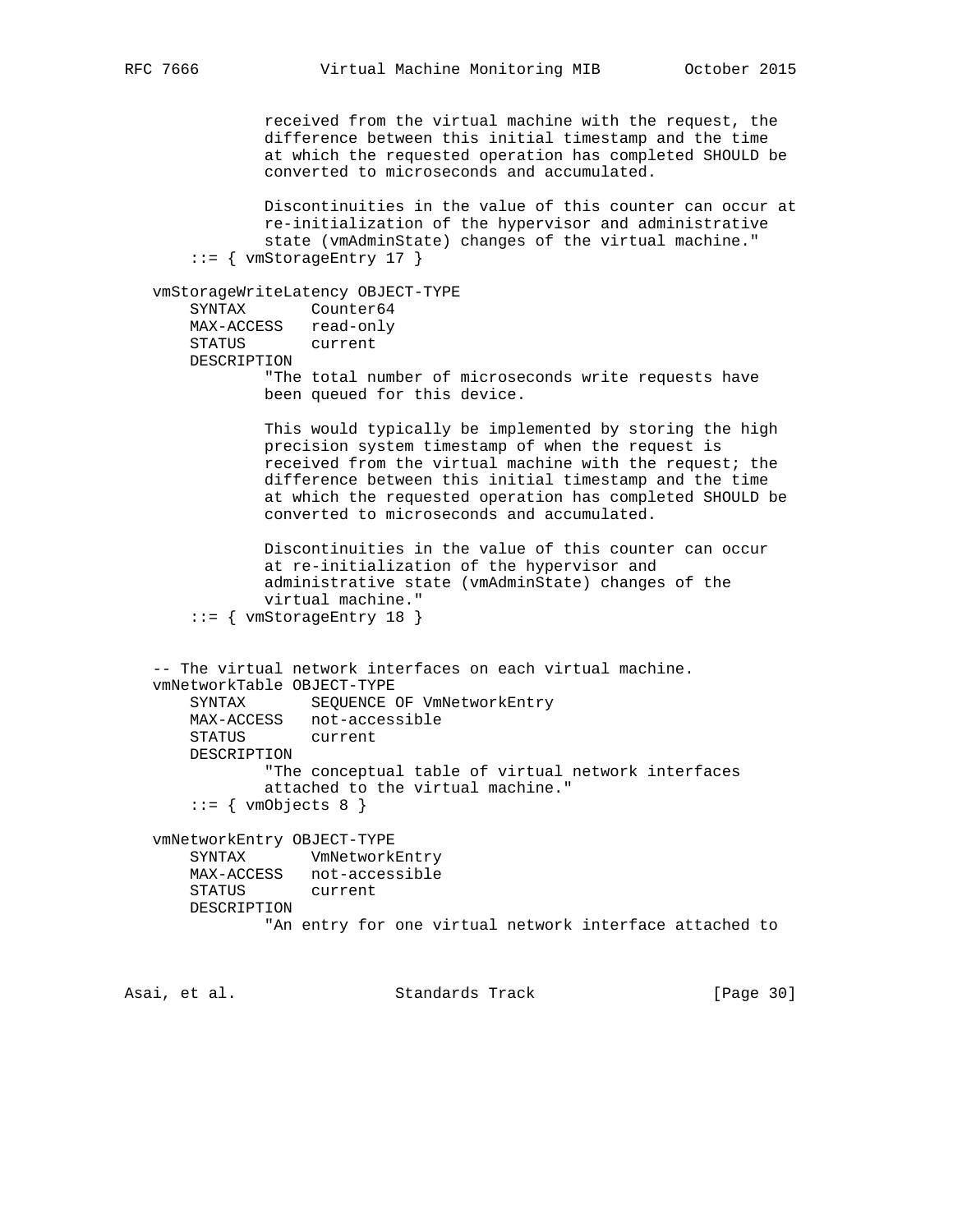```
              received from the virtual machine with the request, the
              difference between this initial timestamp and the time
              at which the requested operation has completed SHOULD be
              converted to microseconds and accumulated.

              Discontinuities in the value of this counter can occur at
              re-initialization of the hypervisor and administrative
              state (vmAdminState) changes of the virtual machine."
       ::= { vmStorageEntry 17 }

   vmStorageWriteLatency OBJECT-TYPE
       SYNTAX       Counter64
       MAX-ACCESS   read-only
       STATUS       current
       DESCRIPTION
              "The total number of microseconds write requests have
              been queued for this device.

              This would typically be implemented by storing the high
              precision system timestamp of when the request is
              received from the virtual machine with the request; the
              difference between this initial timestamp and the time
              at which the requested operation has completed SHOULD be
              converted to microseconds and accumulated.

              Discontinuities in the value of this counter can occur
              at re-initialization of the hypervisor and
              administrative state (vmAdminState) changes of the
              virtual machine."
       ::= { vmStorageEntry 18 }


   -- The virtual network interfaces on each virtual machine.
   vmNetworkTable OBJECT-TYPE
       SYNTAX       SEQUENCE OF VmNetworkEntry
       MAX-ACCESS   not-accessible
       STATUS       current
       DESCRIPTION
              "The conceptual table of virtual network interfaces
              attached to the virtual machine."
       ::= { vmObjects 8 }

   vmNetworkEntry OBJECT-TYPE
       SYNTAX       VmNetworkEntry
       MAX-ACCESS   not-accessible
       STATUS       current
       DESCRIPTION
              "An entry for one virtual network interface attached to
```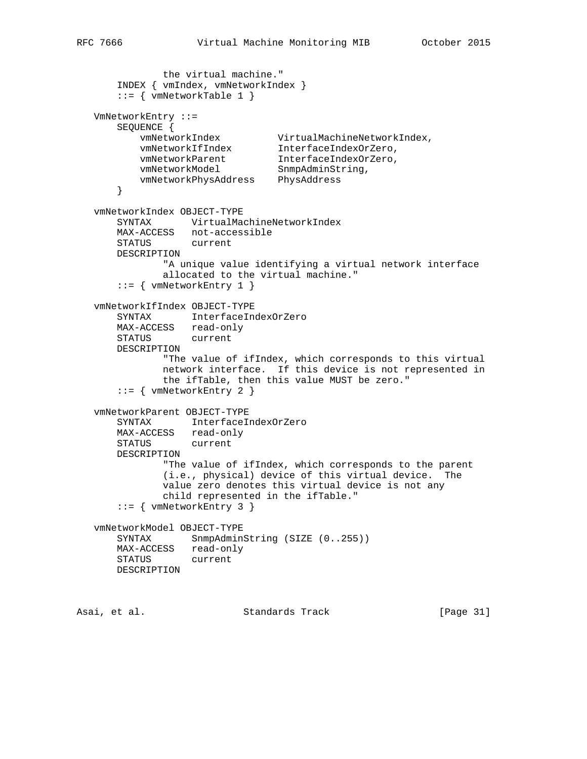```
               the virtual machine."
       INDEX { vmIndex, vmNetworkIndex }
       ::= { vmNetworkTable 1 }

   VmNetworkEntry ::=
       SEQUENCE {
           vmNetworkIndex          VirtualMachineNetworkIndex,
           vmNetworkIfIndex        InterfaceIndexOrZero,
           vmNetworkParent         InterfaceIndexOrZero,
           vmNetworkModel          SnmpAdminString,
           vmNetworkPhysAddress    PhysAddress
       }

   vmNetworkIndex OBJECT-TYPE
       SYNTAX       VirtualMachineNetworkIndex
       MAX-ACCESS   not-accessible
       STATUS       current
       DESCRIPTION
               "A unique value identifying a virtual network interface
               allocated to the virtual machine."
       ::= { vmNetworkEntry 1 }

   vmNetworkIfIndex OBJECT-TYPE
       SYNTAX       InterfaceIndexOrZero
       MAX-ACCESS   read-only
       STATUS       current
       DESCRIPTION
               "The value of ifIndex, which corresponds to this virtual
               network interface.  If this device is not represented in
               the ifTable, then this value MUST be zero."
       ::= { vmNetworkEntry 2 }

   vmNetworkParent OBJECT-TYPE
       SYNTAX       InterfaceIndexOrZero
       MAX-ACCESS   read-only
       STATUS       current
       DESCRIPTION
               "The value of ifIndex, which corresponds to the parent
               (i.e., physical) device of this virtual device.  The
               value zero denotes this virtual device is not any
               child represented in the ifTable."
       ::= { vmNetworkEntry 3 }

   vmNetworkModel OBJECT-TYPE
       SYNTAX       SnmpAdminString (SIZE (0..255))
       MAX-ACCESS   read-only
       STATUS       current
       DESCRIPTION
```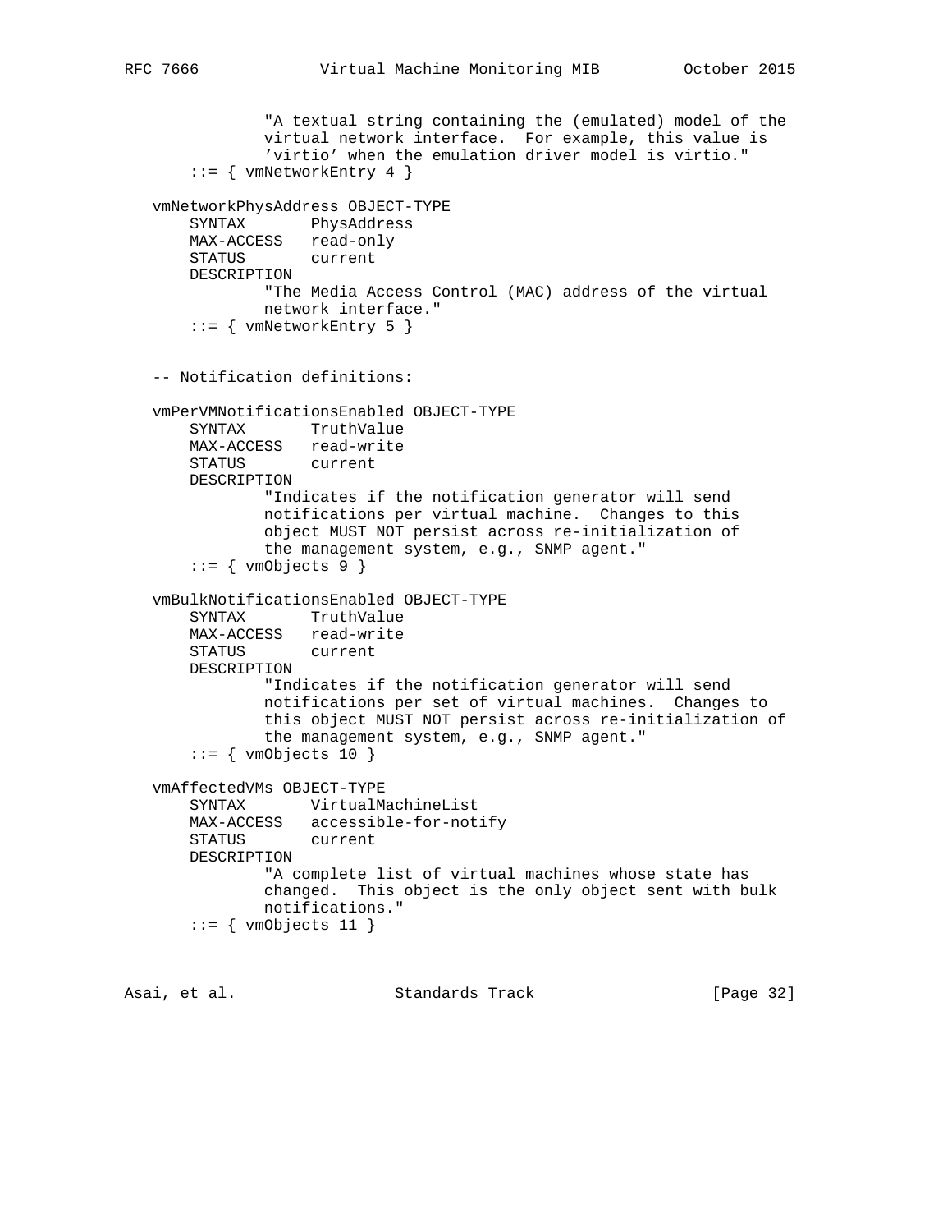```
            "A textual string containing the (emulated) model of the
            virtual network interface.  For example, this value is
            'virtio' when the emulation driver model is virtio."
    ::= { vmNetworkEntry 4 }

vmNetworkPhysAddress OBJECT-TYPE
    SYNTAX       PhysAddress
    MAX-ACCESS   read-only
    STATUS       current
    DESCRIPTION
            "The Media Access Control (MAC) address of the virtual
            network interface."
    ::= { vmNetworkEntry 5 }


-- Notification definitions:

vmPerVMNotificationsEnabled OBJECT-TYPE
    SYNTAX       TruthValue
    MAX-ACCESS   read-write
    STATUS       current
    DESCRIPTION
            "Indicates if the notification generator will send
            notifications per virtual machine.  Changes to this
            object MUST NOT persist across re-initialization of
            the management system, e.g., SNMP agent."
    ::= { vmObjects 9 }

vmBulkNotificationsEnabled OBJECT-TYPE
    SYNTAX       TruthValue
    MAX-ACCESS   read-write
    STATUS       current
    DESCRIPTION
            "Indicates if the notification generator will send
            notifications per set of virtual machines.  Changes to
            this object MUST NOT persist across re-initialization of
            the management system, e.g., SNMP agent."
    ::= { vmObjects 10 }

vmAffectedVMs OBJECT-TYPE
    SYNTAX       VirtualMachineList
    MAX-ACCESS   accessible-for-notify
    STATUS       current
    DESCRIPTION
            "A complete list of virtual machines whose state has
            changed.  This object is the only object sent with bulk
            notifications."
    ::= { vmObjects 11 }
```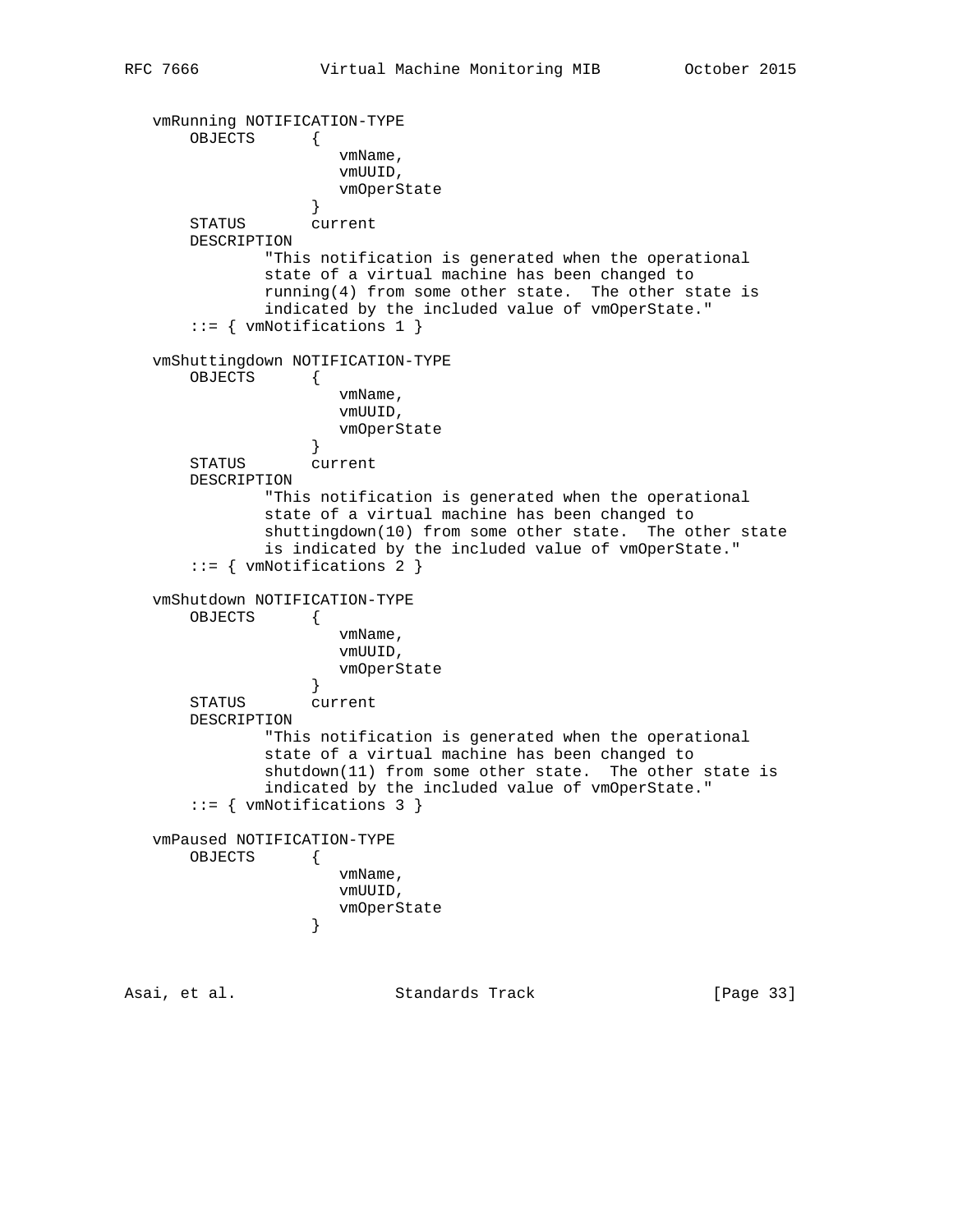```
   vmRunning NOTIFICATION-TYPE
       OBJECTS      {
                      vmName,
                      vmUUID,
                      vmOperState
                    }
       STATUS       current
       DESCRIPTION
               "This notification is generated when the operational
               state of a virtual machine has been changed to
               running(4) from some other state.  The other state is
               indicated by the included value of vmOperState."
       ::= { vmNotifications 1 }

   vmShuttingdown NOTIFICATION-TYPE
       OBJECTS      {
                      vmName,
                      vmUUID,
                      vmOperState
                    }
       STATUS       current
       DESCRIPTION
               "This notification is generated when the operational
               state of a virtual machine has been changed to
               shuttingdown(10) from some other state.  The other state
               is indicated by the included value of vmOperState."
       ::= { vmNotifications 2 }

   vmShutdown NOTIFICATION-TYPE
       OBJECTS      {
                      vmName,
                      vmUUID,
                      vmOperState
                    }
       STATUS       current
       DESCRIPTION
               "This notification is generated when the operational
               state of a virtual machine has been changed to
               shutdown(11) from some other state.  The other state is
               indicated by the included value of vmOperState."
       ::= { vmNotifications 3 }

   vmPaused NOTIFICATION-TYPE
       OBJECTS      {
                      vmName,
                      vmUUID,
                      vmOperState
                    }
```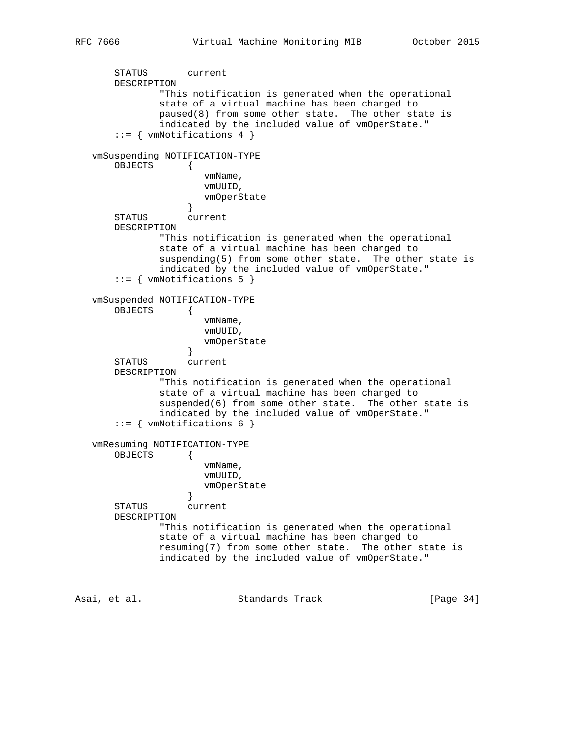```
       STATUS       current
       DESCRIPTION
               "This notification is generated when the operational
               state of a virtual machine has been changed to
               paused(8) from some other state.  The other state is
               indicated by the included value of vmOperState."
       ::= { vmNotifications 4 }

   vmSuspending NOTIFICATION-TYPE
       OBJECTS      {
                       vmName,
                       vmUUID,
                       vmOperState
                    }
       STATUS       current
       DESCRIPTION
               "This notification is generated when the operational
               state of a virtual machine has been changed to
               suspending(5) from some other state.  The other state is
               indicated by the included value of vmOperState."
       ::= { vmNotifications 5 }

   vmSuspended NOTIFICATION-TYPE
       OBJECTS      {
                       vmName,
                       vmUUID,
                       vmOperState
                    }
       STATUS       current
       DESCRIPTION
               "This notification is generated when the operational
               state of a virtual machine has been changed to
               suspended(6) from some other state.  The other state is
               indicated by the included value of vmOperState."
       ::= { vmNotifications 6 }

   vmResuming NOTIFICATION-TYPE
       OBJECTS      {
                       vmName,
                       vmUUID,
                       vmOperState
                    }
       STATUS       current
       DESCRIPTION
               "This notification is generated when the operational
               state of a virtual machine has been changed to
               resuming(7) from some other state.  The other state is
               indicated by the included value of vmOperState."
```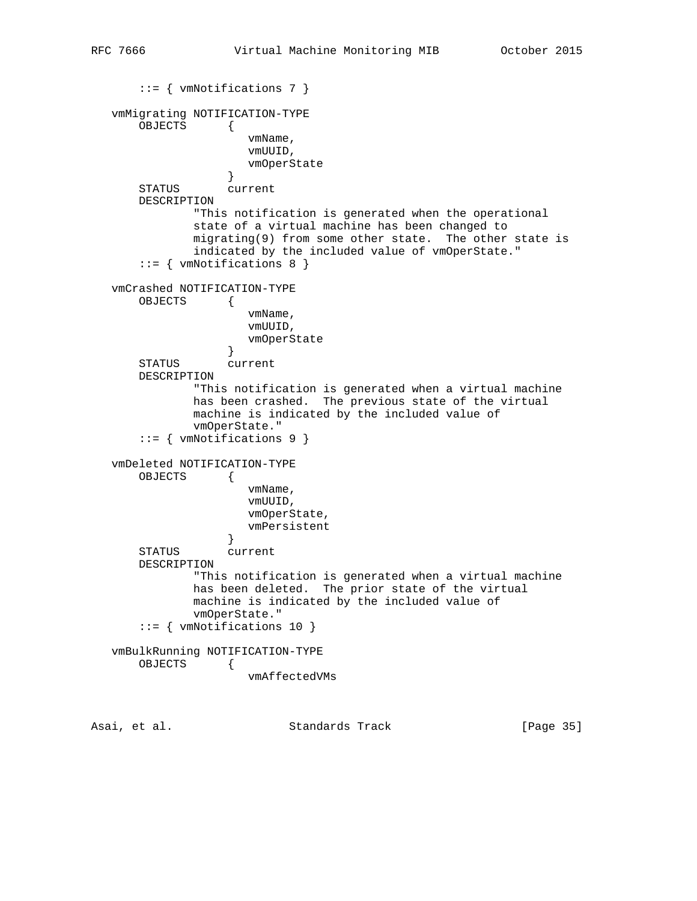```
       ::= { vmNotifications 7 }

   vmMigrating NOTIFICATION-TYPE
       OBJECTS      {
                       vmName,
                       vmUUID,
                       vmOperState
                    }
       STATUS       current
       DESCRIPTION
               "This notification is generated when the operational
               state of a virtual machine has been changed to
               migrating(9) from some other state.  The other state is
               indicated by the included value of vmOperState."
       ::= { vmNotifications 8 }

   vmCrashed NOTIFICATION-TYPE
       OBJECTS      {
                       vmName,
                       vmUUID,
                       vmOperState
                    }
       STATUS       current
       DESCRIPTION
               "This notification is generated when a virtual machine
               has been crashed.  The previous state of the virtual
               machine is indicated by the included value of
               vmOperState."
       ::= { vmNotifications 9 }

   vmDeleted NOTIFICATION-TYPE
       OBJECTS      {
                       vmName,
                       vmUUID,
                       vmOperState,
                       vmPersistent
                    }
       STATUS       current
       DESCRIPTION
               "This notification is generated when a virtual machine
               has been deleted.  The prior state of the virtual
               machine is indicated by the included value of
               vmOperState."
       ::= { vmNotifications 10 }

   vmBulkRunning NOTIFICATION-TYPE
       OBJECTS      {
                       vmAffectedVMs
```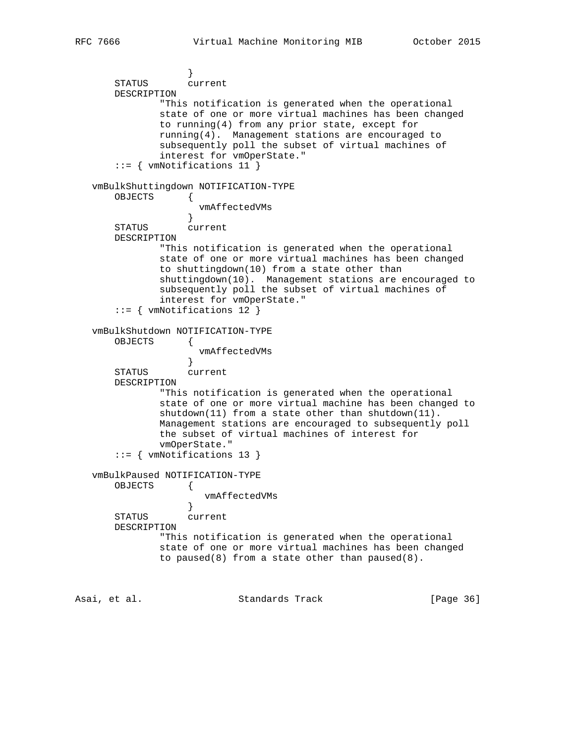```
                 }
    STATUS       current
    DESCRIPTION
            "This notification is generated when the operational
            state of one or more virtual machines has been changed
            to running(4) from any prior state, except for
            running(4).  Management stations are encouraged to
            subsequently poll the subset of virtual machines of
            interest for vmOperState."
    ::= { vmNotifications 11 }

vmBulkShuttingdown NOTIFICATION-TYPE
    OBJECTS      {
                   vmAffectedVMs
                 }
    STATUS       current
    DESCRIPTION
            "This notification is generated when the operational
            state of one or more virtual machines has been changed
            to shuttingdown(10) from a state other than
            shuttingdown(10).  Management stations are encouraged to
            subsequently poll the subset of virtual machines of
            interest for vmOperState."
    ::= { vmNotifications 12 }

vmBulkShutdown NOTIFICATION-TYPE
    OBJECTS      {
                   vmAffectedVMs
                 }
    STATUS       current
    DESCRIPTION
            "This notification is generated when the operational
            state of one or more virtual machine has been changed to
            shutdown(11) from a state other than shutdown(11).
            Management stations are encouraged to subsequently poll
            the subset of virtual machines of interest for
            vmOperState."
    ::= { vmNotifications 13 }

vmBulkPaused NOTIFICATION-TYPE
    OBJECTS      {
                    vmAffectedVMs
                 }
    STATUS       current
    DESCRIPTION
            "This notification is generated when the operational
            state of one or more virtual machines has been changed
            to paused(8) from a state other than paused(8).
```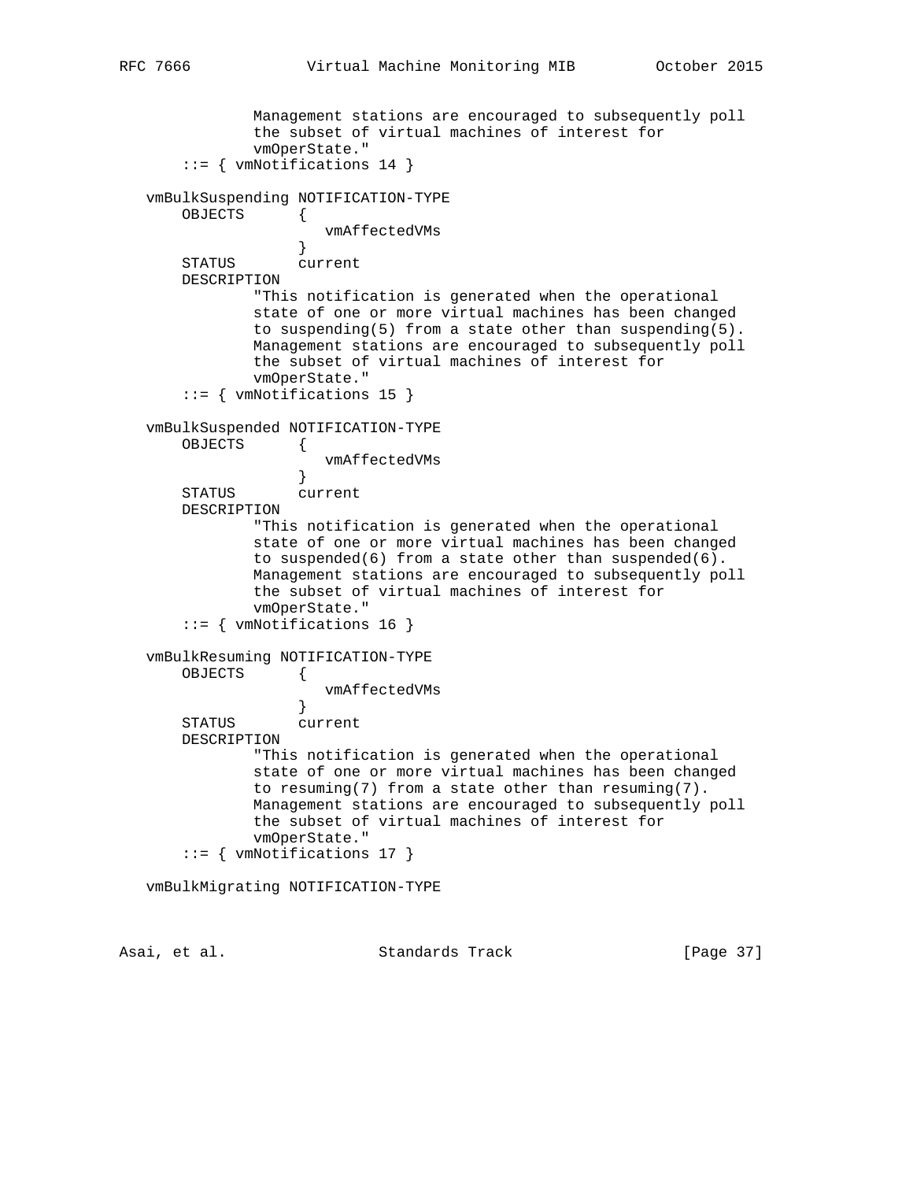```
            Management stations are encouraged to subsequently poll
            the subset of virtual machines of interest for
            vmOperState."
    ::= { vmNotifications 14 }

vmBulkSuspending NOTIFICATION-TYPE
    OBJECTS     {
                  vmAffectedVMs
                }
    STATUS      current
    DESCRIPTION
            "This notification is generated when the operational
            state of one or more virtual machines has been changed
            to suspending(5) from a state other than suspending(5).
            Management stations are encouraged to subsequently poll
            the subset of virtual machines of interest for
            vmOperState."
    ::= { vmNotifications 15 }

vmBulkSuspended NOTIFICATION-TYPE
    OBJECTS     {
                  vmAffectedVMs
                }
    STATUS      current
    DESCRIPTION
            "This notification is generated when the operational
            state of one or more virtual machines has been changed
            to suspended(6) from a state other than suspended(6).
            Management stations are encouraged to subsequently poll
            the subset of virtual machines of interest for
            vmOperState."
    ::= { vmNotifications 16 }

vmBulkResuming NOTIFICATION-TYPE
    OBJECTS     {
                  vmAffectedVMs
                }
    STATUS      current
    DESCRIPTION
            "This notification is generated when the operational
            state of one or more virtual machines has been changed
            to resuming(7) from a state other than resuming(7).
            Management stations are encouraged to subsequently poll
            the subset of virtual machines of interest for
            vmOperState."
    ::= { vmNotifications 17 }

vmBulkMigrating NOTIFICATION-TYPE
```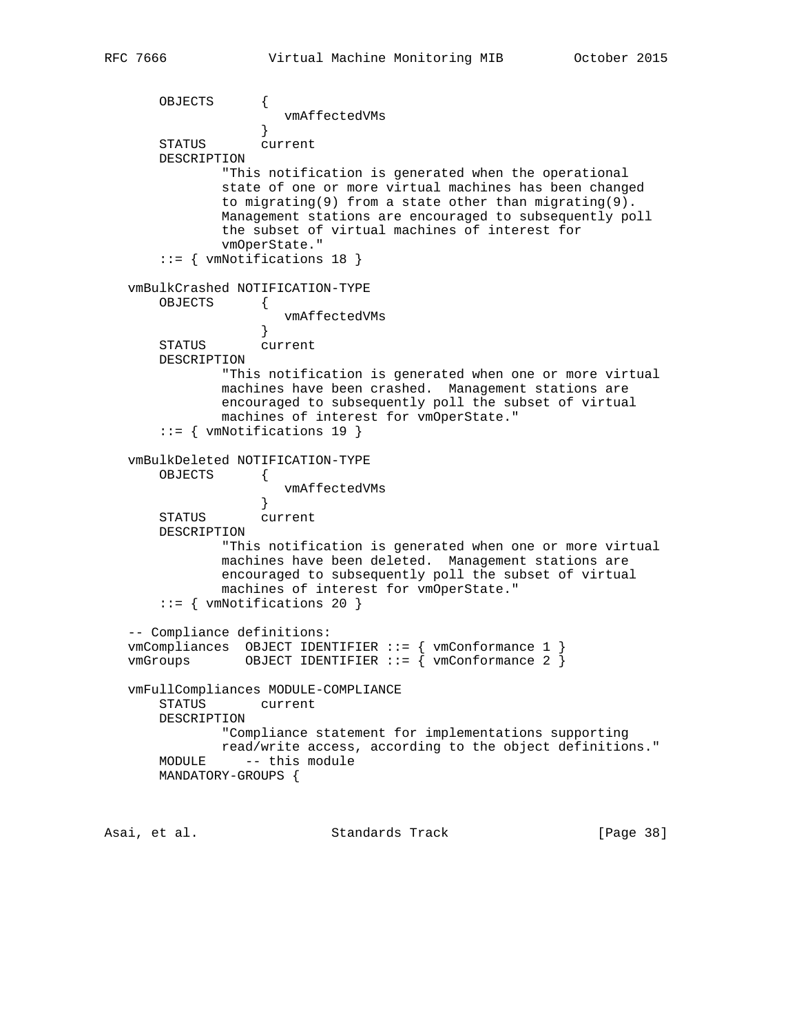```
       OBJECTS      {
                        vmAffectedVMs
                    }
       STATUS       current
       DESCRIPTION
               "This notification is generated when the operational
               state of one or more virtual machines has been changed
               to migrating(9) from a state other than migrating(9).
               Management stations are encouraged to subsequently poll
               the subset of virtual machines of interest for
               vmOperState."
       ::= { vmNotifications 18 }

   vmBulkCrashed NOTIFICATION-TYPE
       OBJECTS      {
                        vmAffectedVMs
                    }
       STATUS       current
       DESCRIPTION
               "This notification is generated when one or more virtual
               machines have been crashed.  Management stations are
               encouraged to subsequently poll the subset of virtual
               machines of interest for vmOperState."
       ::= { vmNotifications 19 }

   vmBulkDeleted NOTIFICATION-TYPE
       OBJECTS      {
                        vmAffectedVMs
                    }
       STATUS       current
       DESCRIPTION
               "This notification is generated when one or more virtual
               machines have been deleted.  Management stations are
               encouraged to subsequently poll the subset of virtual
               machines of interest for vmOperState."
       ::= { vmNotifications 20 }

   -- Compliance definitions:
   vmCompliances  OBJECT IDENTIFIER ::= { vmConformance 1 }
   vmGroups       OBJECT IDENTIFIER ::= { vmConformance 2 }

   vmFullCompliances MODULE-COMPLIANCE
       STATUS       current
       DESCRIPTION
               "Compliance statement for implementations supporting
               read/write access, according to the object definitions."
       MODULE     -- this module
       MANDATORY-GROUPS {
```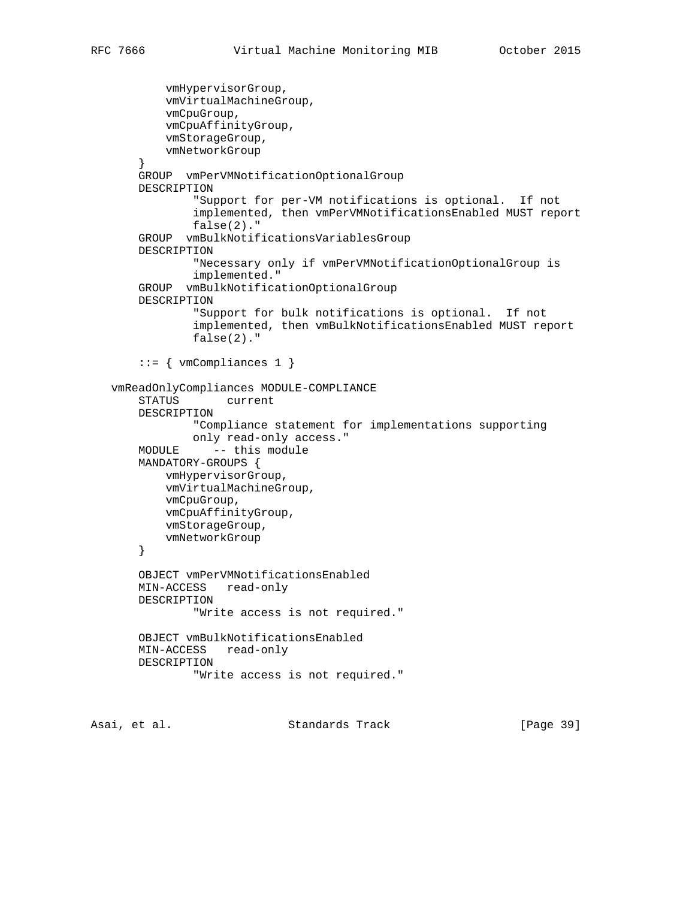```
           vmHypervisorGroup,
           vmVirtualMachineGroup,
           vmCpuGroup,
           vmCpuAffinityGroup,
           vmStorageGroup,
           vmNetworkGroup
       }
       GROUP  vmPerVMNotificationOptionalGroup
       DESCRIPTION
               "Support for per-VM notifications is optional.  If not
               implemented, then vmPerVMNotificationsEnabled MUST report
               false(2)."
       GROUP  vmBulkNotificationsVariablesGroup
       DESCRIPTION
               "Necessary only if vmPerVMNotificationOptionalGroup is
               implemented."
       GROUP  vmBulkNotificationOptionalGroup
       DESCRIPTION
               "Support for bulk notifications is optional.  If not
               implemented, then vmBulkNotificationsEnabled MUST report
               false(2)."

       ::= { vmCompliances 1 }

   vmReadOnlyCompliances MODULE-COMPLIANCE
       STATUS       current
       DESCRIPTION
               "Compliance statement for implementations supporting
               only read-only access."
       MODULE     -- this module
       MANDATORY-GROUPS {
           vmHypervisorGroup,
           vmVirtualMachineGroup,
           vmCpuGroup,
           vmCpuAffinityGroup,
           vmStorageGroup,
           vmNetworkGroup
       }

       OBJECT vmPerVMNotificationsEnabled
       MIN-ACCESS   read-only
       DESCRIPTION
               "Write access is not required."

       OBJECT vmBulkNotificationsEnabled
       MIN-ACCESS   read-only
       DESCRIPTION
               "Write access is not required."
```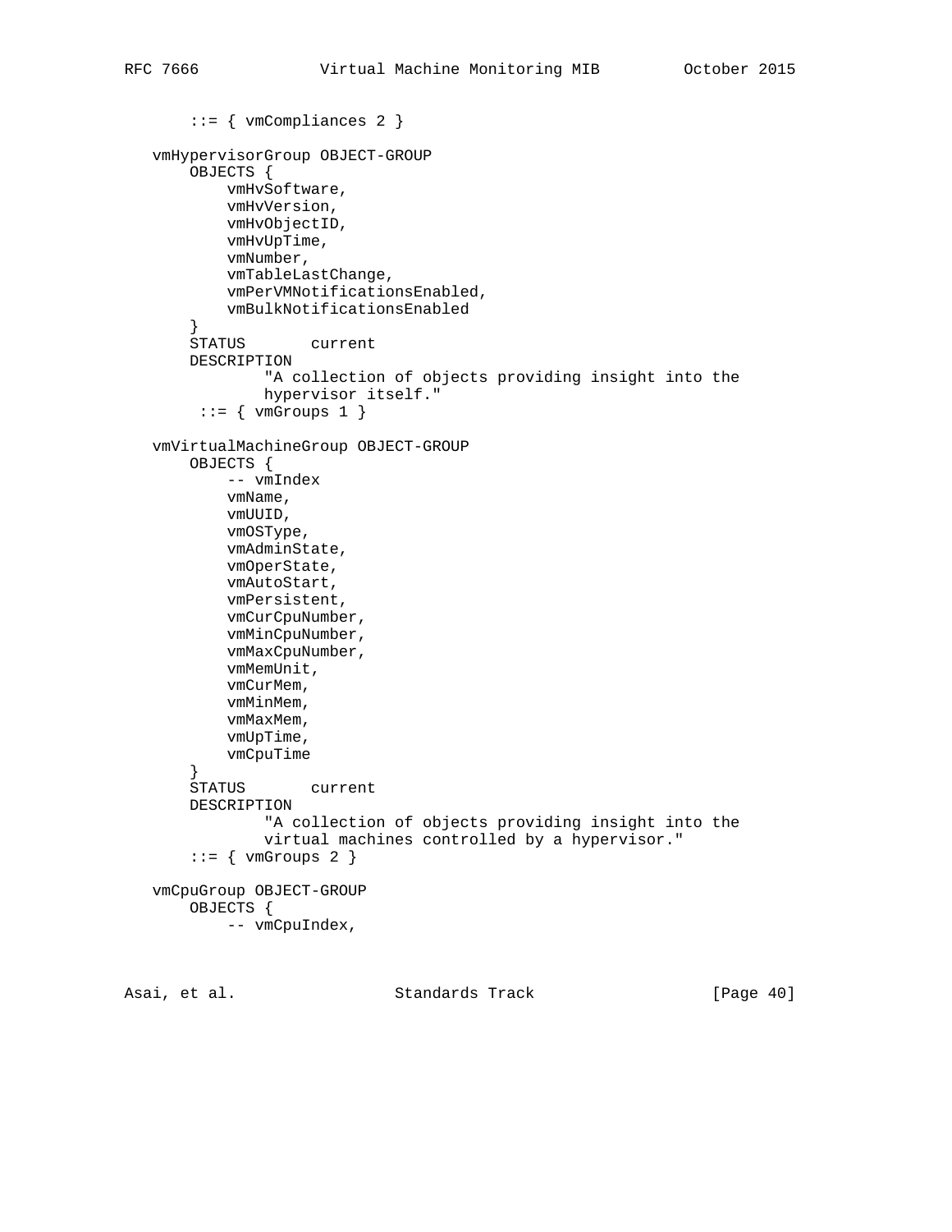```
       ::= { vmCompliances 2 }

   vmHypervisorGroup OBJECT-GROUP
       OBJECTS {
           vmHvSoftware,
           vmHvVersion,
           vmHvObjectID,
           vmHvUpTime,
           vmNumber,
           vmTableLastChange,
           vmPerVMNotificationsEnabled,
           vmBulkNotificationsEnabled
       }
       STATUS       current
       DESCRIPTION
               "A collection of objects providing insight into the
               hypervisor itself."
        ::= { vmGroups 1 }

   vmVirtualMachineGroup OBJECT-GROUP
       OBJECTS {
           -- vmIndex
           vmName,
           vmUUID,
           vmOSType,
           vmAdminState,
           vmOperState,
           vmAutoStart,
           vmPersistent,
           vmCurCpuNumber,
           vmMinCpuNumber,
           vmMaxCpuNumber,
           vmMemUnit,
           vmCurMem,
           vmMinMem,
           vmMaxMem,
           vmUpTime,
           vmCpuTime
       }
       STATUS       current
       DESCRIPTION
               "A collection of objects providing insight into the
               virtual machines controlled by a hypervisor."
       ::= { vmGroups 2 }

   vmCpuGroup OBJECT-GROUP
       OBJECTS {
           -- vmCpuIndex,
```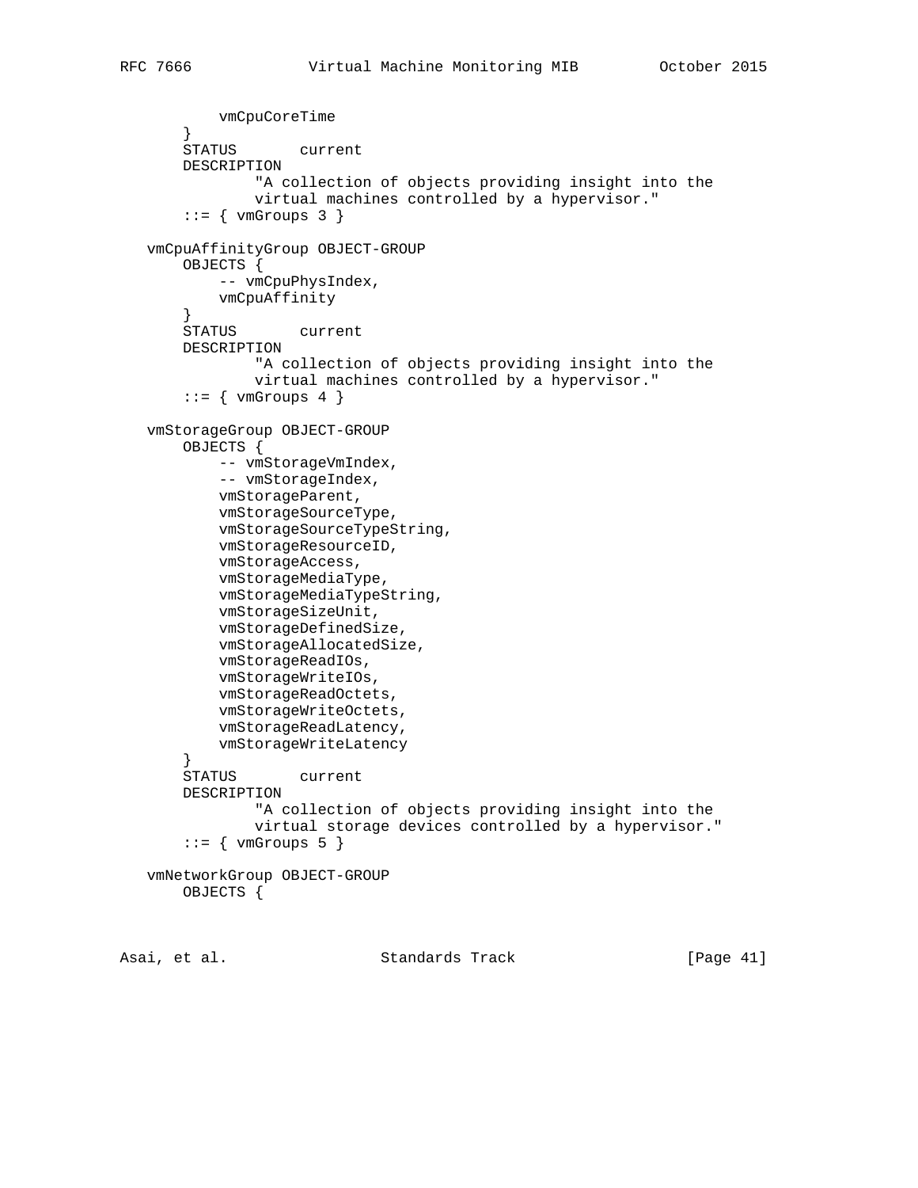```
           vmCpuCoreTime
       }
       STATUS       current
       DESCRIPTION
               "A collection of objects providing insight into the
               virtual machines controlled by a hypervisor."
       ::= { vmGroups 3 }

   vmCpuAffinityGroup OBJECT-GROUP
       OBJECTS {
           -- vmCpuPhysIndex,
           vmCpuAffinity
       }
       STATUS       current
       DESCRIPTION
               "A collection of objects providing insight into the
               virtual machines controlled by a hypervisor."
       ::= { vmGroups 4 }

   vmStorageGroup OBJECT-GROUP
       OBJECTS {
           -- vmStorageVmIndex,
           -- vmStorageIndex,
           vmStorageParent,
           vmStorageSourceType,
           vmStorageSourceTypeString,
           vmStorageResourceID,
           vmStorageAccess,
           vmStorageMediaType,
           vmStorageMediaTypeString,
           vmStorageSizeUnit,
           vmStorageDefinedSize,
           vmStorageAllocatedSize,
           vmStorageReadIOs,
           vmStorageWriteIOs,
           vmStorageReadOctets,
           vmStorageWriteOctets,
           vmStorageReadLatency,
           vmStorageWriteLatency
       }
       STATUS       current
       DESCRIPTION
               "A collection of objects providing insight into the
               virtual storage devices controlled by a hypervisor."
       ::= { vmGroups 5 }

   vmNetworkGroup OBJECT-GROUP
       OBJECTS {
```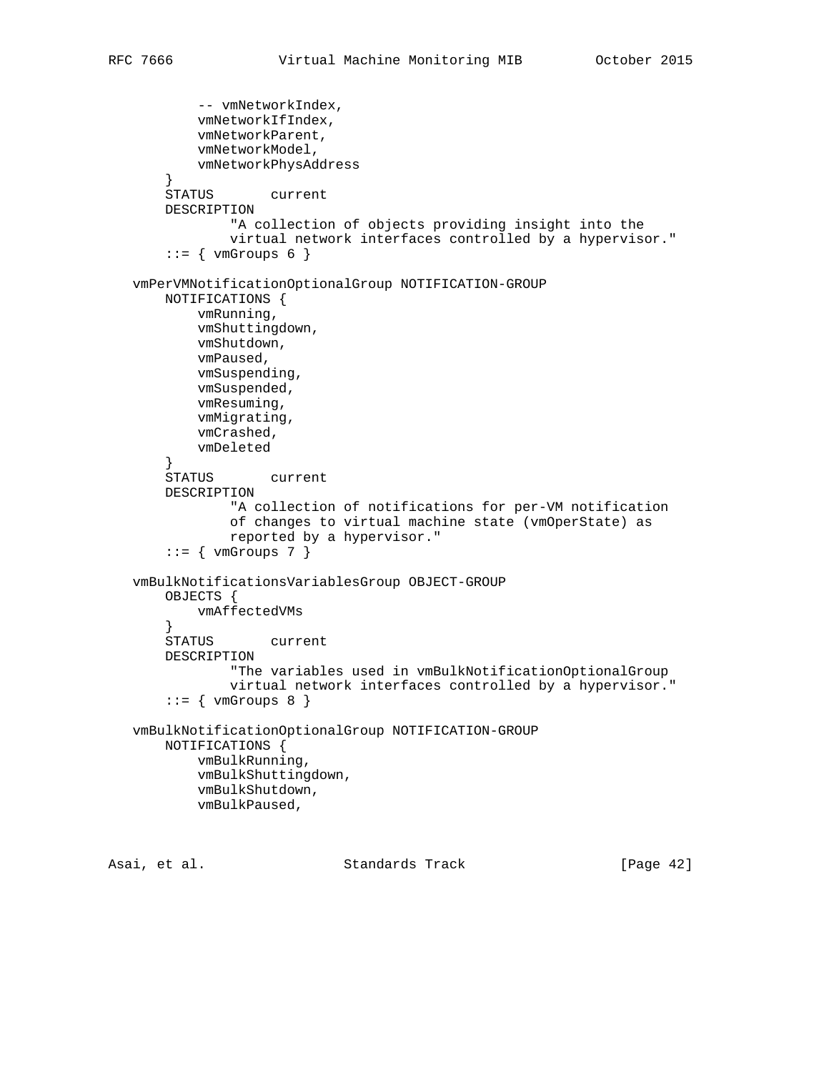```
           -- vmNetworkIndex,
           vmNetworkIfIndex,
           vmNetworkParent,
           vmNetworkModel,
           vmNetworkPhysAddress
       }
       STATUS       current
       DESCRIPTION
               "A collection of objects providing insight into the
               virtual network interfaces controlled by a hypervisor."
       ::= { vmGroups 6 }

   vmPerVMNotificationOptionalGroup NOTIFICATION-GROUP
       NOTIFICATIONS {
           vmRunning,
           vmShuttingdown,
           vmShutdown,
           vmPaused,
           vmSuspending,
           vmSuspended,
           vmResuming,
           vmMigrating,
           vmCrashed,
           vmDeleted
       }
       STATUS       current
       DESCRIPTION
               "A collection of notifications for per-VM notification
               of changes to virtual machine state (vmOperState) as
               reported by a hypervisor."
       ::= { vmGroups 7 }

   vmBulkNotificationsVariablesGroup OBJECT-GROUP
       OBJECTS {
           vmAffectedVMs
       }
       STATUS       current
       DESCRIPTION
               "The variables used in vmBulkNotificationOptionalGroup
               virtual network interfaces controlled by a hypervisor."
       ::= { vmGroups 8 }

   vmBulkNotificationOptionalGroup NOTIFICATION-GROUP
       NOTIFICATIONS {
           vmBulkRunning,
           vmBulkShuttingdown,
           vmBulkShutdown,
           vmBulkPaused,
```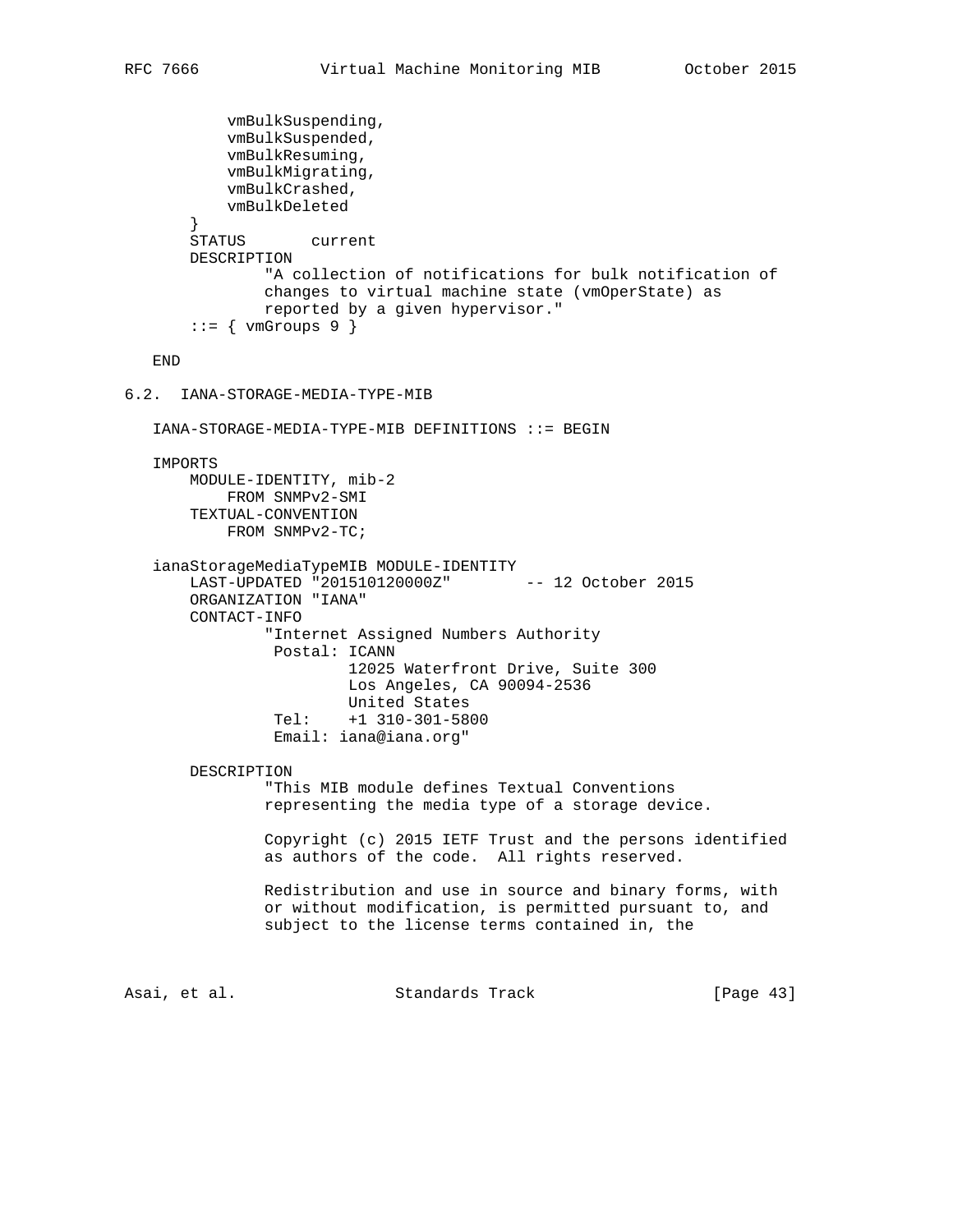```
        vmBulkSuspending,
        vmBulkSuspended,
        vmBulkResuming,
        vmBulkMigrating,
        vmBulkCrashed,
        vmBulkDeleted
    }
    STATUS       current
    DESCRIPTION
            "A collection of notifications for bulk notification of
            changes to virtual machine state (vmOperState) as
            reported by a given hypervisor."
    ::= { vmGroups 9 }

END
```

## 6.2. IANA-STORAGE-MEDIA-TYPE-MIB

```
IANA-STORAGE-MEDIA-TYPE-MIB DEFINITIONS ::= BEGIN

IMPORTS
    MODULE-IDENTITY, mib-2
        FROM SNMPv2-SMI
    TEXTUAL-CONVENTION
        FROM SNMPv2-TC;

ianaStorageMediaTypeMIB MODULE-IDENTITY
    LAST-UPDATED "201510120000Z"        -- 12 October 2015
    ORGANIZATION "IANA"
    CONTACT-INFO
            "Internet Assigned Numbers Authority
             Postal: ICANN
                     12025 Waterfront Drive, Suite 300
                     Los Angeles, CA 90094-2536
                     United States
             Tel:    +1 310-301-5800
             Email: iana@iana.org"

    DESCRIPTION
            "This MIB module defines Textual Conventions
            representing the media type of a storage device.

            Copyright (c) 2015 IETF Trust and the persons identified
            as authors of the code.  All rights reserved.

            Redistribution and use in source and binary forms, with
            or without modification, is permitted pursuant to, and
            subject to the license terms contained in, the
```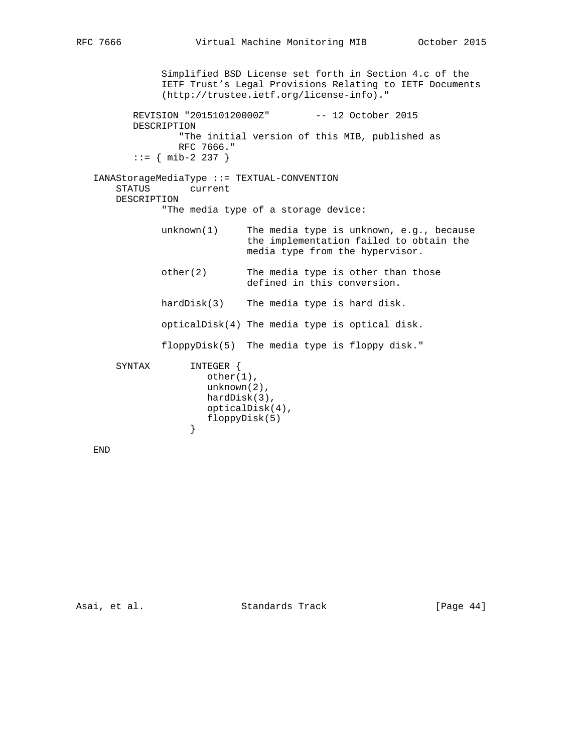```
              Simplified BSD License set forth in Section 4.c of the
              IETF Trust's Legal Provisions Relating to IETF Documents
              (http://trustee.ietf.org/license-info)."

          REVISION "201510120000Z"        -- 12 October 2015
          DESCRIPTION
                 "The initial version of this MIB, published as
                 RFC 7666."
          ::= { mib-2 237 }

   IANAStorageMediaType ::= TEXTUAL-CONVENTION
       STATUS       current
       DESCRIPTION
               "The media type of a storage device:

               unknown(1)     The media type is unknown, e.g., because
                              the implementation failed to obtain the
                              media type from the hypervisor.

               other(2)       The media type is other than those
                              defined in this conversion.

               hardDisk(3)    The media type is hard disk.

               opticalDisk(4) The media type is optical disk.

               floppyDisk(5)  The media type is floppy disk."

       SYNTAX       INTEGER {
                       other(1),
                       unknown(2),
                       hardDisk(3),
                       opticalDisk(4),
                       floppyDisk(5)
                    }

   END
```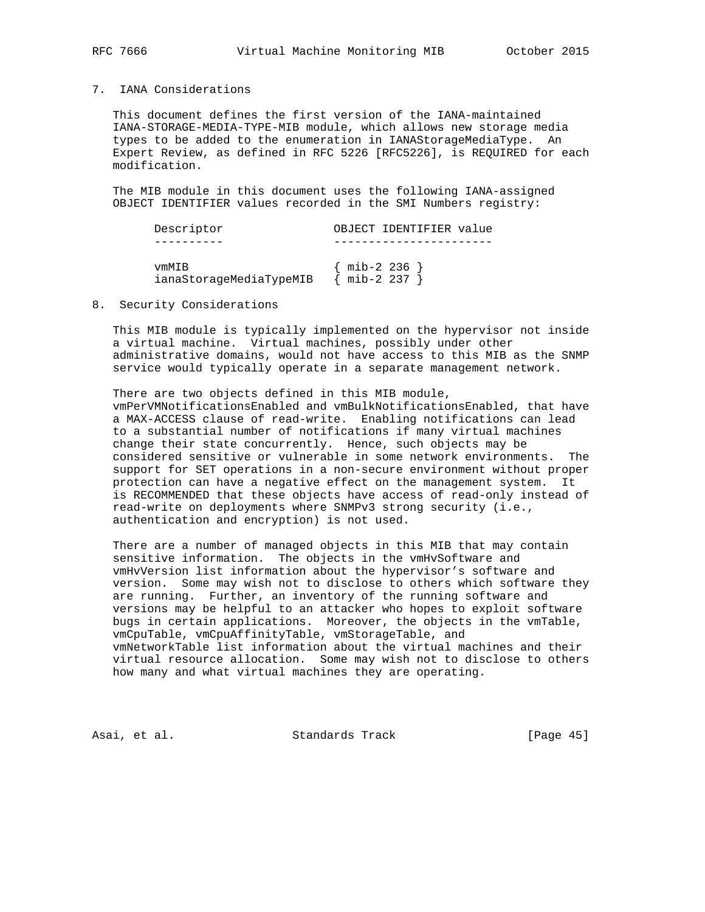## 7. IANA Considerations

This document defines the first version of the IANA-maintained IANA-STORAGE-MEDIA-TYPE-MIB module, which allows new storage media types to be added to the enumeration in IANAStorageMediaType. An Expert Review, as defined in RFC 5226 [RFC5226], is REQUIRED for each modification.

The MIB module in this document uses the following IANA-assigned OBJECT IDENTIFIER values recorded in the SMI Numbers registry:

| Descriptor | OBJECT IDENTIFIER value |
|---|---|
| vmMIB | { mib-2 236 } |
| ianaStorageMediaTypeMIB | { mib-2 237 } |

## 8. Security Considerations

This MIB module is typically implemented on the hypervisor not inside a virtual machine. Virtual machines, possibly under other administrative domains, would not have access to this MIB as the SNMP service would typically operate in a separate management network.

There are two objects defined in this MIB module, vmPerVMNotificationsEnabled and vmBulkNotificationsEnabled, that have a MAX-ACCESS clause of read-write. Enabling notifications can lead to a substantial number of notifications if many virtual machines change their state concurrently. Hence, such objects may be considered sensitive or vulnerable in some network environments. The support for SET operations in a non-secure environment without proper protection can have a negative effect on the management system. It is RECOMMENDED that these objects have access of read-only instead of read-write on deployments where SNMPv3 strong security (i.e., authentication and encryption) is not used.

There are a number of managed objects in this MIB that may contain sensitive information. The objects in the vmHvSoftware and vmHvVersion list information about the hypervisor's software and version. Some may wish not to disclose to others which software they are running. Further, an inventory of the running software and versions may be helpful to an attacker who hopes to exploit software bugs in certain applications. Moreover, the objects in the vmTable, vmCpuTable, vmCpuAffinityTable, vmStorageTable, and vmNetworkTable list information about the virtual machines and their virtual resource allocation. Some may wish not to disclose to others how many and what virtual machines they are operating.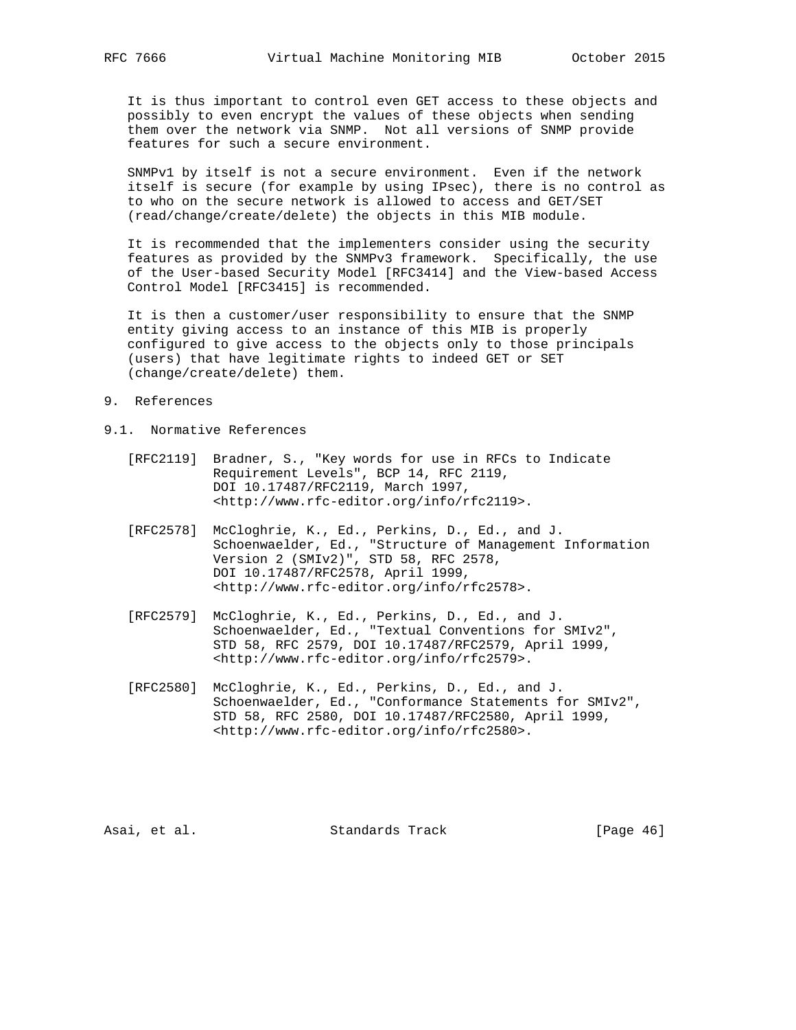It is thus important to control even GET access to these objects and possibly to even encrypt the values of these objects when sending them over the network via SNMP. Not all versions of SNMP provide features for such a secure environment.

SNMPv1 by itself is not a secure environment. Even if the network itself is secure (for example by using IPsec), there is no control as to who on the secure network is allowed to access and GET/SET (read/change/create/delete) the objects in this MIB module.

It is recommended that the implementers consider using the security features as provided by the SNMPv3 framework. Specifically, the use of the User-based Security Model [RFC3414] and the View-based Access Control Model [RFC3415] is recommended.

It is then a customer/user responsibility to ensure that the SNMP entity giving access to an instance of this MIB is properly configured to give access to the objects only to those principals (users) that have legitimate rights to indeed GET or SET (change/create/delete) them.

# 9. References

## 9.1. Normative References

[RFC2119] Bradner, S., "Key words for use in RFCs to Indicate Requirement Levels", BCP 14, RFC 2119, DOI 10.17487/RFC2119, March 1997, <http://www.rfc-editor.org/info/rfc2119>.

[RFC2578] McCloghrie, K., Ed., Perkins, D., Ed., and J. Schoenwaelder, Ed., "Structure of Management Information Version 2 (SMIv2)", STD 58, RFC 2578, DOI 10.17487/RFC2578, April 1999, <http://www.rfc-editor.org/info/rfc2578>.

[RFC2579] McCloghrie, K., Ed., Perkins, D., Ed., and J. Schoenwaelder, Ed., "Textual Conventions for SMIv2", STD 58, RFC 2579, DOI 10.17487/RFC2579, April 1999, <http://www.rfc-editor.org/info/rfc2579>.

[RFC2580] McCloghrie, K., Ed., Perkins, D., Ed., and J. Schoenwaelder, Ed., "Conformance Statements for SMIv2", STD 58, RFC 2580, DOI 10.17487/RFC2580, April 1999, <http://www.rfc-editor.org/info/rfc2580>.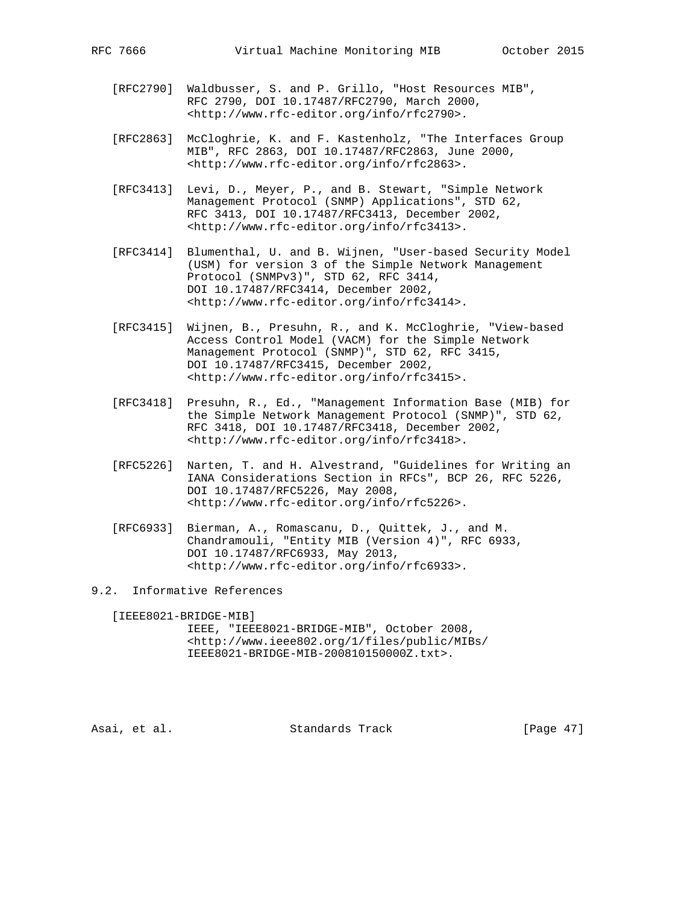[RFC2790] Waldbusser, S. and P. Grillo, "Host Resources MIB", RFC 2790, DOI 10.17487/RFC2790, March 2000, <http://www.rfc-editor.org/info/rfc2790>.

[RFC2863] McCloghrie, K. and F. Kastenholz, "The Interfaces Group MIB", RFC 2863, DOI 10.17487/RFC2863, June 2000, <http://www.rfc-editor.org/info/rfc2863>.

[RFC3413] Levi, D., Meyer, P., and B. Stewart, "Simple Network Management Protocol (SNMP) Applications", STD 62, RFC 3413, DOI 10.17487/RFC3413, December 2002, <http://www.rfc-editor.org/info/rfc3413>.

[RFC3414] Blumenthal, U. and B. Wijnen, "User-based Security Model (USM) for version 3 of the Simple Network Management Protocol (SNMPv3)", STD 62, RFC 3414, DOI 10.17487/RFC3414, December 2002, <http://www.rfc-editor.org/info/rfc3414>.

[RFC3415] Wijnen, B., Presuhn, R., and K. McCloghrie, "View-based Access Control Model (VACM) for the Simple Network Management Protocol (SNMP)", STD 62, RFC 3415, DOI 10.17487/RFC3415, December 2002, <http://www.rfc-editor.org/info/rfc3415>.

[RFC3418] Presuhn, R., Ed., "Management Information Base (MIB) for the Simple Network Management Protocol (SNMP)", STD 62, RFC 3418, DOI 10.17487/RFC3418, December 2002, <http://www.rfc-editor.org/info/rfc3418>.

[RFC5226] Narten, T. and H. Alvestrand, "Guidelines for Writing an IANA Considerations Section in RFCs", BCP 26, RFC 5226, DOI 10.17487/RFC5226, May 2008, <http://www.rfc-editor.org/info/rfc5226>.

[RFC6933] Bierman, A., Romascanu, D., Quittek, J., and M. Chandramouli, "Entity MIB (Version 4)", RFC 6933, DOI 10.17487/RFC6933, May 2013, <http://www.rfc-editor.org/info/rfc6933>.

## 9.2. Informative References

[IEEE8021-BRIDGE-MIB] IEEE, "IEEE8021-BRIDGE-MIB", October 2008, <http://www.ieee802.org/1/files/public/MIBs/IEEE8021-BRIDGE-MIB-200810150000Z.txt>.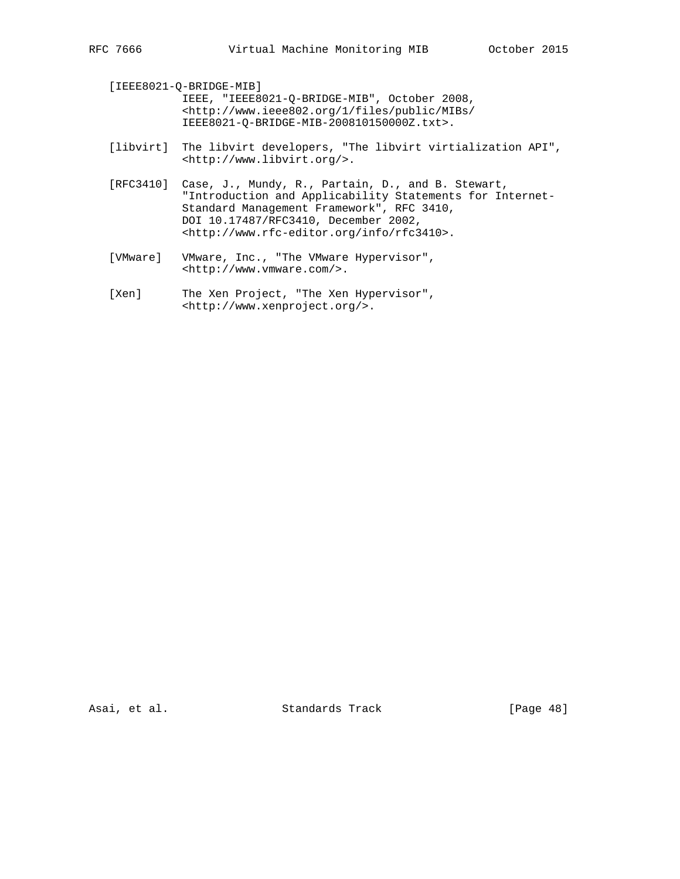[IEEE8021-Q-BRIDGE-MIB]
IEEE, "IEEE8021-Q-BRIDGE-MIB", October 2008, <http://www.ieee802.org/1/files/public/MIBs/IEEE8021-Q-BRIDGE-MIB-200810150000Z.txt>.

[libvirt] The libvirt developers, "The libvirt virtialization API", <http://www.libvirt.org/>.

[RFC3410] Case, J., Mundy, R., Partain, D., and B. Stewart, "Introduction and Applicability Statements for Internet-Standard Management Framework", RFC 3410, DOI 10.17487/RFC3410, December 2002, <http://www.rfc-editor.org/info/rfc3410>.

[VMware] VMware, Inc., "The VMware Hypervisor", <http://www.vmware.com/>.

[Xen] The Xen Project, "The Xen Hypervisor", <http://www.xenproject.org/>.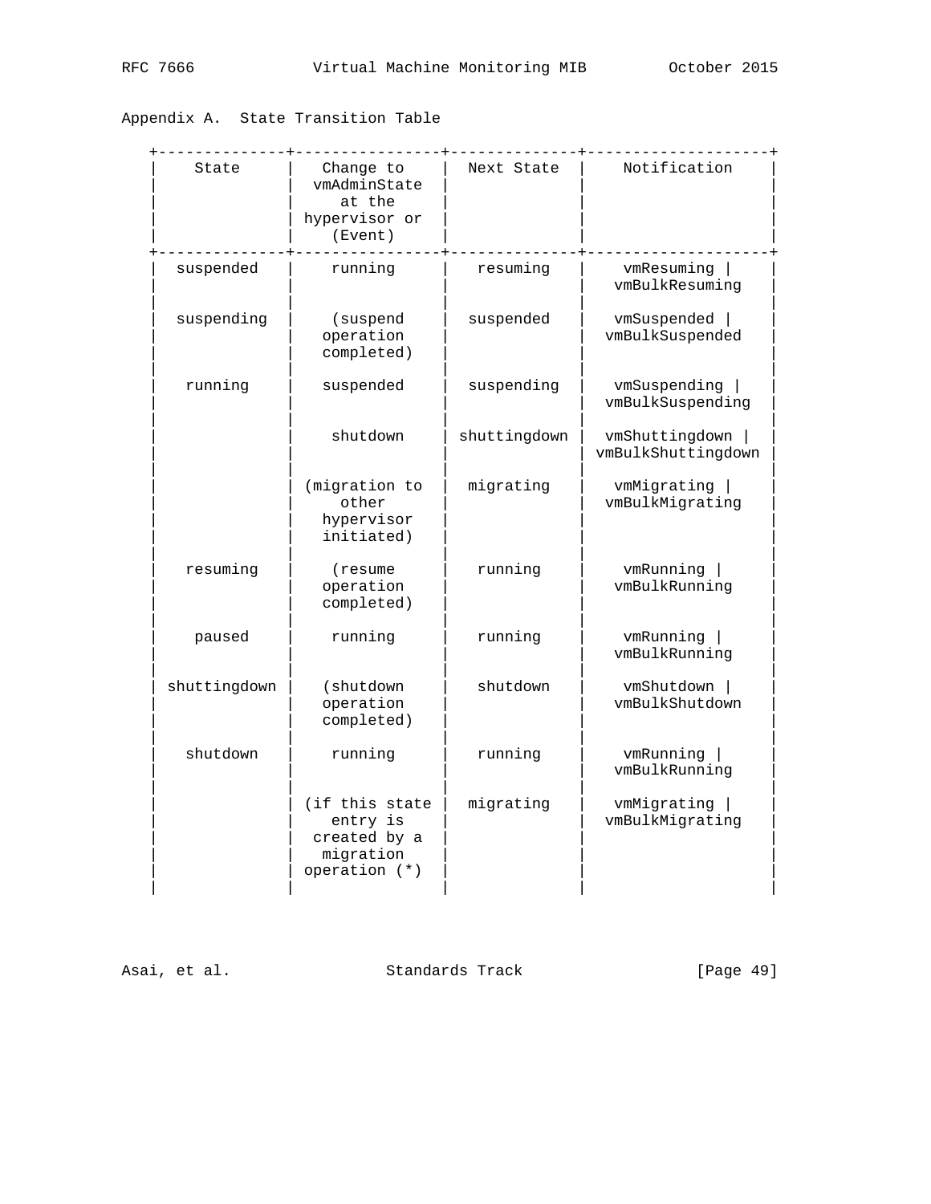## Appendix A. State Transition Table

| State | Change to vmAdminState at the hypervisor or (Event) | Next State | Notification |
|---|---|---|---|
| suspended | running | resuming | vmResuming \| vmBulkResuming |
| suspending | (suspend operation completed) | suspended | vmSuspended \| vmBulkSuspended |
| running | suspended | suspending | vmSuspending \| vmBulkSuspending |
| | shutdown | shuttingdown | vmShuttingdown \| vmBulkShuttingdown |
| | (migration to other hypervisor initiated) | migrating | vmMigrating \| vmBulkMigrating |
| resuming | (resume operation completed) | running | vmRunning \| vmBulkRunning |
| paused | running | running | vmRunning \| vmBulkRunning |
| shuttingdown | (shutdown operation completed) | shutdown | vmShutdown \| vmBulkShutdown |
| shutdown | running | running | vmRunning \| vmBulkRunning |
| | (if this state entry is created by a migration operation (*) | migrating | vmMigrating \| vmBulkMigrating |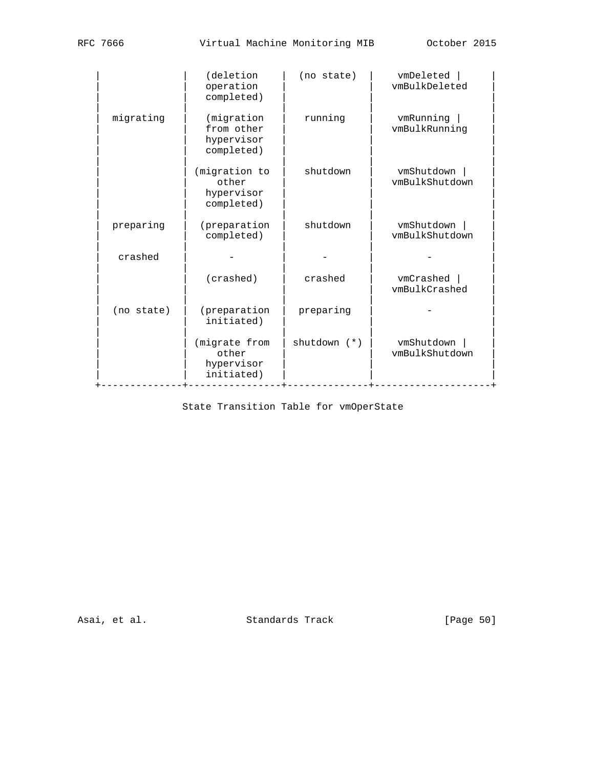| | (deletion operation completed) | (no state) | vmDeleted \| vmBulkDeleted |
|---|---|---|---|
| migrating | (migration from other hypervisor completed) | running | vmRunning \| vmBulkRunning |
| | (migration to other hypervisor completed) | shutdown | vmShutdown \| vmBulkShutdown |
| preparing | (preparation completed) | shutdown | vmShutdown \| vmBulkShutdown |
| crashed | - | - | - |
| | (crashed) | crashed | vmCrashed \| vmBulkCrashed |
| (no state) | (preparation initiated) | preparing | - |
| | (migrate from other hypervisor initiated) | shutdown (*) | vmShutdown \| vmBulkShutdown |

State Transition Table for vmOperState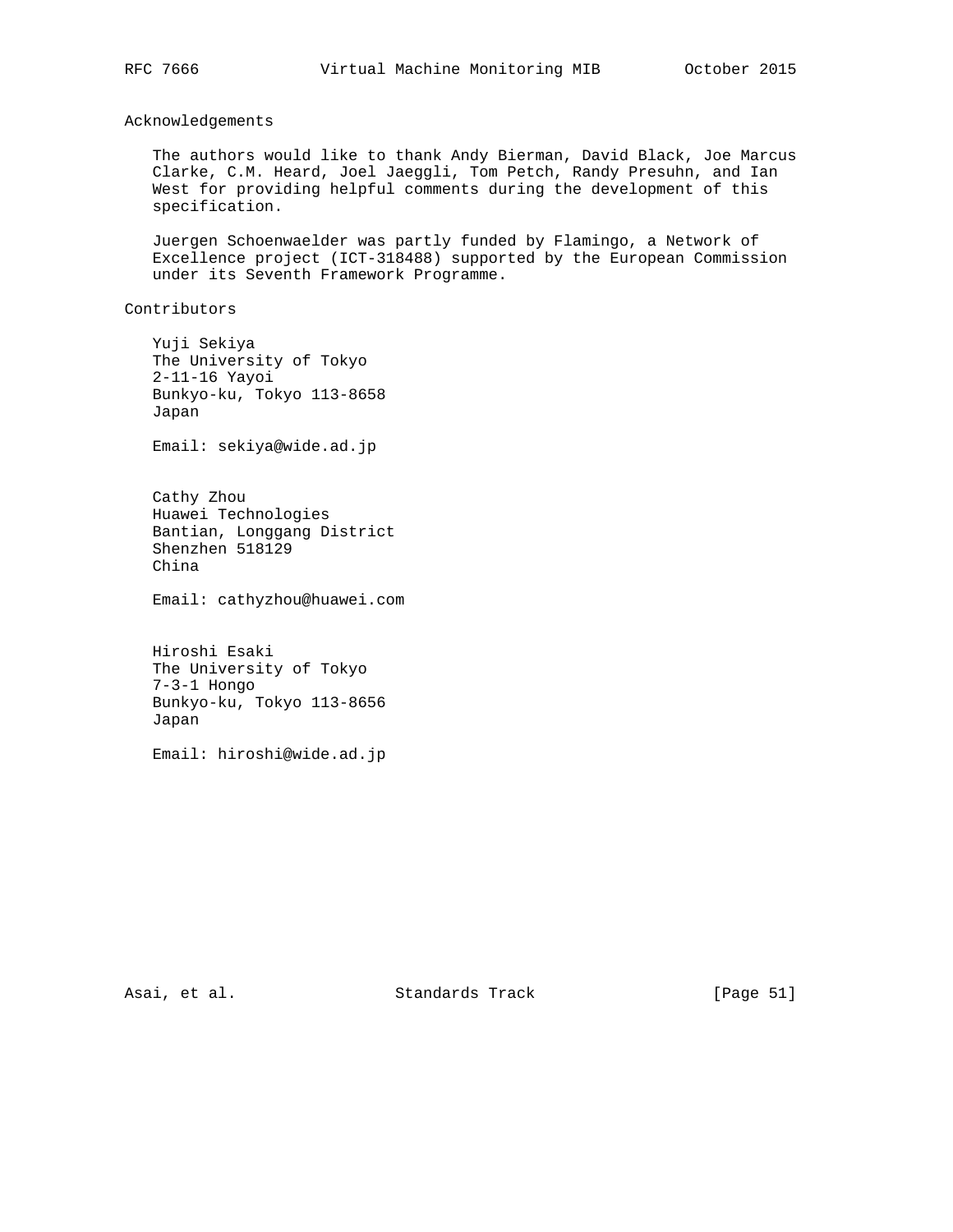## Acknowledgements

The authors would like to thank Andy Bierman, David Black, Joe Marcus Clarke, C.M. Heard, Joel Jaeggli, Tom Petch, Randy Presuhn, and Ian West for providing helpful comments during the development of this specification.

Juergen Schoenwaelder was partly funded by Flamingo, a Network of Excellence project (ICT-318488) supported by the European Commission under its Seventh Framework Programme.

## Contributors

Yuji Sekiya
The University of Tokyo
2-11-16 Yayoi
Bunkyo-ku, Tokyo 113-8658
Japan

Email: sekiya@wide.ad.jp

Cathy Zhou
Huawei Technologies
Bantian, Longgang District
Shenzhen 518129
China

Email: cathyzhou@huawei.com

Hiroshi Esaki
The University of Tokyo
7-3-1 Hongo
Bunkyo-ku, Tokyo 113-8656
Japan

Email: hiroshi@wide.ad.jp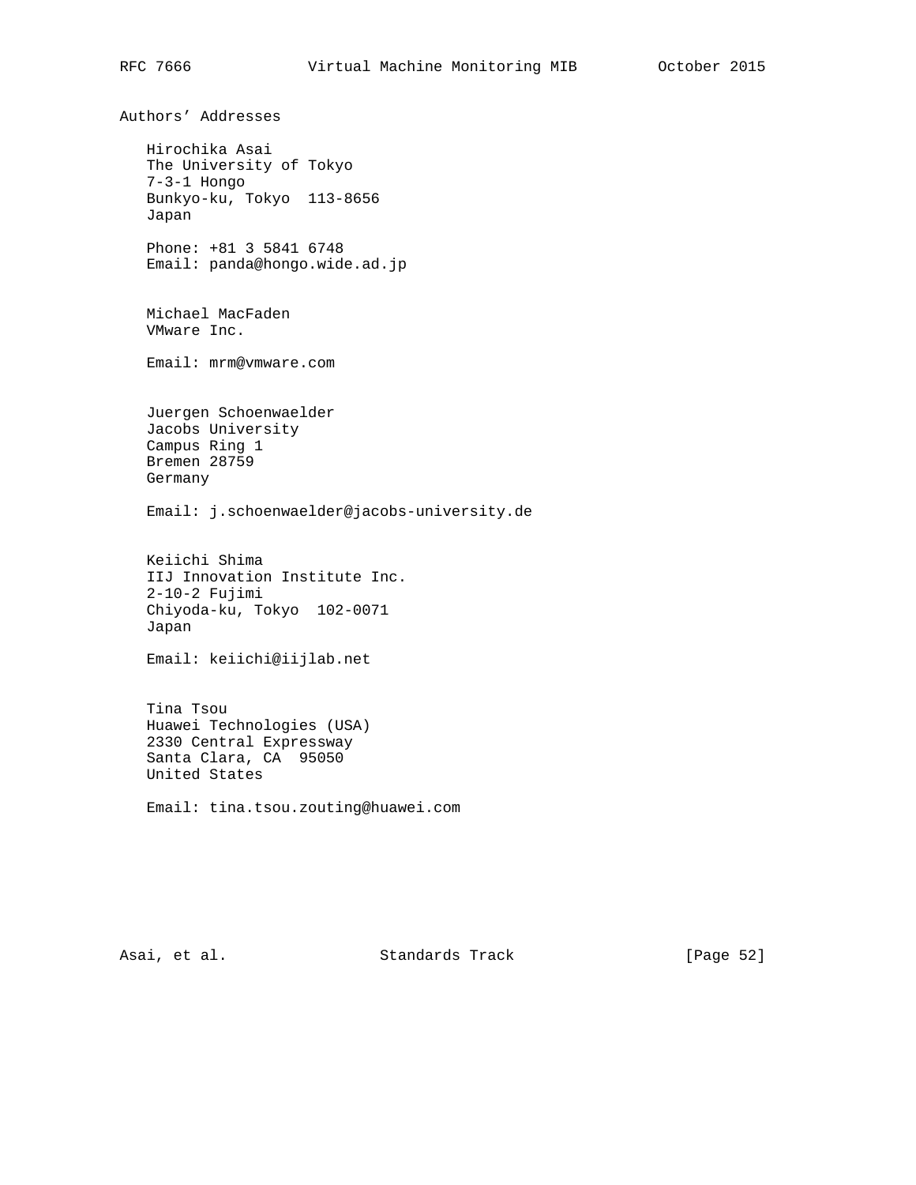## Authors' Addresses

Hirochika Asai
The University of Tokyo
7-3-1 Hongo
Bunkyo-ku, Tokyo  113-8656
Japan

Phone: +81 3 5841 6748
Email: panda@hongo.wide.ad.jp

Michael MacFaden
VMware Inc.

Email: mrm@vmware.com

Juergen Schoenwaelder
Jacobs University
Campus Ring 1
Bremen 28759
Germany

Email: j.schoenwaelder@jacobs-university.de

Keiichi Shima
IIJ Innovation Institute Inc.
2-10-2 Fujimi
Chiyoda-ku, Tokyo  102-0071
Japan

Email: keiichi@iijlab.net

Tina Tsou
Huawei Technologies (USA)
2330 Central Expressway
Santa Clara, CA  95050
United States

Email: tina.tsou.zouting@huawei.com